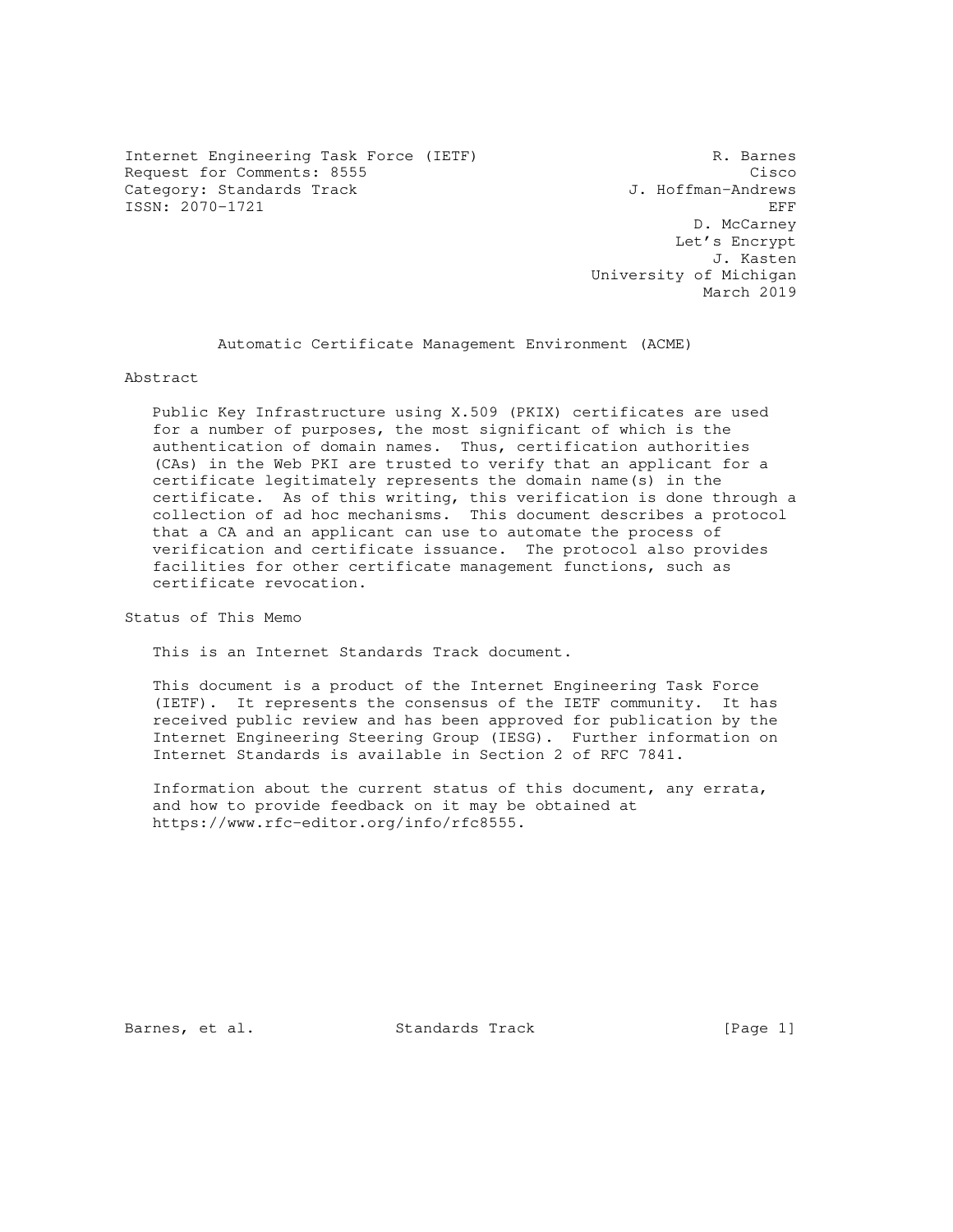Internet Engineering Task Force (IETF) R. Barnes
Request for Comments: 8555 Cisco
Category: Standards Track J. Hoffman-Andrews
ISSN: 2070-1721 EFF
D. McCarney
Let's Encrypt
J. Kasten
University of Michigan
March 2019

# Automatic Certificate Management Environment (ACME)

## Abstract

Public Key Infrastructure using X.509 (PKIX) certificates are used for a number of purposes, the most significant of which is the authentication of domain names. Thus, certification authorities (CAs) in the Web PKI are trusted to verify that an applicant for a certificate legitimately represents the domain name(s) in the certificate. As of this writing, this verification is done through a collection of ad hoc mechanisms. This document describes a protocol that a CA and an applicant can use to automate the process of verification and certificate issuance. The protocol also provides facilities for other certificate management functions, such as certificate revocation.

## Status of This Memo

This is an Internet Standards Track document.

This document is a product of the Internet Engineering Task Force (IETF). It represents the consensus of the IETF community. It has received public review and has been approved for publication by the Internet Engineering Steering Group (IESG). Further information on Internet Standards is available in Section 2 of RFC 7841.

Information about the current status of this document, any errata, and how to provide feedback on it may be obtained at https://www.rfc-editor.org/info/rfc8555.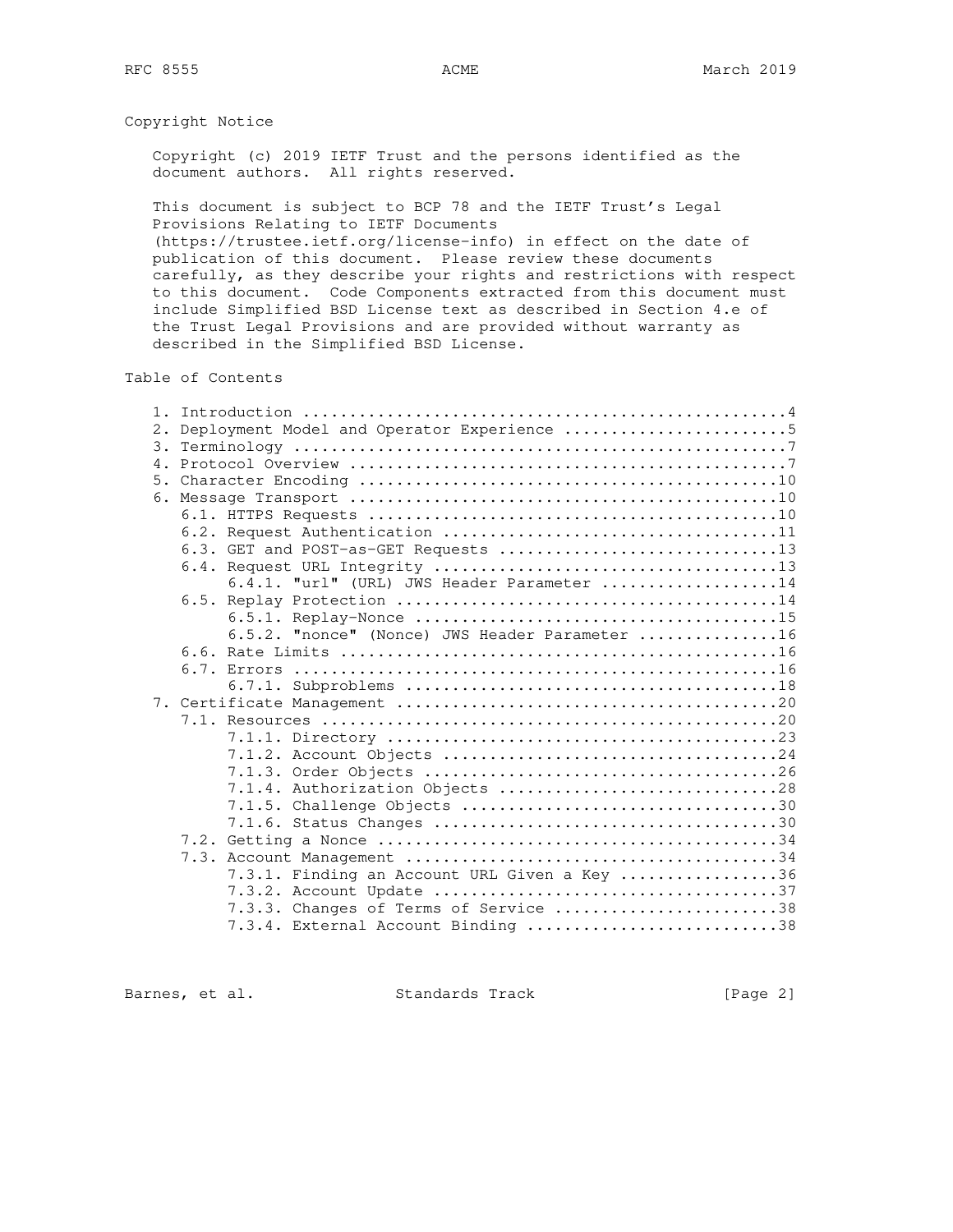## Copyright Notice

Copyright (c) 2019 IETF Trust and the persons identified as the document authors. All rights reserved.

This document is subject to BCP 78 and the IETF Trust's Legal Provisions Relating to IETF Documents (https://trustee.ietf.org/license-info) in effect on the date of publication of this document. Please review these documents carefully, as they describe your rights and restrictions with respect to this document. Code Components extracted from this document must include Simplified BSD License text as described in Section 4.e of the Trust Legal Provisions and are provided without warranty as described in the Simplified BSD License.

## Table of Contents

```
   1. Introduction ....................................................4
   2. Deployment Model and Operator Experience ........................5
   3. Terminology .....................................................7
   4. Protocol Overview ...............................................7
   5. Character Encoding .............................................10
   6. Message Transport ..............................................10
      6.1. HTTPS Requests ............................................10
      6.2. Request Authentication ....................................11
      6.3. GET and POST-as-GET Requests ..............................13
      6.4. Request URL Integrity .....................................13
           6.4.1. "url" (URL) JWS Header Parameter ...................14
      6.5. Replay Protection .........................................14
           6.5.1. Replay-Nonce .......................................15
           6.5.2. "nonce" (Nonce) JWS Header Parameter ...............16
      6.6. Rate Limits ...............................................16
      6.7. Errors ....................................................16
           6.7.1. Subproblems ........................................18
   7. Certificate Management .........................................20
      7.1. Resources .................................................20
           7.1.1. Directory ..........................................23
           7.1.2. Account Objects ....................................24
           7.1.3. Order Objects ......................................26
           7.1.4. Authorization Objects ..............................28
           7.1.5. Challenge Objects ..................................30
           7.1.6. Status Changes .....................................30
      7.2. Getting a Nonce ...........................................34
      7.3. Account Management ........................................34
           7.3.1. Finding an Account URL Given a Key .................36
           7.3.2. Account Update .....................................37
           7.3.3. Changes of Terms of Service ........................38
           7.3.4. External Account Binding ...........................38
```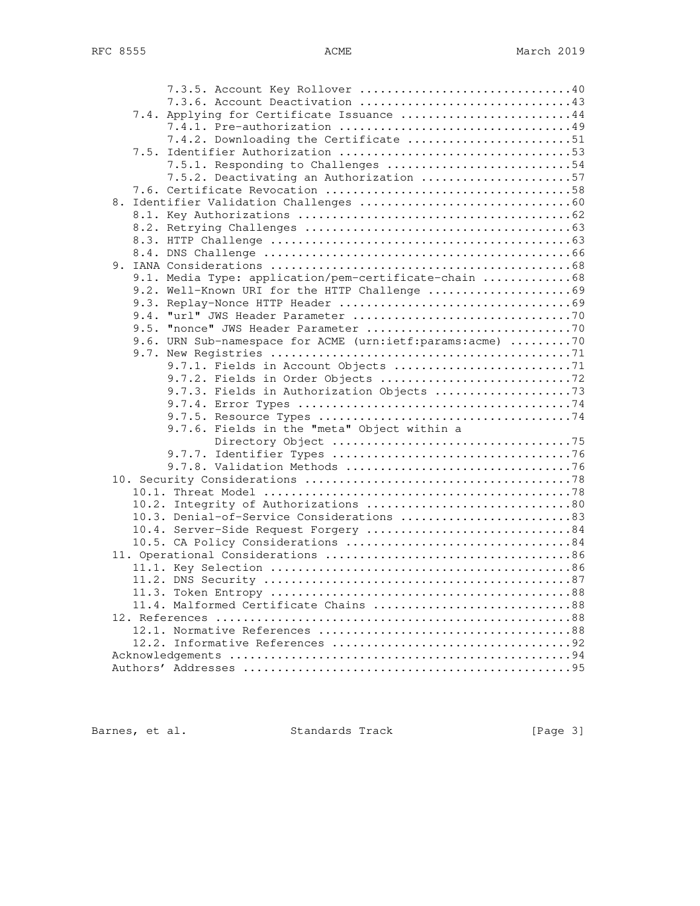```
         7.3.5. Account Key Rollover ...............................40
         7.3.6. Account Deactivation ...............................43
    7.4. Applying for Certificate Issuance .........................44
         7.4.1. Pre-authorization ..................................49
         7.4.2. Downloading the Certificate ........................51
    7.5. Identifier Authorization ..................................53
         7.5.1. Responding to Challenges ...........................54
         7.5.2. Deactivating an Authorization ......................57
    7.6. Certificate Revocation ....................................58
 8. Identifier Validation Challenges ...............................60
    8.1. Key Authorizations ........................................62
    8.2. Retrying Challenges .......................................63
    8.3. HTTP Challenge ............................................63
    8.4. DNS Challenge .............................................66
 9. IANA Considerations ............................................68
    9.1. Media Type: application/pem-certificate-chain .............68
    9.2. Well-Known URI for the HTTP Challenge .....................69
    9.3. Replay-Nonce HTTP Header ..................................69
    9.4. "url" JWS Header Parameter ................................70
    9.5. "nonce" JWS Header Parameter ..............................70
    9.6. URN Sub-namespace for ACME (urn:ietf:params:acme) .........70
    9.7. New Registries ............................................71
         9.7.1. Fields in Account Objects ..........................71
         9.7.2. Fields in Order Objects ............................72
         9.7.3. Fields in Authorization Objects ....................73
         9.7.4. Error Types ........................................74
         9.7.5. Resource Types .....................................74
         9.7.6. Fields in the "meta" Object within a
                Directory Object ...................................75
         9.7.7. Identifier Types ...................................76
         9.7.8. Validation Methods .................................76
 10. Security Considerations .......................................78
    10.1. Threat Model .............................................78
    10.2. Integrity of Authorizations ..............................80
    10.3. Denial-of-Service Considerations .........................83
    10.4. Server-Side Request Forgery ..............................84
    10.5. CA Policy Considerations .................................84
 11. Operational Considerations ....................................86
    11.1. Key Selection ............................................86
    11.2. DNS Security .............................................87
    11.3. Token Entropy ............................................88
    11.4. Malformed Certificate Chains .............................88
 12. References ....................................................88
    12.1. Normative References .....................................88
    12.2. Informative References ...................................92
 Acknowledgements ..................................................94
 Authors' Addresses ................................................95
```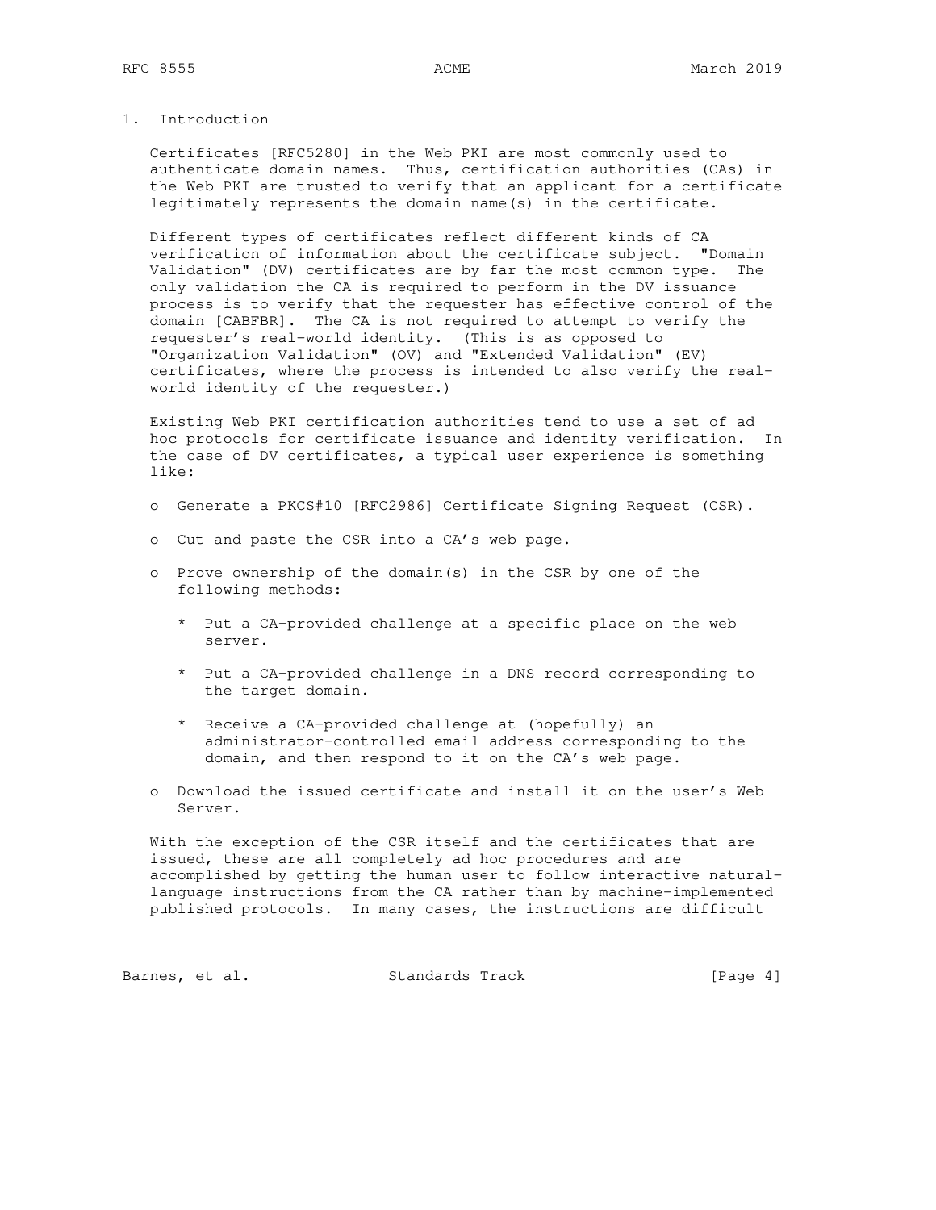# 1. Introduction

Certificates [RFC5280] in the Web PKI are most commonly used to authenticate domain names. Thus, certification authorities (CAs) in the Web PKI are trusted to verify that an applicant for a certificate legitimately represents the domain name(s) in the certificate.

Different types of certificates reflect different kinds of CA verification of information about the certificate subject. "Domain Validation" (DV) certificates are by far the most common type. The only validation the CA is required to perform in the DV issuance process is to verify that the requester has effective control of the domain [CABFBR]. The CA is not required to attempt to verify the requester's real-world identity. (This is as opposed to "Organization Validation" (OV) and "Extended Validation" (EV) certificates, where the process is intended to also verify the real-world identity of the requester.)

Existing Web PKI certification authorities tend to use a set of ad hoc protocols for certificate issuance and identity verification. In the case of DV certificates, a typical user experience is something like:

- Generate a PKCS#10 [RFC2986] Certificate Signing Request (CSR).
- Cut and paste the CSR into a CA's web page.
- Prove ownership of the domain(s) in the CSR by one of the following methods:
  - Put a CA-provided challenge at a specific place on the web server.
  - Put a CA-provided challenge in a DNS record corresponding to the target domain.
  - Receive a CA-provided challenge at (hopefully) an administrator-controlled email address corresponding to the domain, and then respond to it on the CA's web page.
- Download the issued certificate and install it on the user's Web Server.

With the exception of the CSR itself and the certificates that are issued, these are all completely ad hoc procedures and are accomplished by getting the human user to follow interactive natural-language instructions from the CA rather than by machine-implemented published protocols. In many cases, the instructions are difficult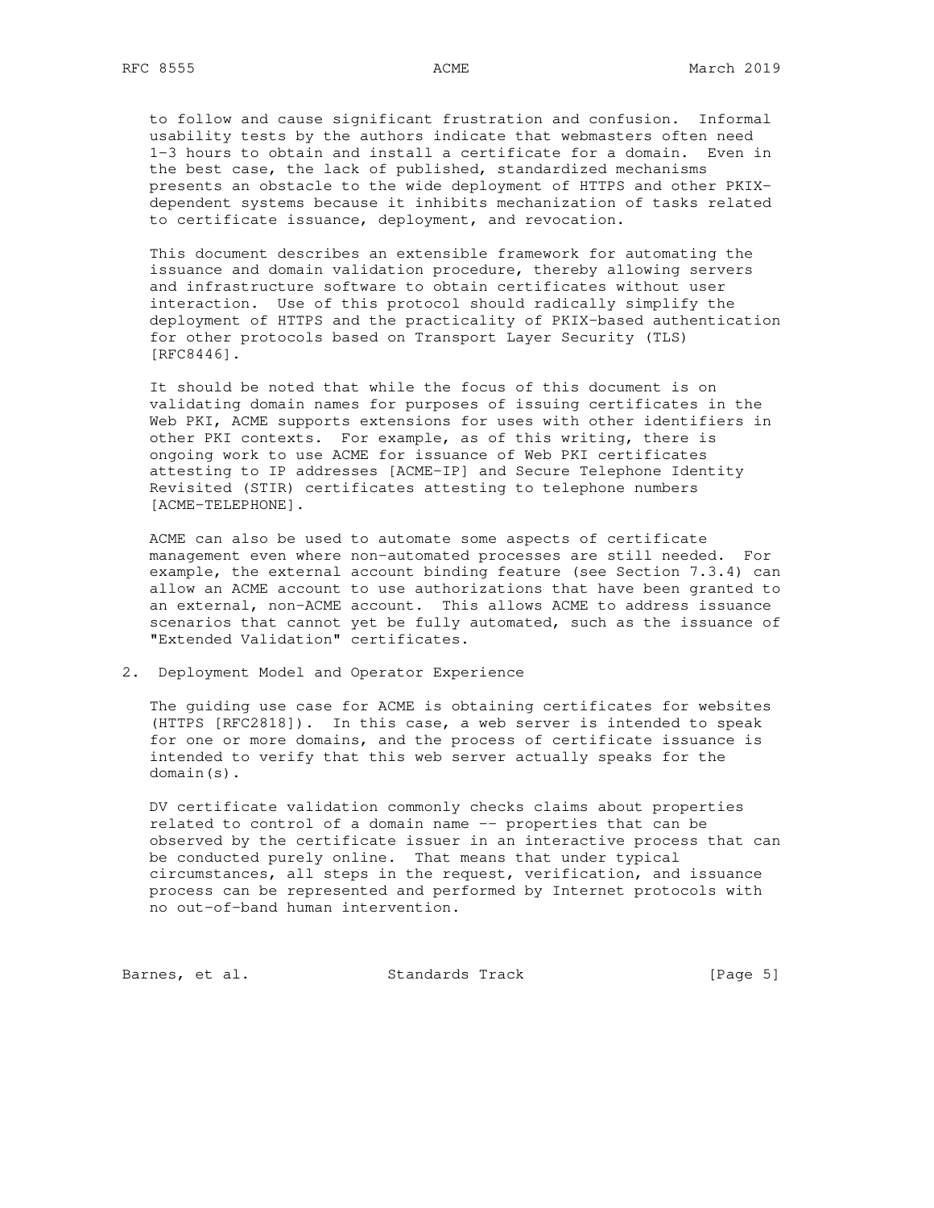to follow and cause significant frustration and confusion. Informal usability tests by the authors indicate that webmasters often need 1-3 hours to obtain and install a certificate for a domain. Even in the best case, the lack of published, standardized mechanisms presents an obstacle to the wide deployment of HTTPS and other PKIX-dependent systems because it inhibits mechanization of tasks related to certificate issuance, deployment, and revocation.

This document describes an extensible framework for automating the issuance and domain validation procedure, thereby allowing servers and infrastructure software to obtain certificates without user interaction. Use of this protocol should radically simplify the deployment of HTTPS and the practicality of PKIX-based authentication for other protocols based on Transport Layer Security (TLS) [RFC8446].

It should be noted that while the focus of this document is on validating domain names for purposes of issuing certificates in the Web PKI, ACME supports extensions for uses with other identifiers in other PKI contexts. For example, as of this writing, there is ongoing work to use ACME for issuance of Web PKI certificates attesting to IP addresses [ACME-IP] and Secure Telephone Identity Revisited (STIR) certificates attesting to telephone numbers [ACME-TELEPHONE].

ACME can also be used to automate some aspects of certificate management even where non-automated processes are still needed. For example, the external account binding feature (see Section 7.3.4) can allow an ACME account to use authorizations that have been granted to an external, non-ACME account. This allows ACME to address issuance scenarios that cannot yet be fully automated, such as the issuance of "Extended Validation" certificates.

## 2. Deployment Model and Operator Experience

The guiding use case for ACME is obtaining certificates for websites (HTTPS [RFC2818]). In this case, a web server is intended to speak for one or more domains, and the process of certificate issuance is intended to verify that this web server actually speaks for the domain(s).

DV certificate validation commonly checks claims about properties related to control of a domain name -- properties that can be observed by the certificate issuer in an interactive process that can be conducted purely online. That means that under typical circumstances, all steps in the request, verification, and issuance process can be represented and performed by Internet protocols with no out-of-band human intervention.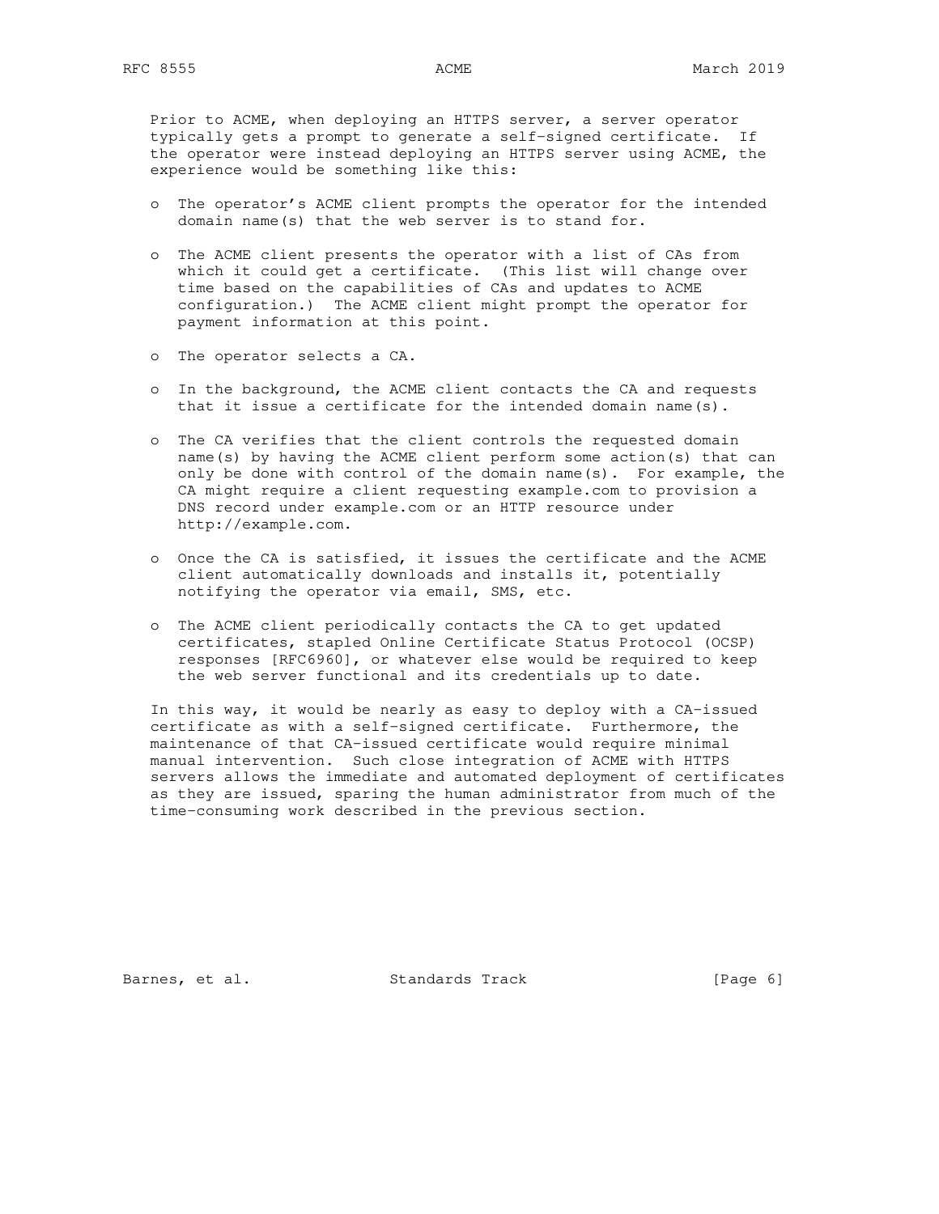Prior to ACME, when deploying an HTTPS server, a server operator typically gets a prompt to generate a self-signed certificate. If the operator were instead deploying an HTTPS server using ACME, the experience would be something like this:

- The operator's ACME client prompts the operator for the intended domain name(s) that the web server is to stand for.
- The ACME client presents the operator with a list of CAs from which it could get a certificate. (This list will change over time based on the capabilities of CAs and updates to ACME configuration.) The ACME client might prompt the operator for payment information at this point.
- The operator selects a CA.
- In the background, the ACME client contacts the CA and requests that it issue a certificate for the intended domain name(s).
- The CA verifies that the client controls the requested domain name(s) by having the ACME client perform some action(s) that can only be done with control of the domain name(s). For example, the CA might require a client requesting example.com to provision a DNS record under example.com or an HTTP resource under http://example.com.
- Once the CA is satisfied, it issues the certificate and the ACME client automatically downloads and installs it, potentially notifying the operator via email, SMS, etc.
- The ACME client periodically contacts the CA to get updated certificates, stapled Online Certificate Status Protocol (OCSP) responses [RFC6960], or whatever else would be required to keep the web server functional and its credentials up to date.

In this way, it would be nearly as easy to deploy with a CA-issued certificate as with a self-signed certificate. Furthermore, the maintenance of that CA-issued certificate would require minimal manual intervention. Such close integration of ACME with HTTPS servers allows the immediate and automated deployment of certificates as they are issued, sparing the human administrator from much of the time-consuming work described in the previous section.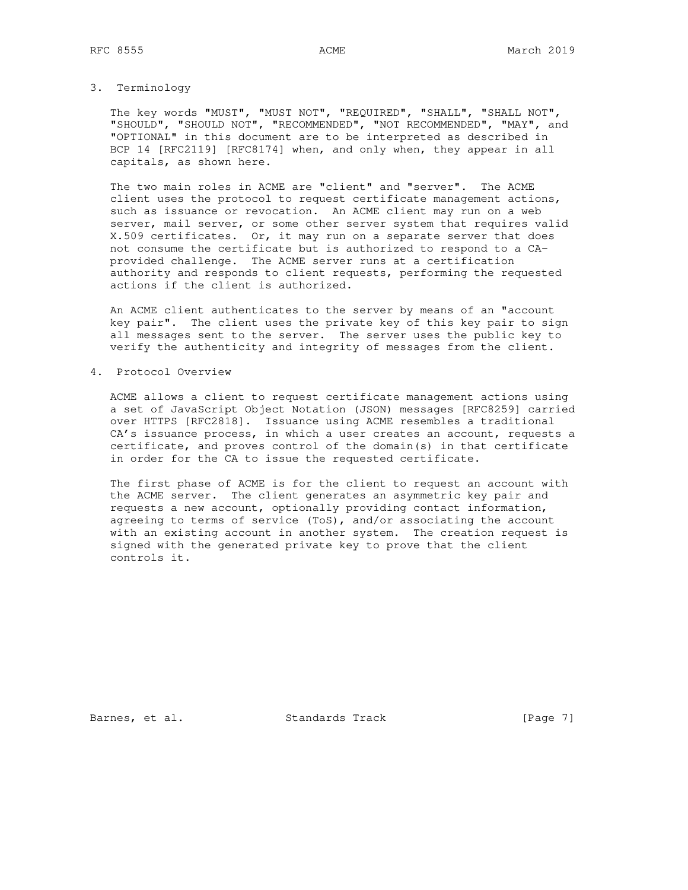## 3. Terminology

The key words "MUST", "MUST NOT", "REQUIRED", "SHALL", "SHALL NOT", "SHOULD", "SHOULD NOT", "RECOMMENDED", "NOT RECOMMENDED", "MAY", and "OPTIONAL" in this document are to be interpreted as described in BCP 14 [RFC2119] [RFC8174] when, and only when, they appear in all capitals, as shown here.

The two main roles in ACME are "client" and "server". The ACME client uses the protocol to request certificate management actions, such as issuance or revocation. An ACME client may run on a web server, mail server, or some other server system that requires valid X.509 certificates. Or, it may run on a separate server that does not consume the certificate but is authorized to respond to a CA-provided challenge. The ACME server runs at a certification authority and responds to client requests, performing the requested actions if the client is authorized.

An ACME client authenticates to the server by means of an "account key pair". The client uses the private key of this key pair to sign all messages sent to the server. The server uses the public key to verify the authenticity and integrity of messages from the client.

## 4. Protocol Overview

ACME allows a client to request certificate management actions using a set of JavaScript Object Notation (JSON) messages [RFC8259] carried over HTTPS [RFC2818]. Issuance using ACME resembles a traditional CA's issuance process, in which a user creates an account, requests a certificate, and proves control of the domain(s) in that certificate in order for the CA to issue the requested certificate.

The first phase of ACME is for the client to request an account with the ACME server. The client generates an asymmetric key pair and requests a new account, optionally providing contact information, agreeing to terms of service (ToS), and/or associating the account with an existing account in another system. The creation request is signed with the generated private key to prove that the client controls it.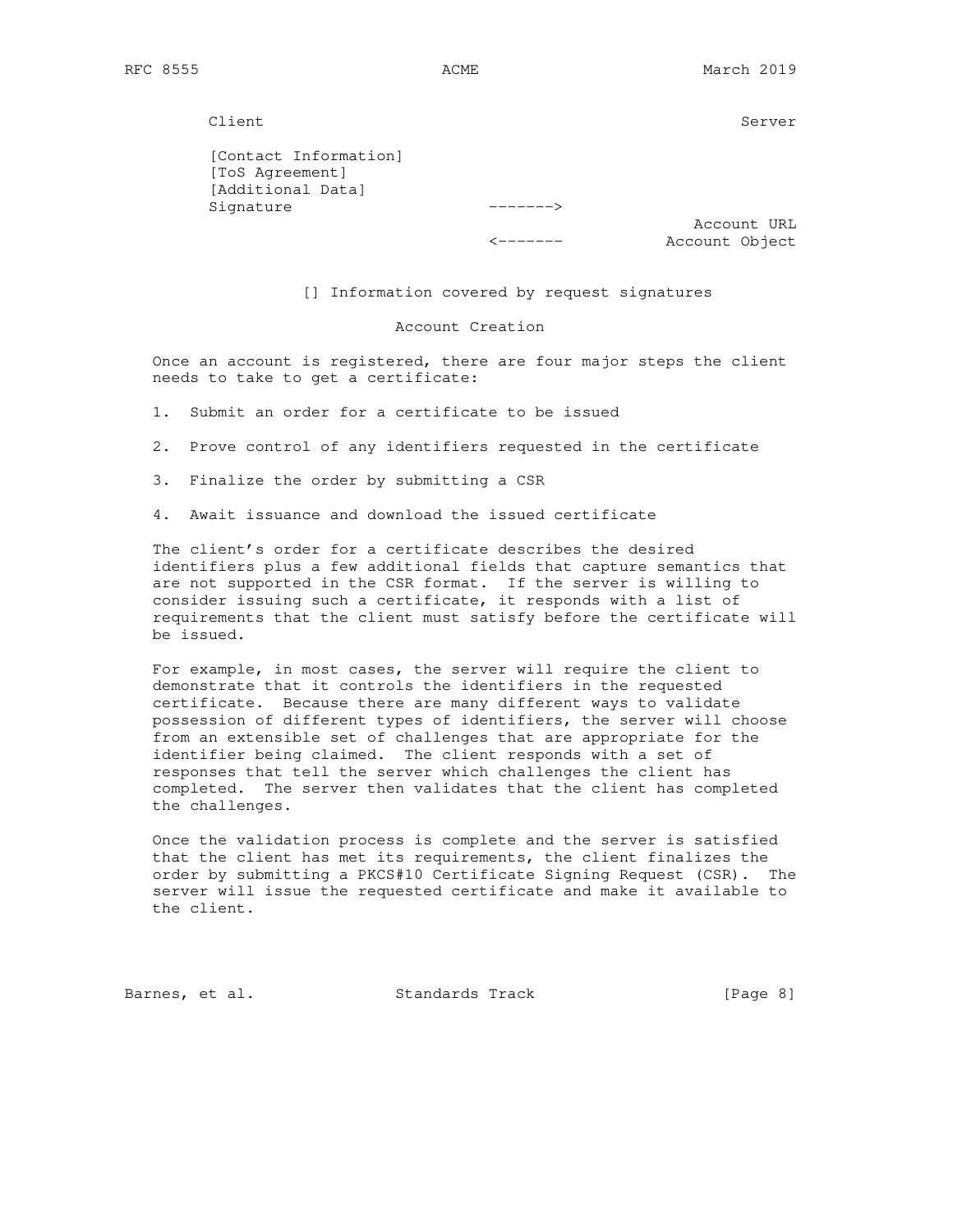```
      Client                                                  Server

      [Contact Information]
      [ToS Agreement]
      [Additional Data]
      Signature                     ------->
                                                          Account URL
                                    <-------           Account Object


                [] Information covered by request signatures

                              Account Creation
```

Once an account is registered, there are four major steps the client needs to take to get a certificate:

1. Submit an order for a certificate to be issued

2. Prove control of any identifiers requested in the certificate

3. Finalize the order by submitting a CSR

4. Await issuance and download the issued certificate

The client's order for a certificate describes the desired identifiers plus a few additional fields that capture semantics that are not supported in the CSR format. If the server is willing to consider issuing such a certificate, it responds with a list of requirements that the client must satisfy before the certificate will be issued.

For example, in most cases, the server will require the client to demonstrate that it controls the identifiers in the requested certificate. Because there are many different ways to validate possession of different types of identifiers, the server will choose from an extensible set of challenges that are appropriate for the identifier being claimed. The client responds with a set of responses that tell the server which challenges the client has completed. The server then validates that the client has completed the challenges.

Once the validation process is complete and the server is satisfied that the client has met its requirements, the client finalizes the order by submitting a PKCS#10 Certificate Signing Request (CSR). The server will issue the requested certificate and make it available to the client.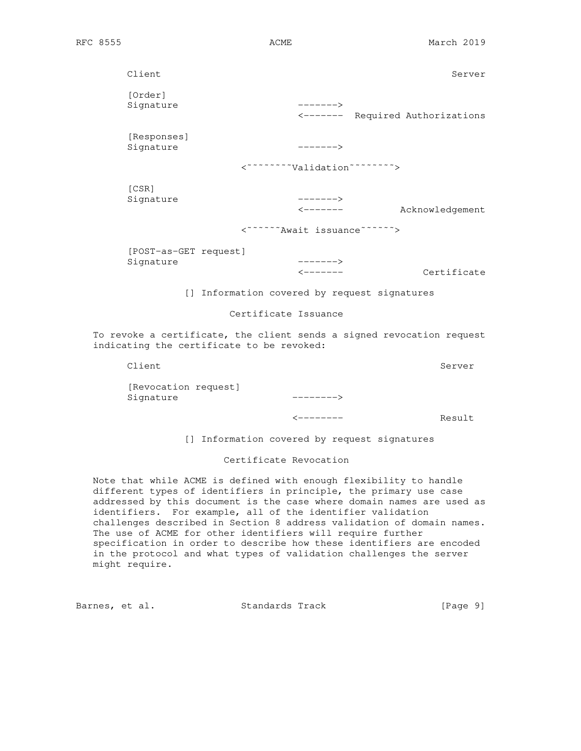```
      Client                                                   Server

      [Order]
      Signature                     ------->
                                    <-------  Required Authorizations

      [Responses]
      Signature                     ------->

                          <~~~~~~~~Validation~~~~~~~~>

      [CSR]
      Signature                     ------->
                                    <-------          Acknowledgement

                          <~~~~~~Await issuance~~~~~~>

      [POST-as-GET request]
      Signature                     ------->
                                    <-------              Certificate

                 [] Information covered by request signatures

                             Certificate Issuance
```

To revoke a certificate, the client sends a signed revocation request indicating the certificate to be revoked:

```
      Client                                                 Server

      [Revocation request]
      Signature                    -------->

                                   <--------                 Result

                 [] Information covered by request signatures

                            Certificate Revocation
```

Note that while ACME is defined with enough flexibility to handle different types of identifiers in principle, the primary use case addressed by this document is the case where domain names are used as identifiers. For example, all of the identifier validation challenges described in Section 8 address validation of domain names. The use of ACME for other identifiers will require further specification in order to describe how these identifiers are encoded in the protocol and what types of validation challenges the server might require.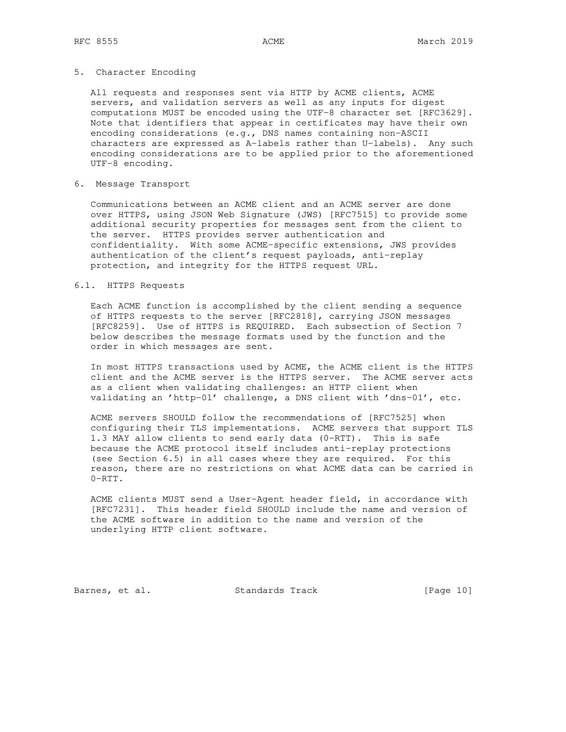## 5. Character Encoding

All requests and responses sent via HTTP by ACME clients, ACME servers, and validation servers as well as any inputs for digest computations MUST be encoded using the UTF-8 character set [RFC3629]. Note that identifiers that appear in certificates may have their own encoding considerations (e.g., DNS names containing non-ASCII characters are expressed as A-labels rather than U-labels). Any such encoding considerations are to be applied prior to the aforementioned UTF-8 encoding.

## 6. Message Transport

Communications between an ACME client and an ACME server are done over HTTPS, using JSON Web Signature (JWS) [RFC7515] to provide some additional security properties for messages sent from the client to the server. HTTPS provides server authentication and confidentiality. With some ACME-specific extensions, JWS provides authentication of the client's request payloads, anti-replay protection, and integrity for the HTTPS request URL.

### 6.1. HTTPS Requests

Each ACME function is accomplished by the client sending a sequence of HTTPS requests to the server [RFC2818], carrying JSON messages [RFC8259]. Use of HTTPS is REQUIRED. Each subsection of Section 7 below describes the message formats used by the function and the order in which messages are sent.

In most HTTPS transactions used by ACME, the ACME client is the HTTPS client and the ACME server is the HTTPS server. The ACME server acts as a client when validating challenges: an HTTP client when validating an 'http-01' challenge, a DNS client with 'dns-01', etc.

ACME servers SHOULD follow the recommendations of [RFC7525] when configuring their TLS implementations. ACME servers that support TLS 1.3 MAY allow clients to send early data (0-RTT). This is safe because the ACME protocol itself includes anti-replay protections (see Section 6.5) in all cases where they are required. For this reason, there are no restrictions on what ACME data can be carried in 0-RTT.

ACME clients MUST send a User-Agent header field, in accordance with [RFC7231]. This header field SHOULD include the name and version of the ACME software in addition to the name and version of the underlying HTTP client software.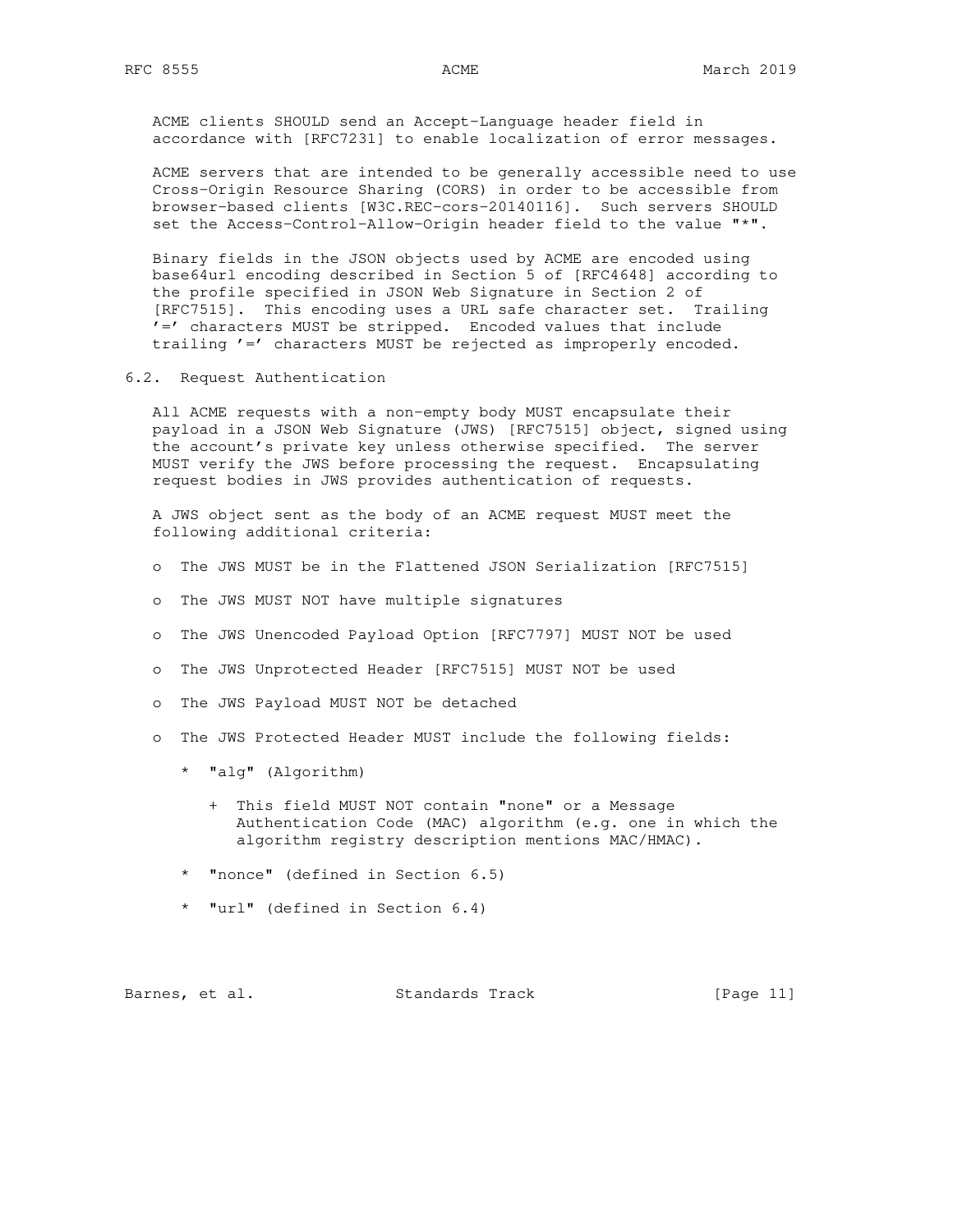ACME clients SHOULD send an Accept-Language header field in accordance with [RFC7231] to enable localization of error messages.

ACME servers that are intended to be generally accessible need to use Cross-Origin Resource Sharing (CORS) in order to be accessible from browser-based clients [W3C.REC-cors-20140116]. Such servers SHOULD set the Access-Control-Allow-Origin header field to the value "*".

Binary fields in the JSON objects used by ACME are encoded using base64url encoding described in Section 5 of [RFC4648] according to the profile specified in JSON Web Signature in Section 2 of [RFC7515]. This encoding uses a URL safe character set. Trailing '=' characters MUST be stripped. Encoded values that include trailing '=' characters MUST be rejected as improperly encoded.

## 6.2. Request Authentication

All ACME requests with a non-empty body MUST encapsulate their payload in a JSON Web Signature (JWS) [RFC7515] object, signed using the account's private key unless otherwise specified. The server MUST verify the JWS before processing the request. Encapsulating request bodies in JWS provides authentication of requests.

A JWS object sent as the body of an ACME request MUST meet the following additional criteria:

- The JWS MUST be in the Flattened JSON Serialization [RFC7515]
- The JWS MUST NOT have multiple signatures
- The JWS Unencoded Payload Option [RFC7797] MUST NOT be used
- The JWS Unprotected Header [RFC7515] MUST NOT be used
- The JWS Payload MUST NOT be detached
- The JWS Protected Header MUST include the following fields:
  - "alg" (Algorithm)
    - This field MUST NOT contain "none" or a Message Authentication Code (MAC) algorithm (e.g. one in which the algorithm registry description mentions MAC/HMAC).
  - "nonce" (defined in Section 6.5)
  - "url" (defined in Section 6.4)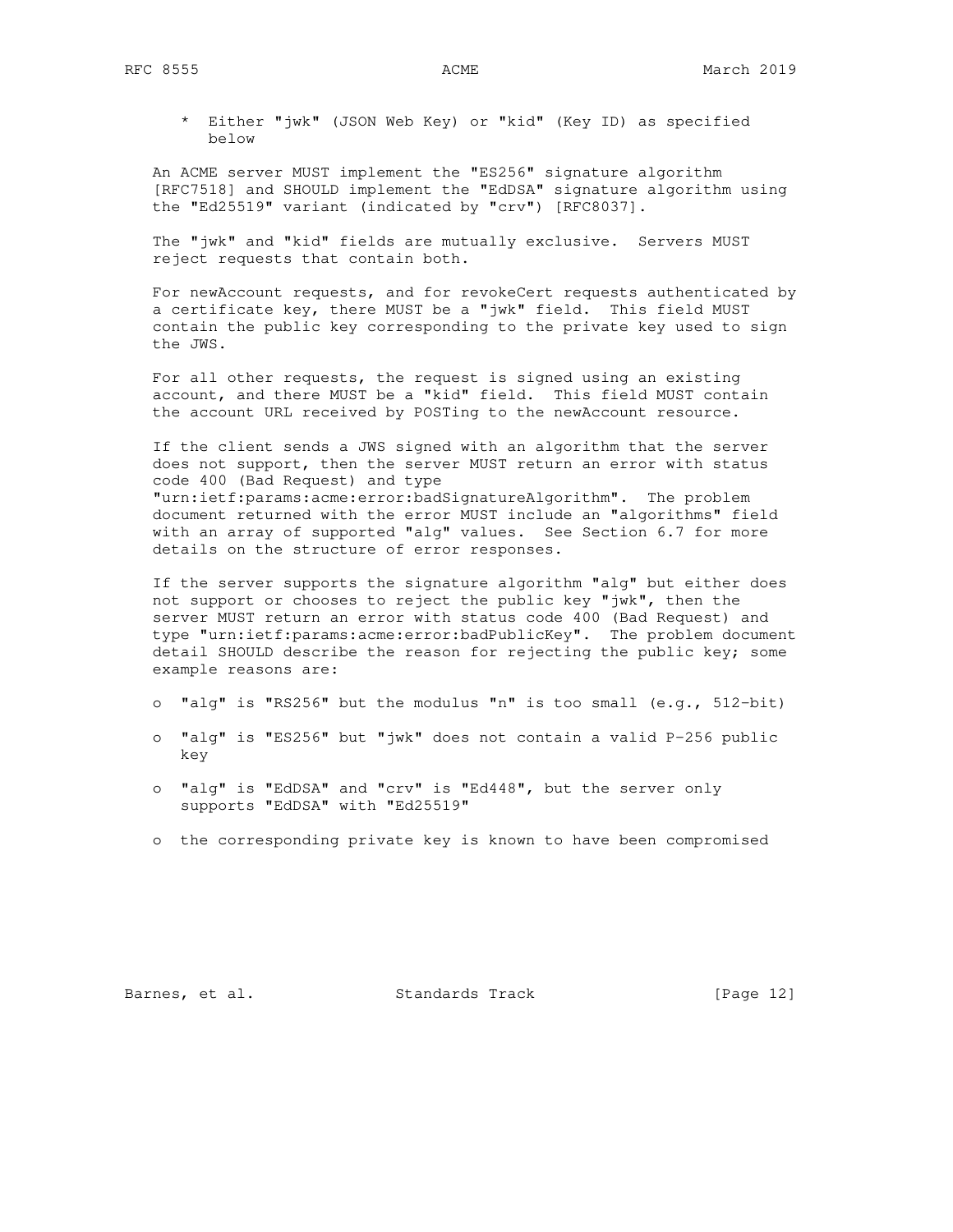* Either "jwk" (JSON Web Key) or "kid" (Key ID) as specified below

An ACME server MUST implement the "ES256" signature algorithm [RFC7518] and SHOULD implement the "EdDSA" signature algorithm using the "Ed25519" variant (indicated by "crv") [RFC8037].

The "jwk" and "kid" fields are mutually exclusive. Servers MUST reject requests that contain both.

For newAccount requests, and for revokeCert requests authenticated by a certificate key, there MUST be a "jwk" field. This field MUST contain the public key corresponding to the private key used to sign the JWS.

For all other requests, the request is signed using an existing account, and there MUST be a "kid" field. This field MUST contain the account URL received by POSTing to the newAccount resource.

If the client sends a JWS signed with an algorithm that the server does not support, then the server MUST return an error with status code 400 (Bad Request) and type "urn:ietf:params:acme:error:badSignatureAlgorithm". The problem document returned with the error MUST include an "algorithms" field with an array of supported "alg" values. See Section 6.7 for more details on the structure of error responses.

If the server supports the signature algorithm "alg" but either does not support or chooses to reject the public key "jwk", then the server MUST return an error with status code 400 (Bad Request) and type "urn:ietf:params:acme:error:badPublicKey". The problem document detail SHOULD describe the reason for rejecting the public key; some example reasons are:

- "alg" is "RS256" but the modulus "n" is too small (e.g., 512-bit)
- "alg" is "ES256" but "jwk" does not contain a valid P-256 public key
- "alg" is "EdDSA" and "crv" is "Ed448", but the server only supports "EdDSA" with "Ed25519"
- the corresponding private key is known to have been compromised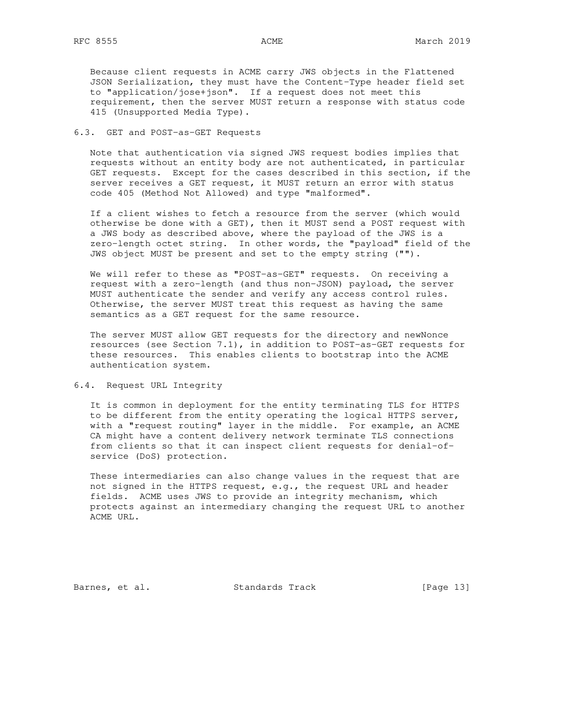Because client requests in ACME carry JWS objects in the Flattened JSON Serialization, they must have the Content-Type header field set to "application/jose+json". If a request does not meet this requirement, then the server MUST return a response with status code 415 (Unsupported Media Type).

## 6.3. GET and POST-as-GET Requests

Note that authentication via signed JWS request bodies implies that requests without an entity body are not authenticated, in particular GET requests. Except for the cases described in this section, if the server receives a GET request, it MUST return an error with status code 405 (Method Not Allowed) and type "malformed".

If a client wishes to fetch a resource from the server (which would otherwise be done with a GET), then it MUST send a POST request with a JWS body as described above, where the payload of the JWS is a zero-length octet string. In other words, the "payload" field of the JWS object MUST be present and set to the empty string ("").

We will refer to these as "POST-as-GET" requests. On receiving a request with a zero-length (and thus non-JSON) payload, the server MUST authenticate the sender and verify any access control rules. Otherwise, the server MUST treat this request as having the same semantics as a GET request for the same resource.

The server MUST allow GET requests for the directory and newNonce resources (see Section 7.1), in addition to POST-as-GET requests for these resources. This enables clients to bootstrap into the ACME authentication system.

## 6.4. Request URL Integrity

It is common in deployment for the entity terminating TLS for HTTPS to be different from the entity operating the logical HTTPS server, with a "request routing" layer in the middle. For example, an ACME CA might have a content delivery network terminate TLS connections from clients so that it can inspect client requests for denial-of-service (DoS) protection.

These intermediaries can also change values in the request that are not signed in the HTTPS request, e.g., the request URL and header fields. ACME uses JWS to provide an integrity mechanism, which protects against an intermediary changing the request URL to another ACME URL.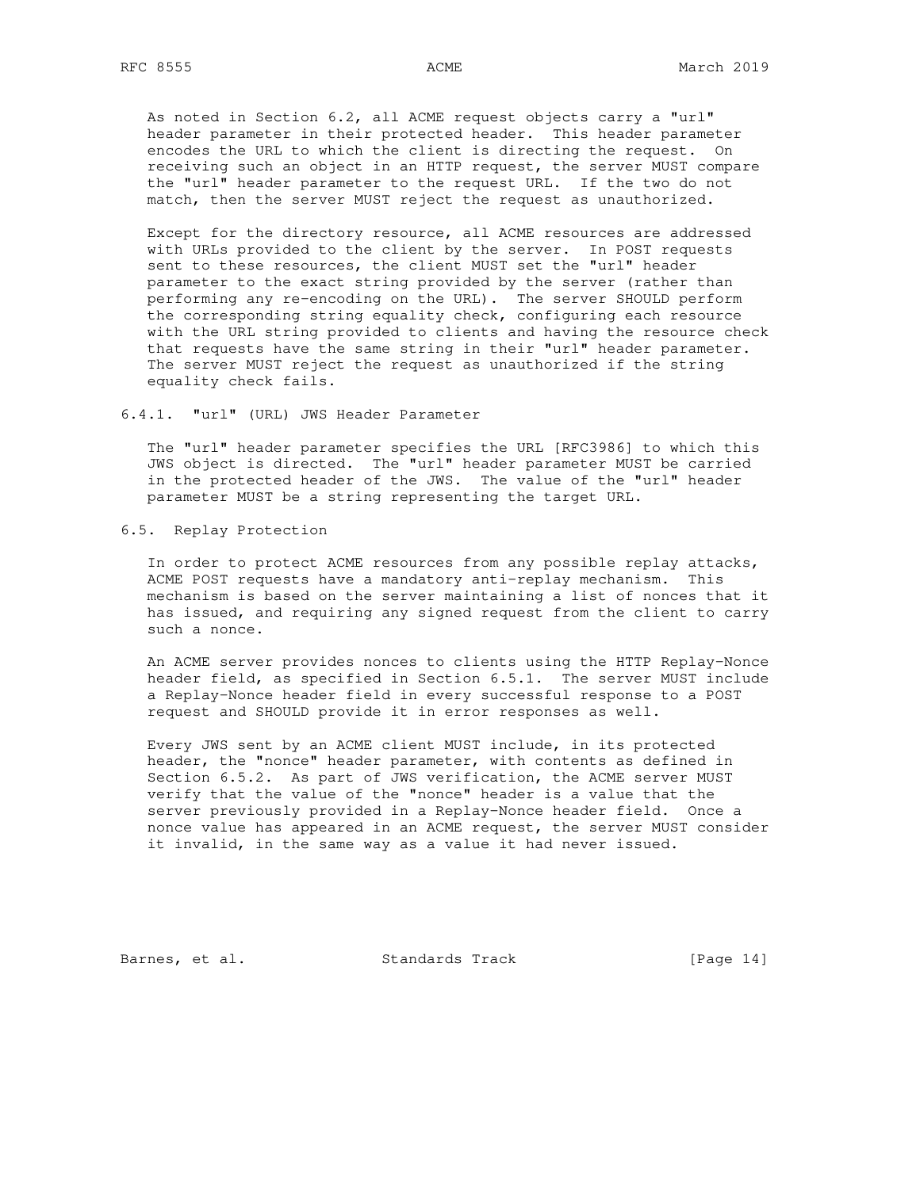As noted in Section 6.2, all ACME request objects carry a "url" header parameter in their protected header. This header parameter encodes the URL to which the client is directing the request. On receiving such an object in an HTTP request, the server MUST compare the "url" header parameter to the request URL. If the two do not match, then the server MUST reject the request as unauthorized.

Except for the directory resource, all ACME resources are addressed with URLs provided to the client by the server. In POST requests sent to these resources, the client MUST set the "url" header parameter to the exact string provided by the server (rather than performing any re-encoding on the URL). The server SHOULD perform the corresponding string equality check, configuring each resource with the URL string provided to clients and having the resource check that requests have the same string in their "url" header parameter. The server MUST reject the request as unauthorized if the string equality check fails.

### 6.4.1. "url" (URL) JWS Header Parameter

The "url" header parameter specifies the URL [RFC3986] to which this JWS object is directed. The "url" header parameter MUST be carried in the protected header of the JWS. The value of the "url" header parameter MUST be a string representing the target URL.

## 6.5. Replay Protection

In order to protect ACME resources from any possible replay attacks, ACME POST requests have a mandatory anti-replay mechanism. This mechanism is based on the server maintaining a list of nonces that it has issued, and requiring any signed request from the client to carry such a nonce.

An ACME server provides nonces to clients using the HTTP Replay-Nonce header field, as specified in Section 6.5.1. The server MUST include a Replay-Nonce header field in every successful response to a POST request and SHOULD provide it in error responses as well.

Every JWS sent by an ACME client MUST include, in its protected header, the "nonce" header parameter, with contents as defined in Section 6.5.2. As part of JWS verification, the ACME server MUST verify that the value of the "nonce" header is a value that the server previously provided in a Replay-Nonce header field. Once a nonce value has appeared in an ACME request, the server MUST consider it invalid, in the same way as a value it had never issued.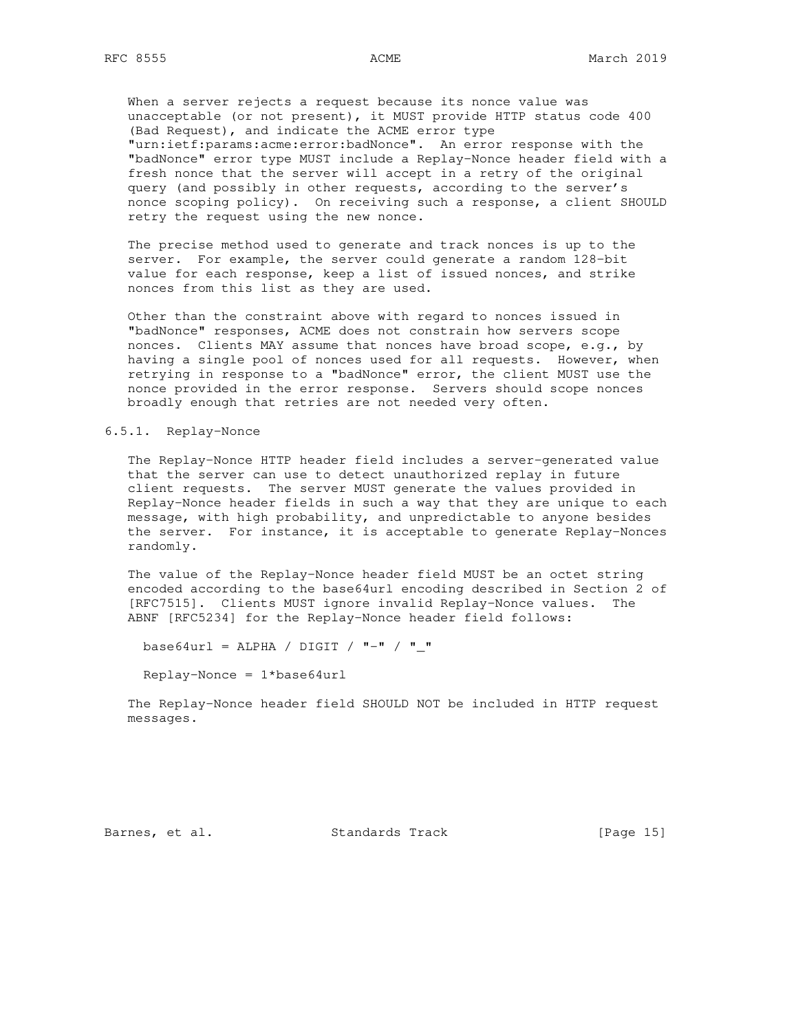When a server rejects a request because its nonce value was unacceptable (or not present), it MUST provide HTTP status code 400 (Bad Request), and indicate the ACME error type "urn:ietf:params:acme:error:badNonce". An error response with the "badNonce" error type MUST include a Replay-Nonce header field with a fresh nonce that the server will accept in a retry of the original query (and possibly in other requests, according to the server's nonce scoping policy). On receiving such a response, a client SHOULD retry the request using the new nonce.

The precise method used to generate and track nonces is up to the server. For example, the server could generate a random 128-bit value for each response, keep a list of issued nonces, and strike nonces from this list as they are used.

Other than the constraint above with regard to nonces issued in "badNonce" responses, ACME does not constrain how servers scope nonces. Clients MAY assume that nonces have broad scope, e.g., by having a single pool of nonces used for all requests. However, when retrying in response to a "badNonce" error, the client MUST use the nonce provided in the error response. Servers should scope nonces broadly enough that retries are not needed very often.

### 6.5.1. Replay-Nonce

The Replay-Nonce HTTP header field includes a server-generated value that the server can use to detect unauthorized replay in future client requests. The server MUST generate the values provided in Replay-Nonce header fields in such a way that they are unique to each message, with high probability, and unpredictable to anyone besides the server. For instance, it is acceptable to generate Replay-Nonces randomly.

The value of the Replay-Nonce header field MUST be an octet string encoded according to the base64url encoding described in Section 2 of [RFC7515]. Clients MUST ignore invalid Replay-Nonce values. The ABNF [RFC5234] for the Replay-Nonce header field follows:

```
base64url = ALPHA / DIGIT / "-" / "_"

Replay-Nonce = 1*base64url
```

The Replay-Nonce header field SHOULD NOT be included in HTTP request messages.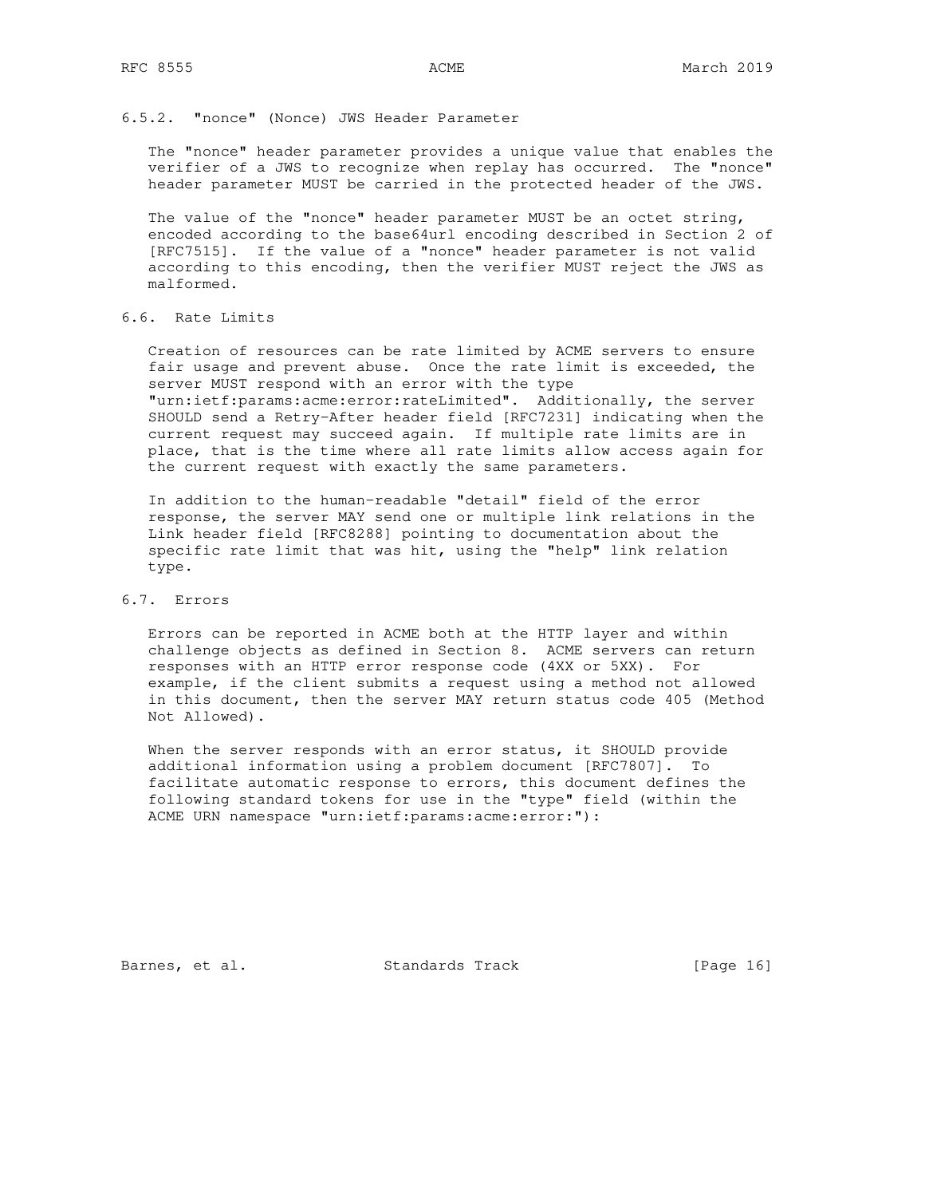### 6.5.2. "nonce" (Nonce) JWS Header Parameter

The "nonce" header parameter provides a unique value that enables the verifier of a JWS to recognize when replay has occurred. The "nonce" header parameter MUST be carried in the protected header of the JWS.

The value of the "nonce" header parameter MUST be an octet string, encoded according to the base64url encoding described in Section 2 of [RFC7515]. If the value of a "nonce" header parameter is not valid according to this encoding, then the verifier MUST reject the JWS as malformed.

## 6.6. Rate Limits

Creation of resources can be rate limited by ACME servers to ensure fair usage and prevent abuse. Once the rate limit is exceeded, the server MUST respond with an error with the type "urn:ietf:params:acme:error:rateLimited". Additionally, the server SHOULD send a Retry-After header field [RFC7231] indicating when the current request may succeed again. If multiple rate limits are in place, that is the time where all rate limits allow access again for the current request with exactly the same parameters.

In addition to the human-readable "detail" field of the error response, the server MAY send one or multiple link relations in the Link header field [RFC8288] pointing to documentation about the specific rate limit that was hit, using the "help" link relation type.

## 6.7. Errors

Errors can be reported in ACME both at the HTTP layer and within challenge objects as defined in Section 8. ACME servers can return responses with an HTTP error response code (4XX or 5XX). For example, if the client submits a request using a method not allowed in this document, then the server MAY return status code 405 (Method Not Allowed).

When the server responds with an error status, it SHOULD provide additional information using a problem document [RFC7807]. To facilitate automatic response to errors, this document defines the following standard tokens for use in the "type" field (within the ACME URN namespace "urn:ietf:params:acme:error:"):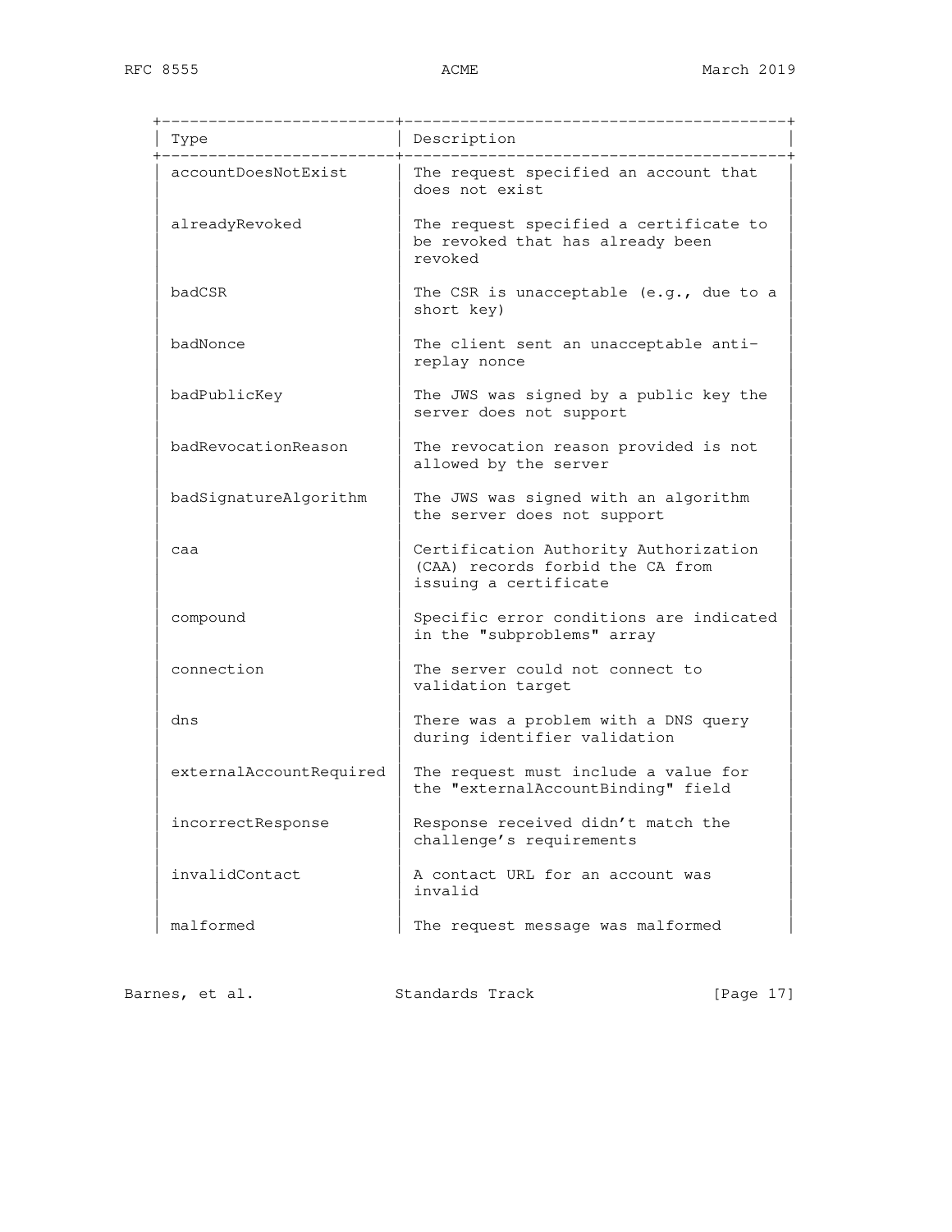| Type | Description |
|---|---|
| accountDoesNotExist | The request specified an account that does not exist |
| alreadyRevoked | The request specified a certificate to be revoked that has already been revoked |
| badCSR | The CSR is unacceptable (e.g., due to a short key) |
| badNonce | The client sent an unacceptable anti-replay nonce |
| badPublicKey | The JWS was signed by a public key the server does not support |
| badRevocationReason | The revocation reason provided is not allowed by the server |
| badSignatureAlgorithm | The JWS was signed with an algorithm the server does not support |
| caa | Certification Authority Authorization (CAA) records forbid the CA from issuing a certificate |
| compound | Specific error conditions are indicated in the "subproblems" array |
| connection | The server could not connect to validation target |
| dns | There was a problem with a DNS query during identifier validation |
| externalAccountRequired | The request must include a value for the "externalAccountBinding" field |
| incorrectResponse | Response received didn't match the challenge's requirements |
| invalidContact | A contact URL for an account was invalid |
| malformed | The request message was malformed |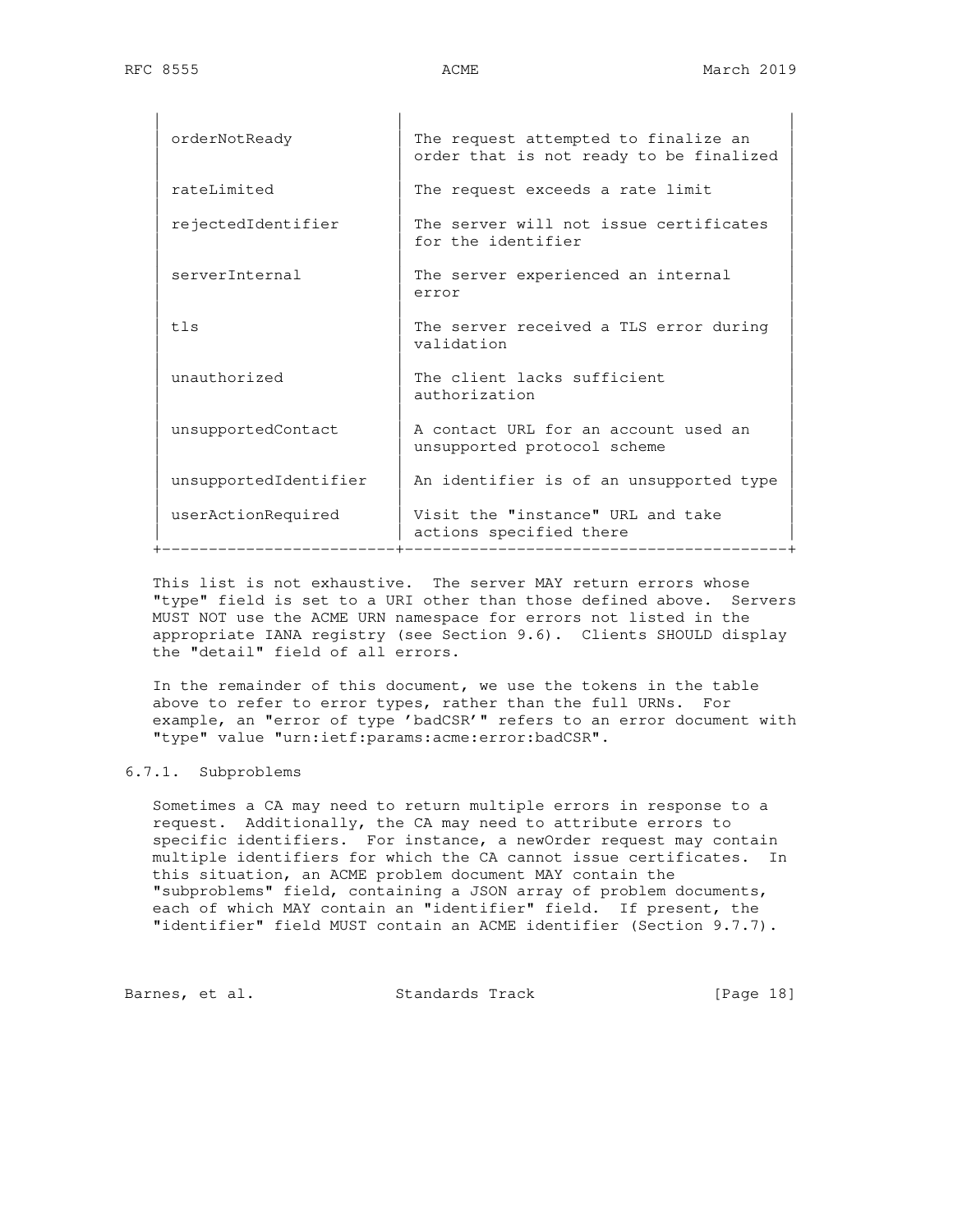| Type | Description |
|---|---|
| orderNotReady | The request attempted to finalize an order that is not ready to be finalized |
| rateLimited | The request exceeds a rate limit |
| rejectedIdentifier | The server will not issue certificates for the identifier |
| serverInternal | The server experienced an internal error |
| tls | The server received a TLS error during validation |
| unauthorized | The client lacks sufficient authorization |
| unsupportedContact | A contact URL for an account used an unsupported protocol scheme |
| unsupportedIdentifier | An identifier is of an unsupported type |
| userActionRequired | Visit the "instance" URL and take actions specified there |

This list is not exhaustive. The server MAY return errors whose "type" field is set to a URI other than those defined above. Servers MUST NOT use the ACME URN namespace for errors not listed in the appropriate IANA registry (see Section 9.6). Clients SHOULD display the "detail" field of all errors.

In the remainder of this document, we use the tokens in the table above to refer to error types, rather than the full URNs. For example, an "error of type 'badCSR'" refers to an error document with "type" value "urn:ietf:params:acme:error:badCSR".

### 6.7.1. Subproblems

Sometimes a CA may need to return multiple errors in response to a request. Additionally, the CA may need to attribute errors to specific identifiers. For instance, a newOrder request may contain multiple identifiers for which the CA cannot issue certificates. In this situation, an ACME problem document MAY contain the "subproblems" field, containing a JSON array of problem documents, each of which MAY contain an "identifier" field. If present, the "identifier" field MUST contain an ACME identifier (Section 9.7.7).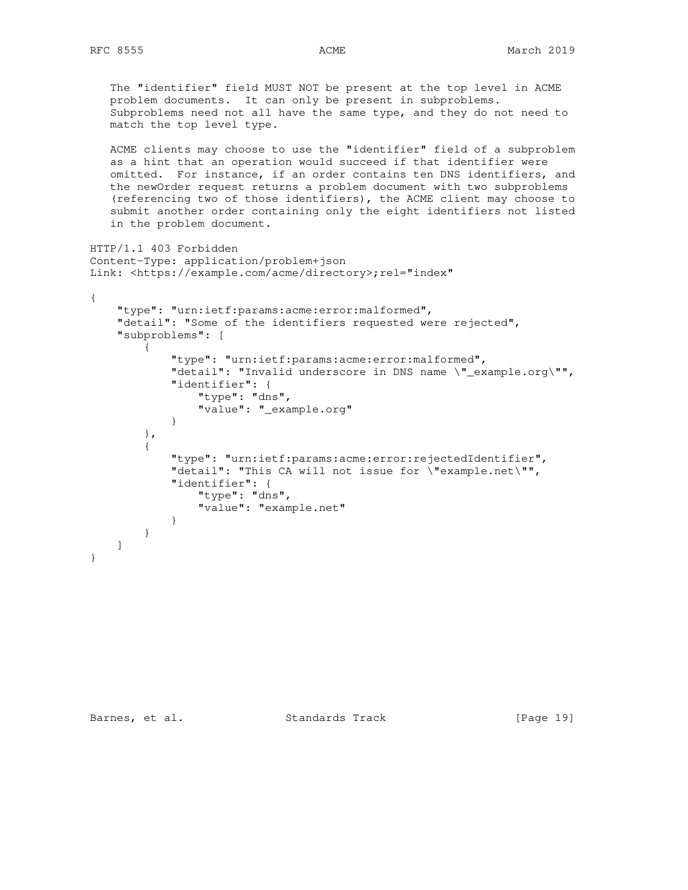The "identifier" field MUST NOT be present at the top level in ACME problem documents. It can only be present in subproblems. Subproblems need not all have the same type, and they do not need to match the top level type.

ACME clients may choose to use the "identifier" field of a subproblem as a hint that an operation would succeed if that identifier were omitted. For instance, if an order contains ten DNS identifiers, and the newOrder request returns a problem document with two subproblems (referencing two of those identifiers), the ACME client may choose to submit another order containing only the eight identifiers not listed in the problem document.

```
HTTP/1.1 403 Forbidden
Content-Type: application/problem+json
Link: <https://example.com/acme/directory>;rel="index"

{
    "type": "urn:ietf:params:acme:error:malformed",
    "detail": "Some of the identifiers requested were rejected",
    "subproblems": [
        {
            "type": "urn:ietf:params:acme:error:malformed",
            "detail": "Invalid underscore in DNS name \"_example.org\"",
            "identifier": {
                "type": "dns",
                "value": "_example.org"
            }
        },
        {
            "type": "urn:ietf:params:acme:error:rejectedIdentifier",
            "detail": "This CA will not issue for \"example.net\"",
            "identifier": {
                "type": "dns",
                "value": "example.net"
            }
        }
    ]
}
```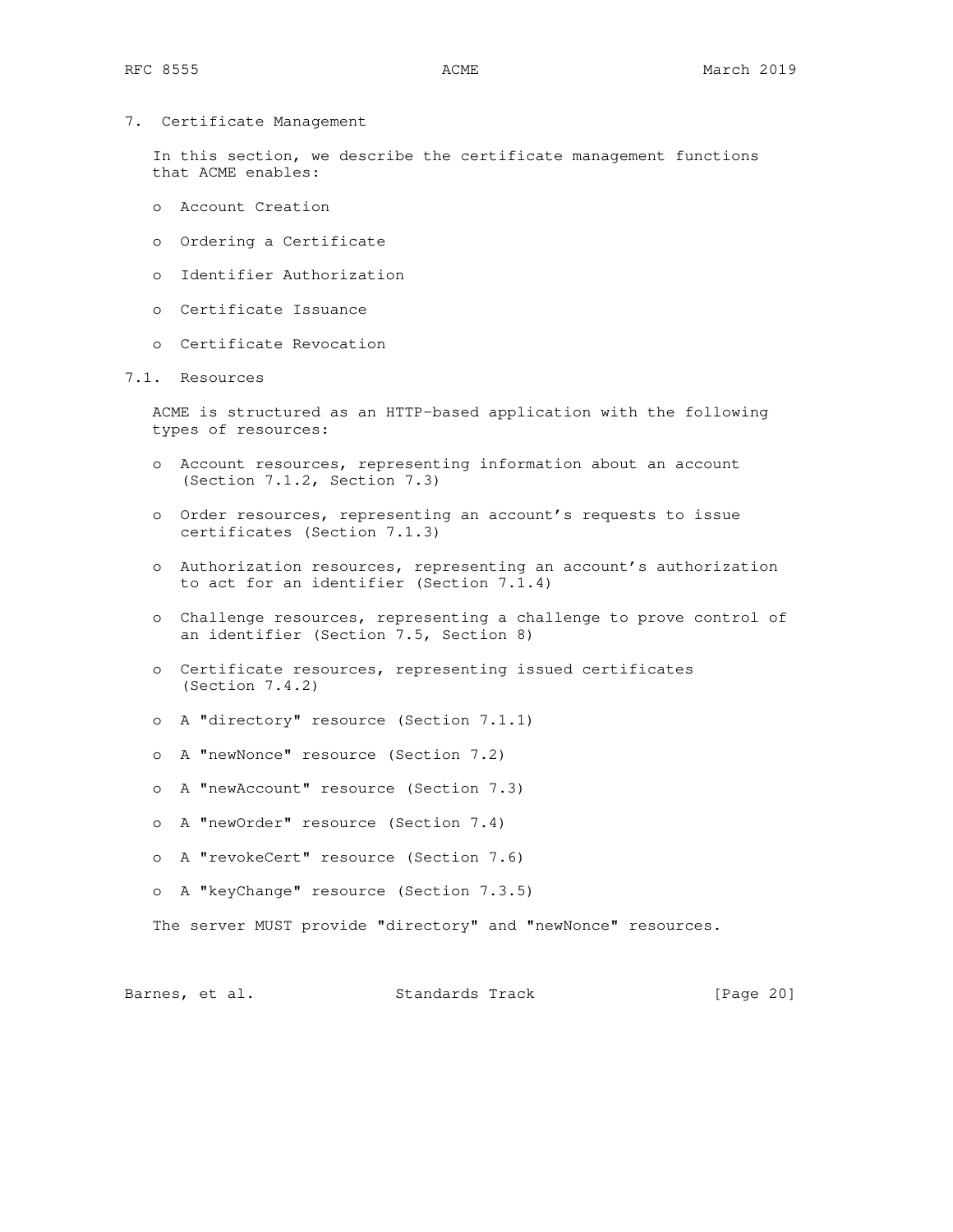## 7. Certificate Management

In this section, we describe the certificate management functions that ACME enables:

- Account Creation
- Ordering a Certificate
- Identifier Authorization
- Certificate Issuance
- Certificate Revocation

### 7.1. Resources

ACME is structured as an HTTP-based application with the following types of resources:

- Account resources, representing information about an account (Section 7.1.2, Section 7.3)
- Order resources, representing an account's requests to issue certificates (Section 7.1.3)
- Authorization resources, representing an account's authorization to act for an identifier (Section 7.1.4)
- Challenge resources, representing a challenge to prove control of an identifier (Section 7.5, Section 8)
- Certificate resources, representing issued certificates (Section 7.4.2)
- A "directory" resource (Section 7.1.1)
- A "newNonce" resource (Section 7.2)
- A "newAccount" resource (Section 7.3)
- A "newOrder" resource (Section 7.4)
- A "revokeCert" resource (Section 7.6)
- A "keyChange" resource (Section 7.3.5)

The server MUST provide "directory" and "newNonce" resources.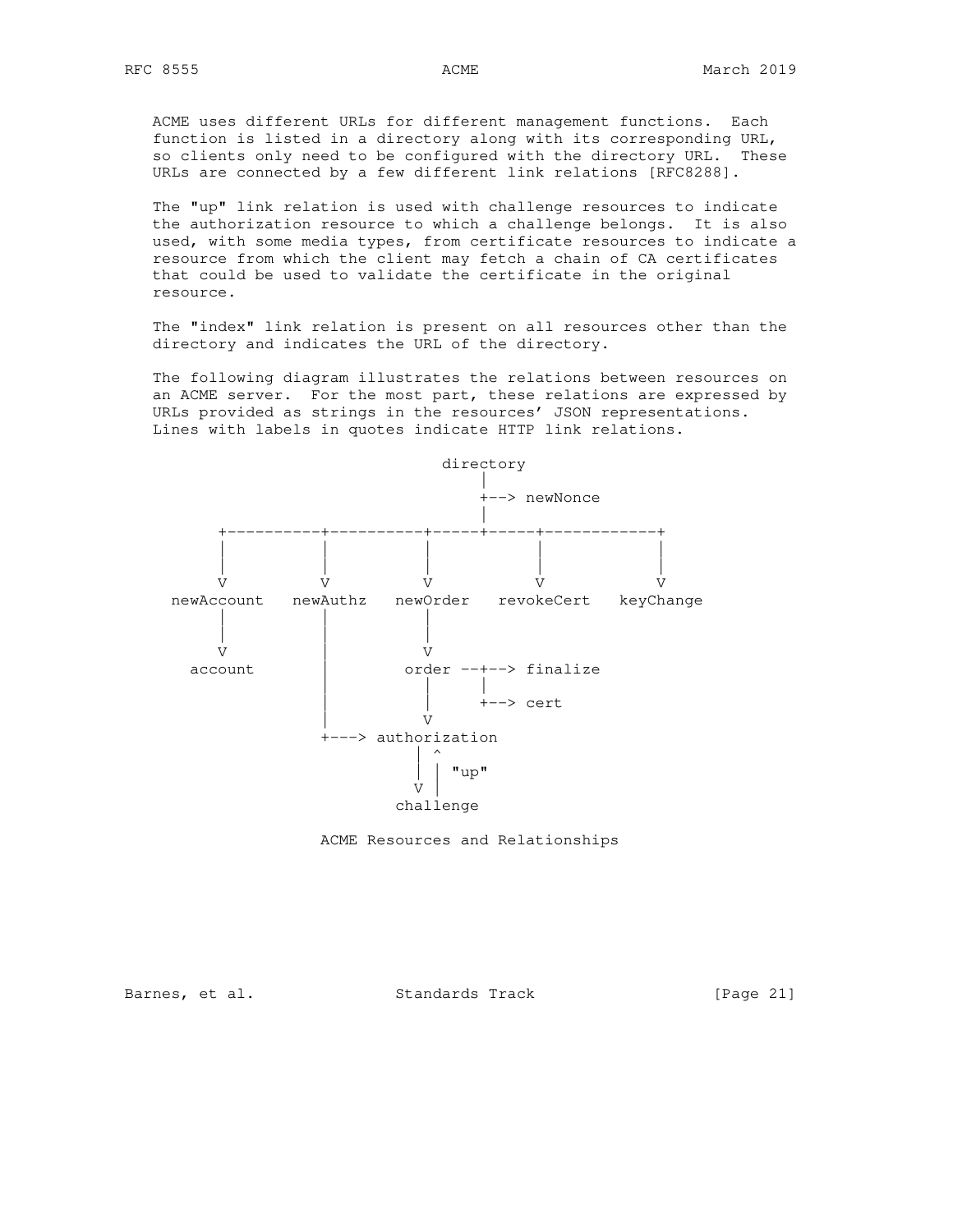ACME uses different URLs for different management functions. Each function is listed in a directory along with its corresponding URL, so clients only need to be configured with the directory URL. These URLs are connected by a few different link relations [RFC8288].

The "up" link relation is used with challenge resources to indicate the authorization resource to which a challenge belongs. It is also used, with some media types, from certificate resources to indicate a resource from which the client may fetch a chain of CA certificates that could be used to validate the certificate in the original resource.

The "index" link relation is present on all resources other than the directory and indicates the URL of the directory.

The following diagram illustrates the relations between resources on an ACME server. For the most part, these relations are expressed by URLs provided as strings in the resources' JSON representations. Lines with labels in quotes indicate HTTP link relations.

```
                               directory
                                   |
                                   +--> newNonce
                                   |
       +----------+----------+-----+-----+------------+
       |          |          |           |            |
       |          |          |           |            |
       V          V          V           V            V
  newAccount   newAuthz   newOrder   revokeCert   keyChange
       |          |          |
       |          |          |
       V          |          V
    account       |        order --+--> finalize
                  |          |     |
                  |          |     +--> cert
                  |          V
                  +---> authorization
                            | ^
                            | | "up"
                            V |
                          challenge
```

ACME Resources and Relationships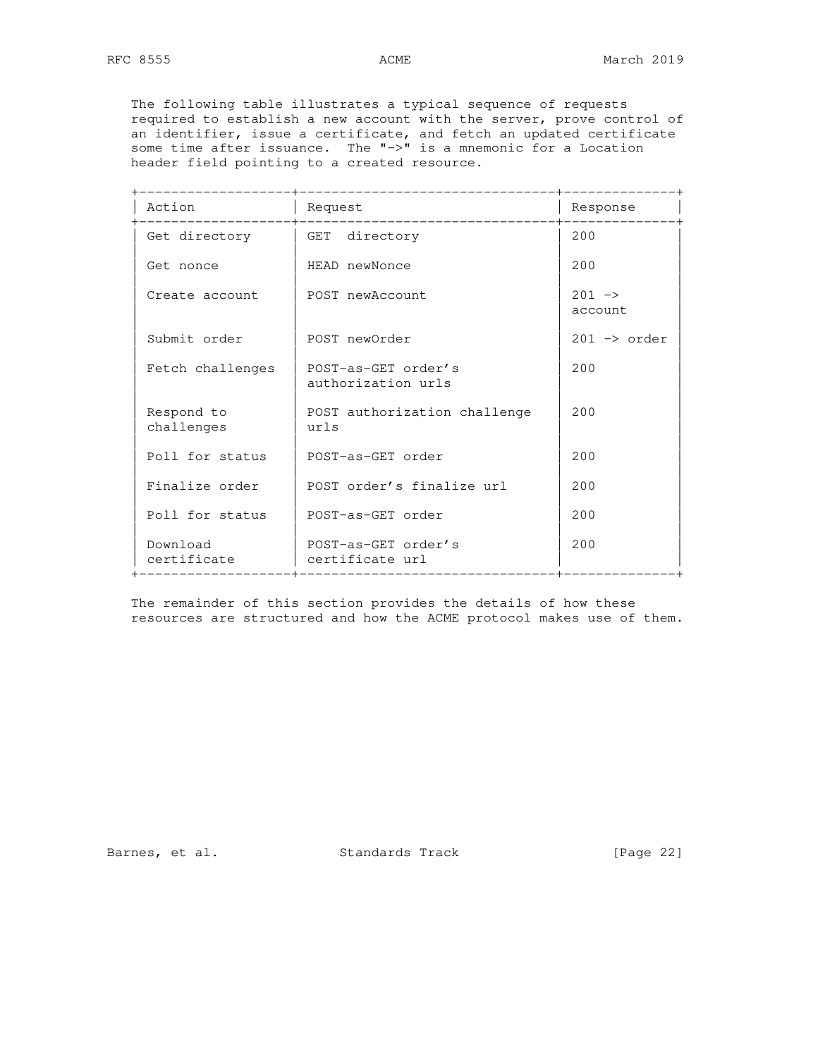The following table illustrates a typical sequence of requests required to establish a new account with the server, prove control of an identifier, issue a certificate, and fetch an updated certificate some time after issuance. The "->" is a mnemonic for a Location header field pointing to a created resource.

| Action | Request | Response |
| --- | --- | --- |
| Get directory | GET directory | 200 |
| Get nonce | HEAD newNonce | 200 |
| Create account | POST newAccount | 201 -> account |
| Submit order | POST newOrder | 201 -> order |
| Fetch challenges | POST-as-GET order's authorization urls | 200 |
| Respond to challenges | POST authorization challenge urls | 200 |
| Poll for status | POST-as-GET order | 200 |
| Finalize order | POST order's finalize url | 200 |
| Poll for status | POST-as-GET order | 200 |
| Download certificate | POST-as-GET order's certificate url | 200 |

The remainder of this section provides the details of how these resources are structured and how the ACME protocol makes use of them.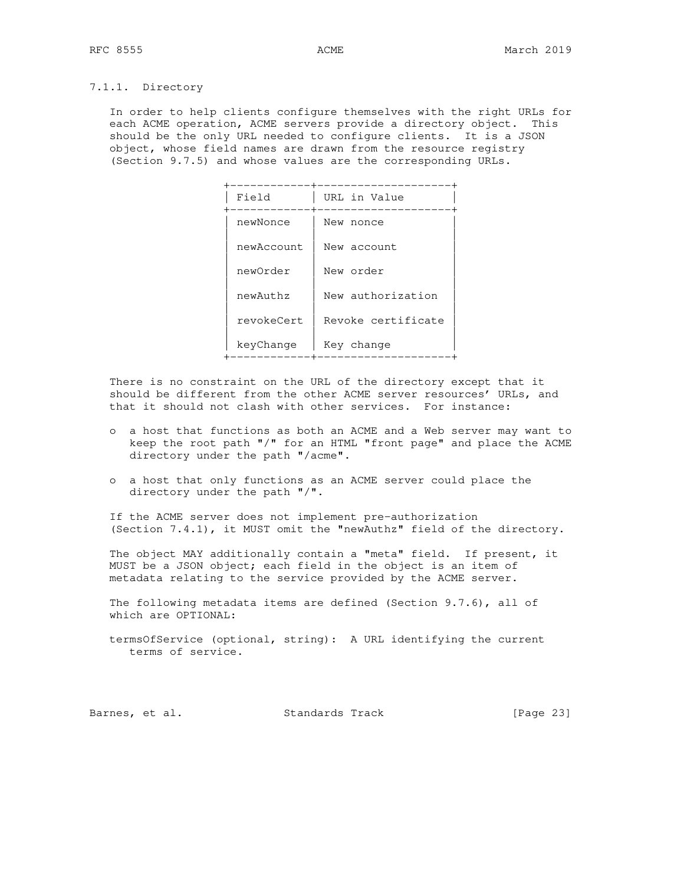### 7.1.1. Directory

In order to help clients configure themselves with the right URLs for each ACME operation, ACME servers provide a directory object. This should be the only URL needed to configure clients. It is a JSON object, whose field names are drawn from the resource registry (Section 9.7.5) and whose values are the corresponding URLs.

| Field | URL in Value |
| --- | --- |
| newNonce | New nonce |
| newAccount | New account |
| newOrder | New order |
| newAuthz | New authorization |
| revokeCert | Revoke certificate |
| keyChange | Key change |

There is no constraint on the URL of the directory except that it should be different from the other ACME server resources' URLs, and that it should not clash with other services. For instance:

- a host that functions as both an ACME and a Web server may want to keep the root path "/" for an HTML "front page" and place the ACME directory under the path "/acme".
- a host that only functions as an ACME server could place the directory under the path "/".

If the ACME server does not implement pre-authorization (Section 7.4.1), it MUST omit the "newAuthz" field of the directory.

The object MAY additionally contain a "meta" field. If present, it MUST be a JSON object; each field in the object is an item of metadata relating to the service provided by the ACME server.

The following metadata items are defined (Section 9.7.6), all of which are OPTIONAL:

termsOfService (optional, string): A URL identifying the current terms of service.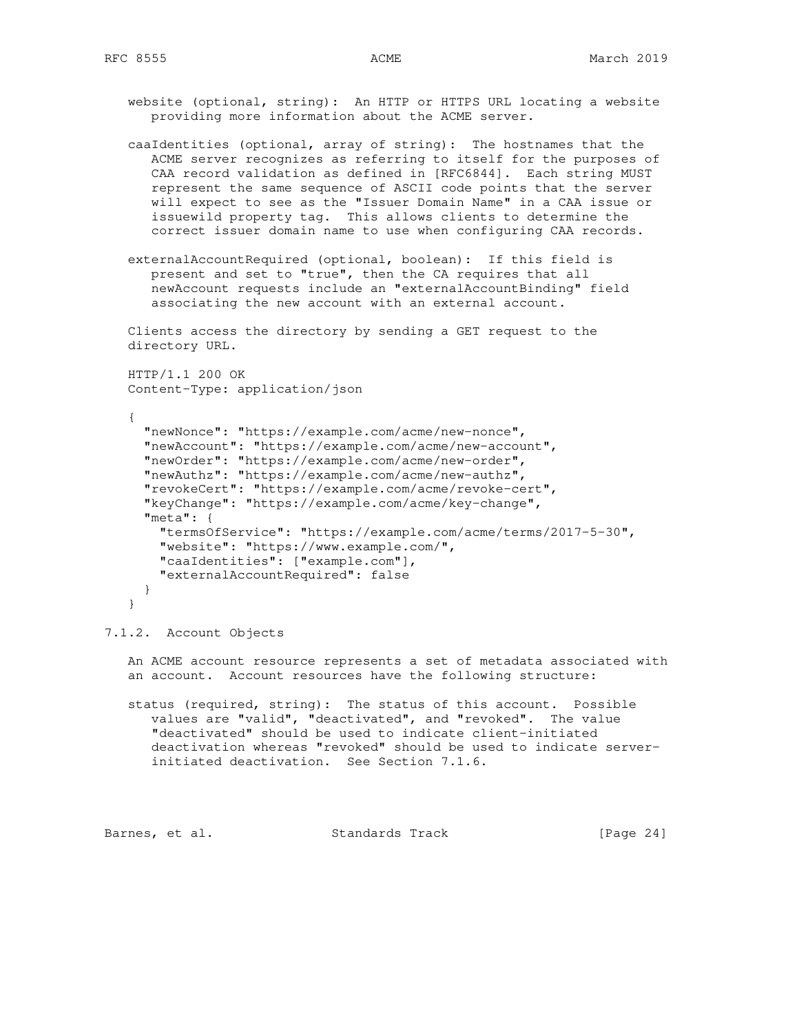website (optional, string): An HTTP or HTTPS URL locating a website providing more information about the ACME server.

caaIdentities (optional, array of string): The hostnames that the ACME server recognizes as referring to itself for the purposes of CAA record validation as defined in [RFC6844]. Each string MUST represent the same sequence of ASCII code points that the server will expect to see as the "Issuer Domain Name" in a CAA issue or issuewild property tag. This allows clients to determine the correct issuer domain name to use when configuring CAA records.

externalAccountRequired (optional, boolean): If this field is present and set to "true", then the CA requires that all newAccount requests include an "externalAccountBinding" field associating the new account with an external account.

Clients access the directory by sending a GET request to the directory URL.

```
HTTP/1.1 200 OK
Content-Type: application/json

{
  "newNonce": "https://example.com/acme/new-nonce",
  "newAccount": "https://example.com/acme/new-account",
  "newOrder": "https://example.com/acme/new-order",
  "newAuthz": "https://example.com/acme/new-authz",
  "revokeCert": "https://example.com/acme/revoke-cert",
  "keyChange": "https://example.com/acme/key-change",
  "meta": {
    "termsOfService": "https://example.com/acme/terms/2017-5-30",
    "website": "https://www.example.com/",
    "caaIdentities": ["example.com"],
    "externalAccountRequired": false
  }
}
```

### 7.1.2. Account Objects

An ACME account resource represents a set of metadata associated with an account. Account resources have the following structure:

status (required, string): The status of this account. Possible values are "valid", "deactivated", and "revoked". The value "deactivated" should be used to indicate client-initiated deactivation whereas "revoked" should be used to indicate server-initiated deactivation. See Section 7.1.6.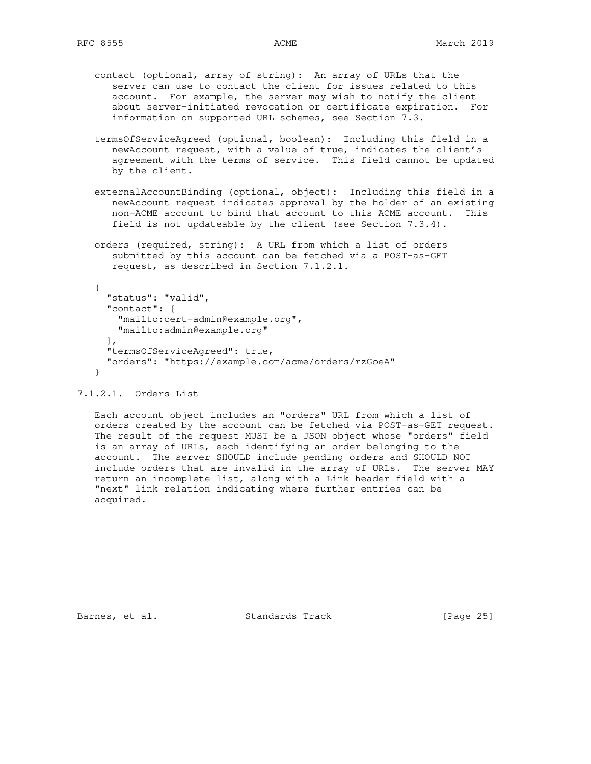contact (optional, array of string): An array of URLs that the server can use to contact the client for issues related to this account. For example, the server may wish to notify the client about server-initiated revocation or certificate expiration. For information on supported URL schemes, see Section 7.3.

termsOfServiceAgreed (optional, boolean): Including this field in a newAccount request, with a value of true, indicates the client's agreement with the terms of service. This field cannot be updated by the client.

externalAccountBinding (optional, object): Including this field in a newAccount request indicates approval by the holder of an existing non-ACME account to bind that account to this ACME account. This field is not updateable by the client (see Section 7.3.4).

orders (required, string): A URL from which a list of orders submitted by this account can be fetched via a POST-as-GET request, as described in Section 7.1.2.1.

```
{
  "status": "valid",
  "contact": [
    "mailto:cert-admin@example.org",
    "mailto:admin@example.org"
  ],
  "termsOfServiceAgreed": true,
  "orders": "https://example.com/acme/orders/rzGoeA"
}
```

#### 7.1.2.1. Orders List

Each account object includes an "orders" URL from which a list of orders created by the account can be fetched via POST-as-GET request. The result of the request MUST be a JSON object whose "orders" field is an array of URLs, each identifying an order belonging to the account. The server SHOULD include pending orders and SHOULD NOT include orders that are invalid in the array of URLs. The server MAY return an incomplete list, along with a Link header field with a "next" link relation indicating where further entries can be acquired.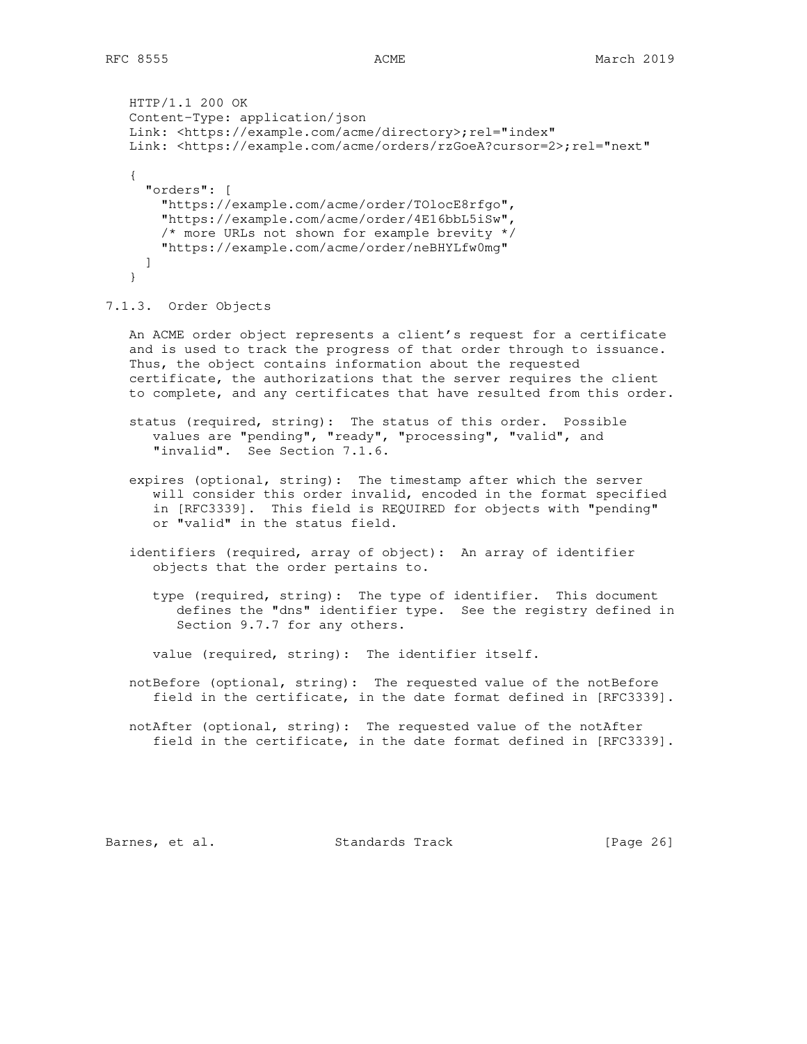```
HTTP/1.1 200 OK
Content-Type: application/json
Link: <https://example.com/acme/directory>;rel="index"
Link: <https://example.com/acme/orders/rzGoeA?cursor=2>;rel="next"

{
  "orders": [
    "https://example.com/acme/order/TOlocE8rfgo",
    "https://example.com/acme/order/4E16bbL5iSw",
    /* more URLs not shown for example brevity */
    "https://example.com/acme/order/neBHYLfw0mg"
  ]
}
```

### 7.1.3. Order Objects

An ACME order object represents a client's request for a certificate and is used to track the progress of that order through to issuance. Thus, the object contains information about the requested certificate, the authorizations that the server requires the client to complete, and any certificates that have resulted from this order.

status (required, string): The status of this order. Possible values are "pending", "ready", "processing", "valid", and "invalid". See Section 7.1.6.

expires (optional, string): The timestamp after which the server will consider this order invalid, encoded in the format specified in [RFC3339]. This field is REQUIRED for objects with "pending" or "valid" in the status field.

identifiers (required, array of object): An array of identifier objects that the order pertains to.

- type (required, string): The type of identifier. This document defines the "dns" identifier type. See the registry defined in Section 9.7.7 for any others.

- value (required, string): The identifier itself.

notBefore (optional, string): The requested value of the notBefore field in the certificate, in the date format defined in [RFC3339].

notAfter (optional, string): The requested value of the notAfter field in the certificate, in the date format defined in [RFC3339].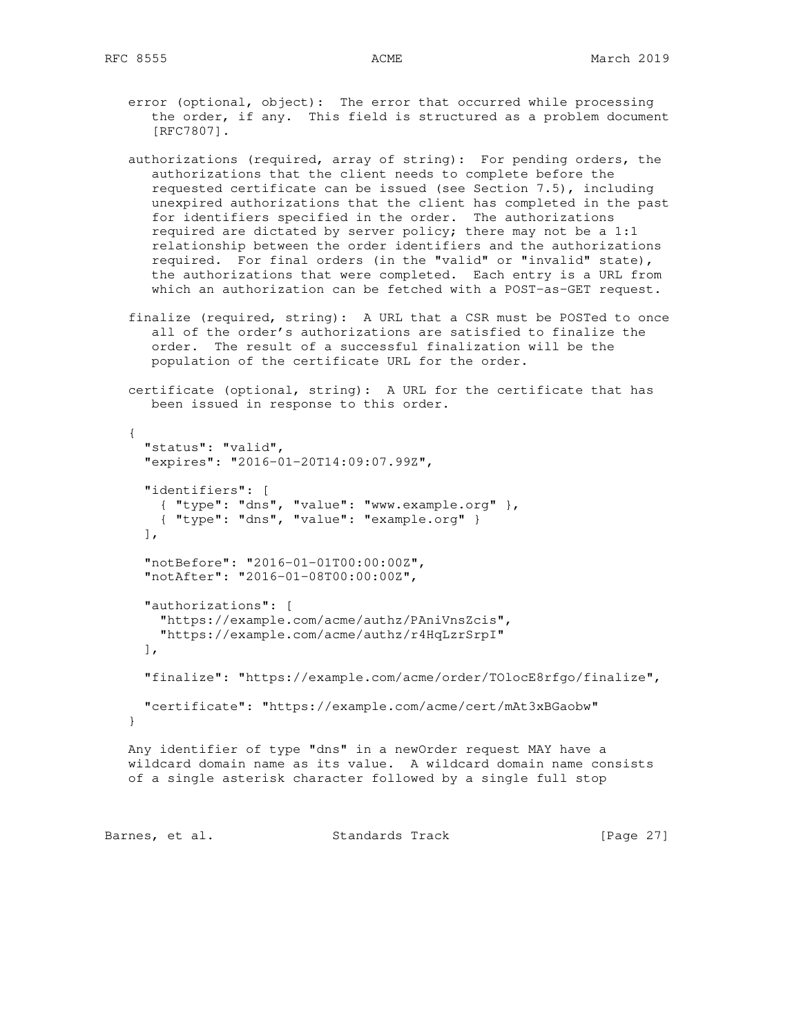error (optional, object): The error that occurred while processing the order, if any. This field is structured as a problem document [RFC7807].

authorizations (required, array of string): For pending orders, the authorizations that the client needs to complete before the requested certificate can be issued (see Section 7.5), including unexpired authorizations that the client has completed in the past for identifiers specified in the order. The authorizations required are dictated by server policy; there may not be a 1:1 relationship between the order identifiers and the authorizations required. For final orders (in the "valid" or "invalid" state), the authorizations that were completed. Each entry is a URL from which an authorization can be fetched with a POST-as-GET request.

finalize (required, string): A URL that a CSR must be POSTed to once all of the order's authorizations are satisfied to finalize the order. The result of a successful finalization will be the population of the certificate URL for the order.

certificate (optional, string): A URL for the certificate that has been issued in response to this order.

```
{
  "status": "valid",
  "expires": "2016-01-20T14:09:07.99Z",

  "identifiers": [
    { "type": "dns", "value": "www.example.org" },
    { "type": "dns", "value": "example.org" }
  ],

  "notBefore": "2016-01-01T00:00:00Z",
  "notAfter": "2016-01-08T00:00:00Z",

  "authorizations": [
    "https://example.com/acme/authz/PAniVnsZcis",
    "https://example.com/acme/authz/r4HqLzrSrpI"
  ],

  "finalize": "https://example.com/acme/order/TOlocE8rfgo/finalize",

  "certificate": "https://example.com/acme/cert/mAt3xBGaobw"
}
```

Any identifier of type "dns" in a newOrder request MAY have a wildcard domain name as its value. A wildcard domain name consists of a single asterisk character followed by a single full stop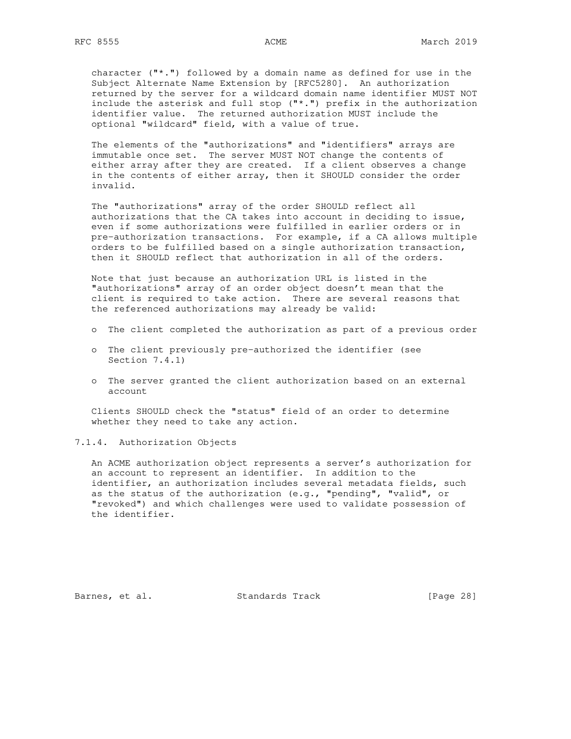character ("*.") followed by a domain name as defined for use in the Subject Alternate Name Extension by [RFC5280]. An authorization returned by the server for a wildcard domain name identifier MUST NOT include the asterisk and full stop ("*.") prefix in the authorization identifier value. The returned authorization MUST include the optional "wildcard" field, with a value of true.

The elements of the "authorizations" and "identifiers" arrays are immutable once set. The server MUST NOT change the contents of either array after they are created. If a client observes a change in the contents of either array, then it SHOULD consider the order invalid.

The "authorizations" array of the order SHOULD reflect all authorizations that the CA takes into account in deciding to issue, even if some authorizations were fulfilled in earlier orders or in pre-authorization transactions. For example, if a CA allows multiple orders to be fulfilled based on a single authorization transaction, then it SHOULD reflect that authorization in all of the orders.

Note that just because an authorization URL is listed in the "authorizations" array of an order object doesn't mean that the client is required to take action. There are several reasons that the referenced authorizations may already be valid:

- The client completed the authorization as part of a previous order
- The client previously pre-authorized the identifier (see Section 7.4.1)
- The server granted the client authorization based on an external account

Clients SHOULD check the "status" field of an order to determine whether they need to take any action.

#### 7.1.4. Authorization Objects

An ACME authorization object represents a server's authorization for an account to represent an identifier. In addition to the identifier, an authorization includes several metadata fields, such as the status of the authorization (e.g., "pending", "valid", or "revoked") and which challenges were used to validate possession of the identifier.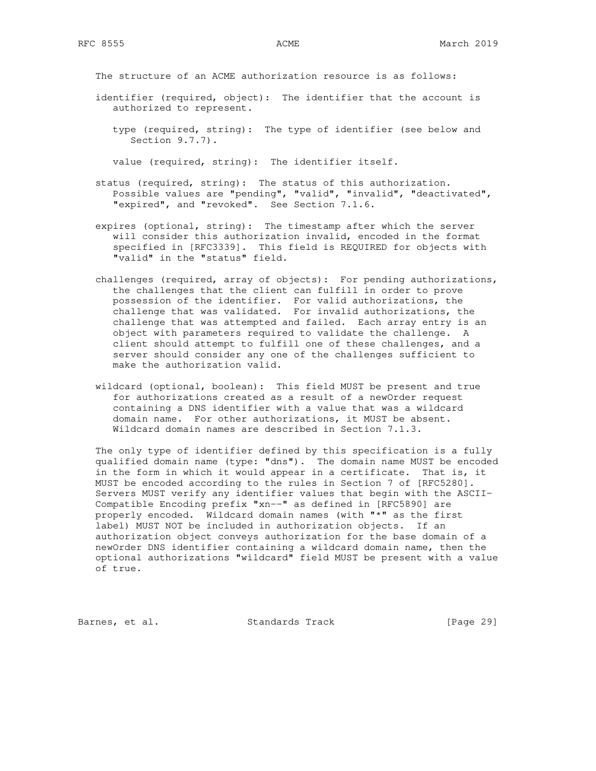The structure of an ACME authorization resource is as follows:

identifier (required, object): The identifier that the account is authorized to represent.

- type (required, string): The type of identifier (see below and Section 9.7.7).

- value (required, string): The identifier itself.

status (required, string): The status of this authorization. Possible values are "pending", "valid", "invalid", "deactivated", "expired", and "revoked". See Section 7.1.6.

expires (optional, string): The timestamp after which the server will consider this authorization invalid, encoded in the format specified in [RFC3339]. This field is REQUIRED for objects with "valid" in the "status" field.

challenges (required, array of objects): For pending authorizations, the challenges that the client can fulfill in order to prove possession of the identifier. For valid authorizations, the challenge that was validated. For invalid authorizations, the challenge that was attempted and failed. Each array entry is an object with parameters required to validate the challenge. A client should attempt to fulfill one of these challenges, and a server should consider any one of the challenges sufficient to make the authorization valid.

wildcard (optional, boolean): This field MUST be present and true for authorizations created as a result of a newOrder request containing a DNS identifier with a value that was a wildcard domain name. For other authorizations, it MUST be absent. Wildcard domain names are described in Section 7.1.3.

The only type of identifier defined by this specification is a fully qualified domain name (type: "dns"). The domain name MUST be encoded in the form in which it would appear in a certificate. That is, it MUST be encoded according to the rules in Section 7 of [RFC5280]. Servers MUST verify any identifier values that begin with the ASCII-Compatible Encoding prefix "xn--" as defined in [RFC5890] are properly encoded. Wildcard domain names (with "*" as the first label) MUST NOT be included in authorization objects. If an authorization object conveys authorization for the base domain of a newOrder DNS identifier containing a wildcard domain name, then the optional authorizations "wildcard" field MUST be present with a value of true.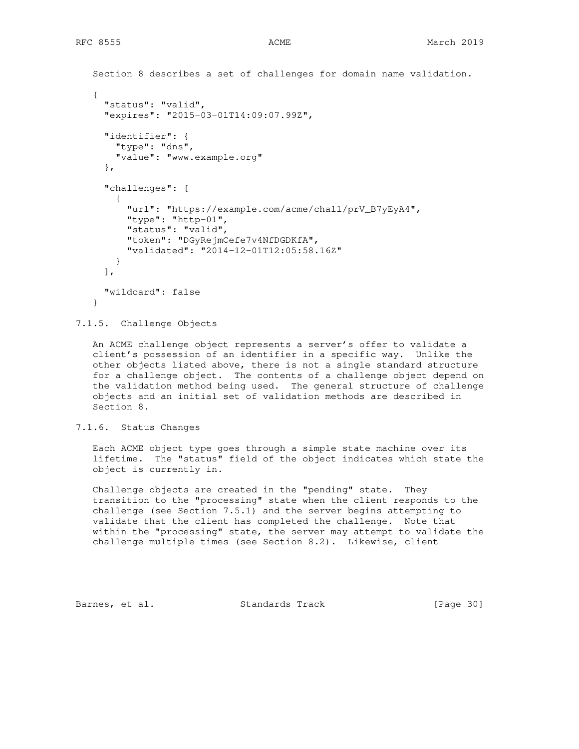Section 8 describes a set of challenges for domain name validation.

```
{
  "status": "valid",
  "expires": "2015-03-01T14:09:07.99Z",

  "identifier": {
    "type": "dns",
    "value": "www.example.org"
  },

  "challenges": [
    {
      "url": "https://example.com/acme/chall/prV_B7yEyA4",
      "type": "http-01",
      "status": "valid",
      "token": "DGyRejmCefe7v4NfDGDKfA",
      "validated": "2014-12-01T12:05:58.16Z"
    }
  ],

  "wildcard": false
}
```

### 7.1.5. Challenge Objects

An ACME challenge object represents a server's offer to validate a client's possession of an identifier in a specific way. Unlike the other objects listed above, there is not a single standard structure for a challenge object. The contents of a challenge object depend on the validation method being used. The general structure of challenge objects and an initial set of validation methods are described in Section 8.

### 7.1.6. Status Changes

Each ACME object type goes through a simple state machine over its lifetime. The "status" field of the object indicates which state the object is currently in.

Challenge objects are created in the "pending" state. They transition to the "processing" state when the client responds to the challenge (see Section 7.5.1) and the server begins attempting to validate that the client has completed the challenge. Note that within the "processing" state, the server may attempt to validate the challenge multiple times (see Section 8.2). Likewise, client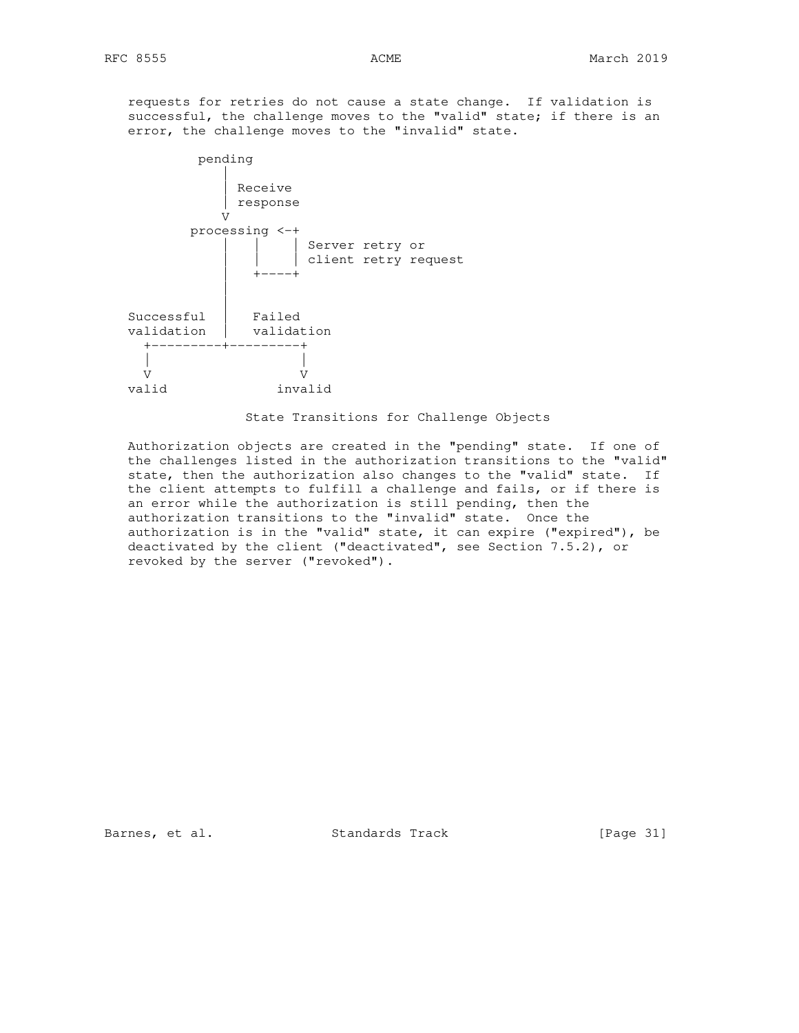requests for retries do not cause a state change.  If validation is successful, the challenge moves to the "valid" state; if there is an error, the challenge moves to the "invalid" state.

```
         pending
            |
            | Receive
            | response
            V
        processing <-+
            |   |    | Server retry or
            |   |    | client retry request
            |   +----+
            |
            |
Successful  |   Failed
validation  |   validation
  +---------+---------+
  |                   |
  V                   V
valid              invalid
```

State Transitions for Challenge Objects

Authorization objects are created in the "pending" state.  If one of the challenges listed in the authorization transitions to the "valid" state, then the authorization also changes to the "valid" state.  If the client attempts to fulfill a challenge and fails, or if there is an error while the authorization is still pending, then the authorization transitions to the "invalid" state.  Once the authorization is in the "valid" state, it can expire ("expired"), be deactivated by the client ("deactivated", see Section 7.5.2), or revoked by the server ("revoked").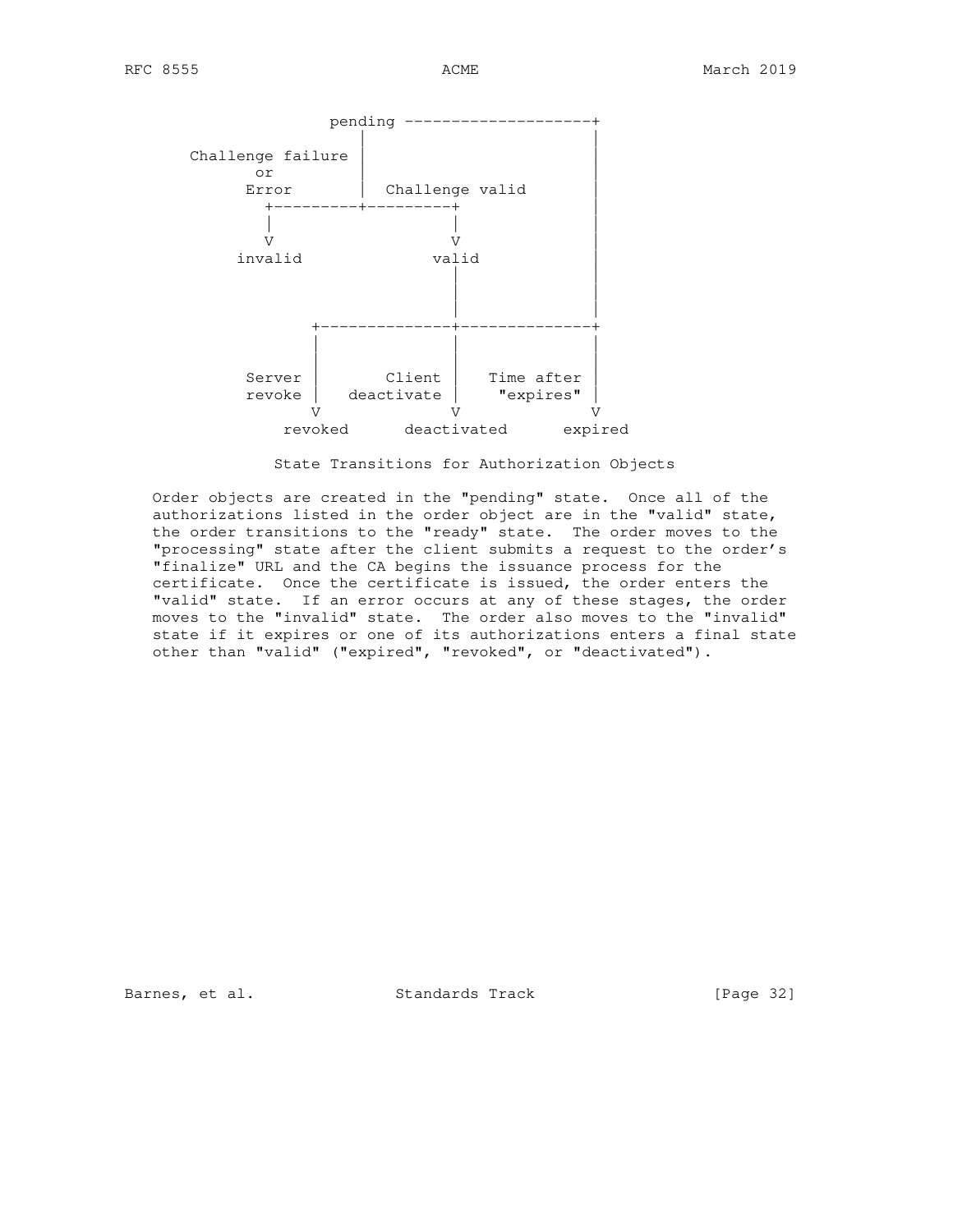```
                   pending --------------------+
                      |                        |
    Challenge failure |                        |
           or         |                        |
          Error       |  Challenge valid       |
            +---------+---------+              |
            |                   |              |
            V                   V              |
         invalid              valid            |
                                |              |
                                |              |
                                |              |
                 +--------------+--------------+
                 |              |              |
                 |              |              |
          Server |       Client |   Time after |
          revoke |   deactivate |    "expires" |
                 V              V              V
              revoked      deactivated      expired
```

State Transitions for Authorization Objects

Order objects are created in the "pending" state. Once all of the authorizations listed in the order object are in the "valid" state, the order transitions to the "ready" state. The order moves to the "processing" state after the client submits a request to the order's "finalize" URL and the CA begins the issuance process for the certificate. Once the certificate is issued, the order enters the "valid" state. If an error occurs at any of these stages, the order moves to the "invalid" state. The order also moves to the "invalid" state if it expires or one of its authorizations enters a final state other than "valid" ("expired", "revoked", or "deactivated").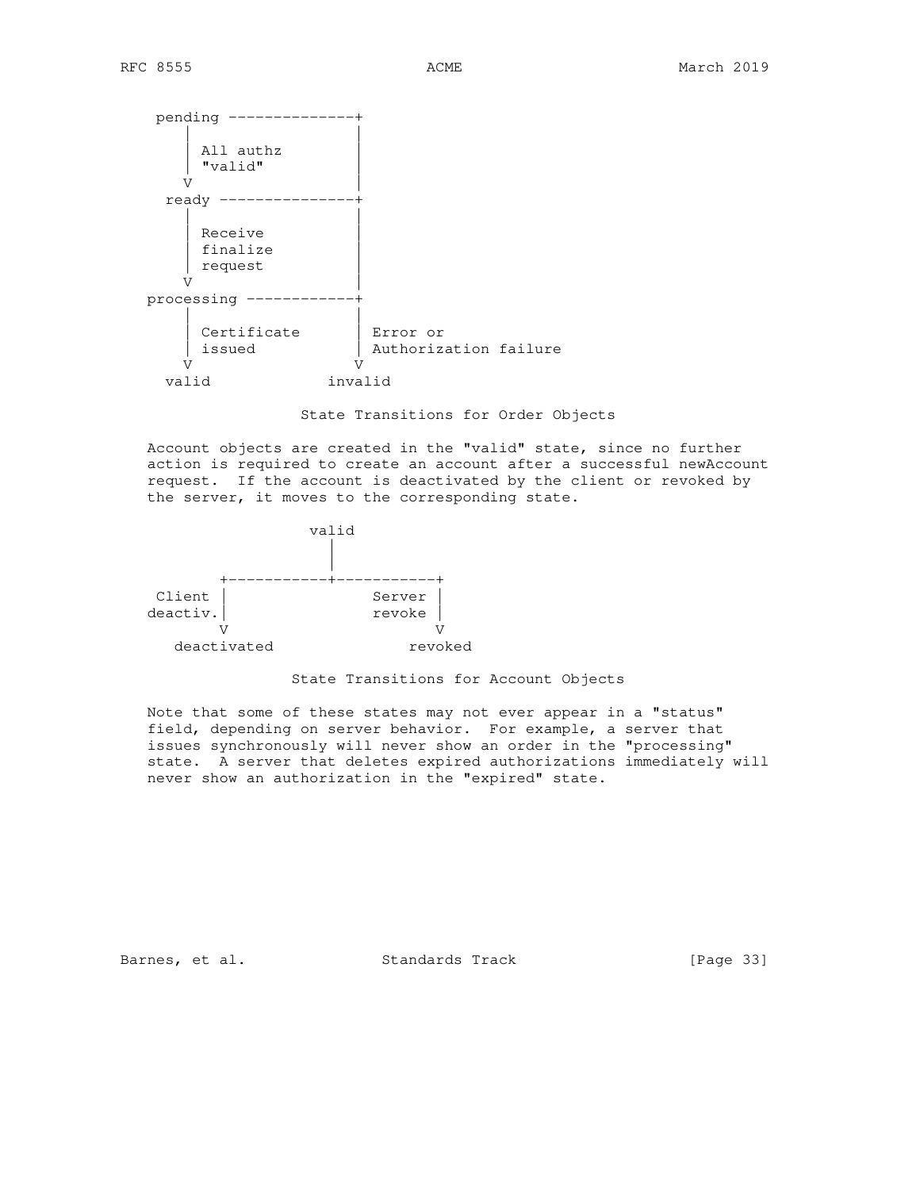```
     pending --------------+
        |                  |
        | All authz        |
        | "valid"          |
        V                  |
      ready ---------------+
        |                  |
        | Receive          |
        | finalize         |
        | request          |
        V                  |
    processing ------------+
        |                  |
        | Certificate      | Error or
        | issued           | Authorization failure
        V                  V
      valid             invalid
```

State Transitions for Order Objects

Account objects are created in the "valid" state, since no further action is required to create an account after a successful newAccount request. If the account is deactivated by the client or revoked by the server, it moves to the corresponding state.

```
                  valid
                    |
                    |
        +-----------+-----------+
 Client |                Server |
deactiv.|                revoke |
        V                       V
   deactivated               revoked
```

State Transitions for Account Objects

Note that some of these states may not ever appear in a "status" field, depending on server behavior. For example, a server that issues synchronously will never show an order in the "processing" state. A server that deletes expired authorizations immediately will never show an authorization in the "expired" state.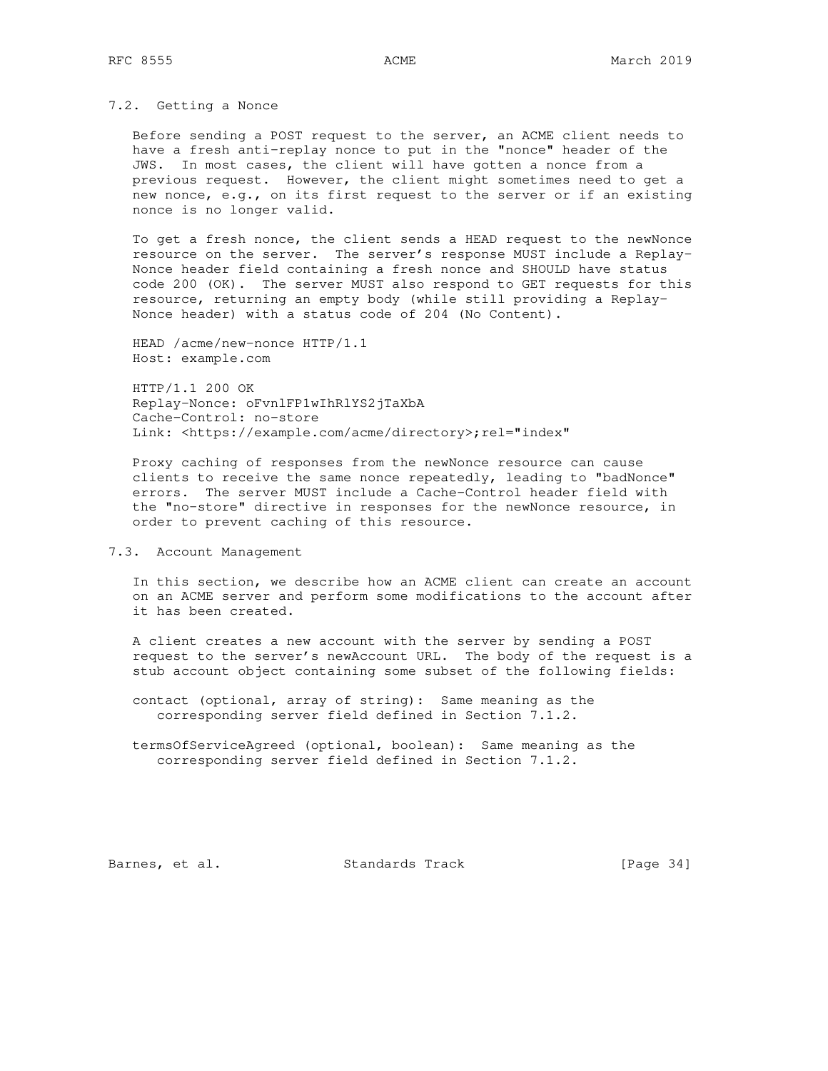### 7.2. Getting a Nonce

Before sending a POST request to the server, an ACME client needs to have a fresh anti-replay nonce to put in the "nonce" header of the JWS. In most cases, the client will have gotten a nonce from a previous request. However, the client might sometimes need to get a new nonce, e.g., on its first request to the server or if an existing nonce is no longer valid.

To get a fresh nonce, the client sends a HEAD request to the newNonce resource on the server. The server's response MUST include a Replay-Nonce header field containing a fresh nonce and SHOULD have status code 200 (OK). The server MUST also respond to GET requests for this resource, returning an empty body (while still providing a Replay-Nonce header) with a status code of 204 (No Content).

```
HEAD /acme/new-nonce HTTP/1.1
Host: example.com

HTTP/1.1 200 OK
Replay-Nonce: oFvnlFP1wIhRlYS2jTaXbA
Cache-Control: no-store
Link: <https://example.com/acme/directory>;rel="index"
```

Proxy caching of responses from the newNonce resource can cause clients to receive the same nonce repeatedly, leading to "badNonce" errors. The server MUST include a Cache-Control header field with the "no-store" directive in responses for the newNonce resource, in order to prevent caching of this resource.

### 7.3. Account Management

In this section, we describe how an ACME client can create an account on an ACME server and perform some modifications to the account after it has been created.

A client creates a new account with the server by sending a POST request to the server's newAccount URL. The body of the request is a stub account object containing some subset of the following fields:

contact (optional, array of string): Same meaning as the corresponding server field defined in Section 7.1.2.

termsOfServiceAgreed (optional, boolean): Same meaning as the corresponding server field defined in Section 7.1.2.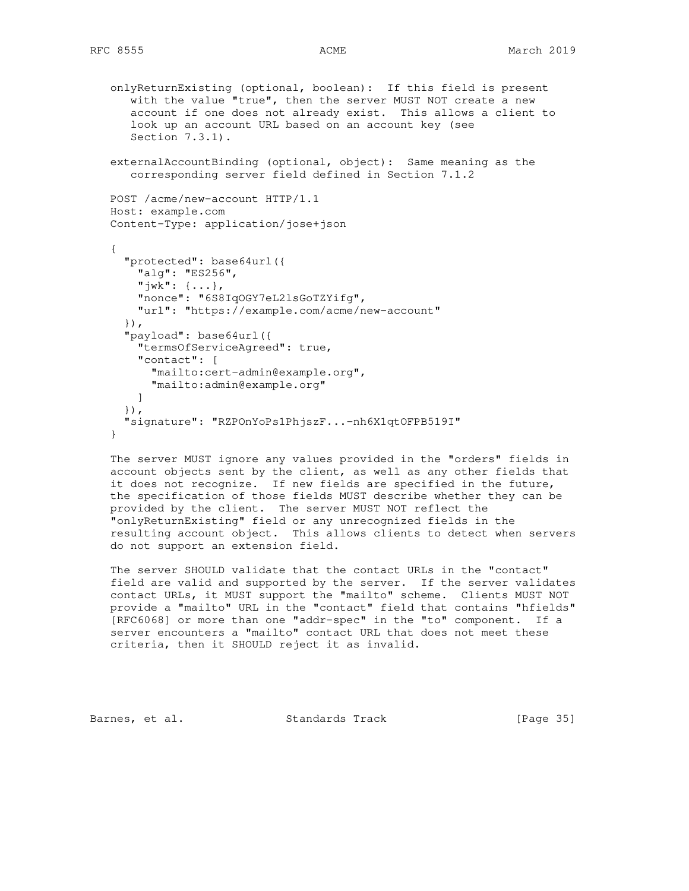onlyReturnExisting (optional, boolean): If this field is present with the value "true", then the server MUST NOT create a new account if one does not already exist. This allows a client to look up an account URL based on an account key (see Section 7.3.1).

externalAccountBinding (optional, object): Same meaning as the corresponding server field defined in Section 7.1.2

```
POST /acme/new-account HTTP/1.1
Host: example.com
Content-Type: application/jose+json

{
  "protected": base64url({
    "alg": "ES256",
    "jwk": {...},
    "nonce": "6S8IqOGY7eL2lsGoTZYifg",
    "url": "https://example.com/acme/new-account"
  }),
  "payload": base64url({
    "termsOfServiceAgreed": true,
    "contact": [
      "mailto:cert-admin@example.org",
      "mailto:admin@example.org"
    ]
  }),
  "signature": "RZPOnYoPs1PhjszF...-nh6X1qtOFPB519I"
}
```

The server MUST ignore any values provided in the "orders" fields in account objects sent by the client, as well as any other fields that it does not recognize. If new fields are specified in the future, the specification of those fields MUST describe whether they can be provided by the client. The server MUST NOT reflect the "onlyReturnExisting" field or any unrecognized fields in the resulting account object. This allows clients to detect when servers do not support an extension field.

The server SHOULD validate that the contact URLs in the "contact" field are valid and supported by the server. If the server validates contact URLs, it MUST support the "mailto" scheme. Clients MUST NOT provide a "mailto" URL in the "contact" field that contains "hfields" [RFC6068] or more than one "addr-spec" in the "to" component. If a server encounters a "mailto" contact URL that does not meet these criteria, then it SHOULD reject it as invalid.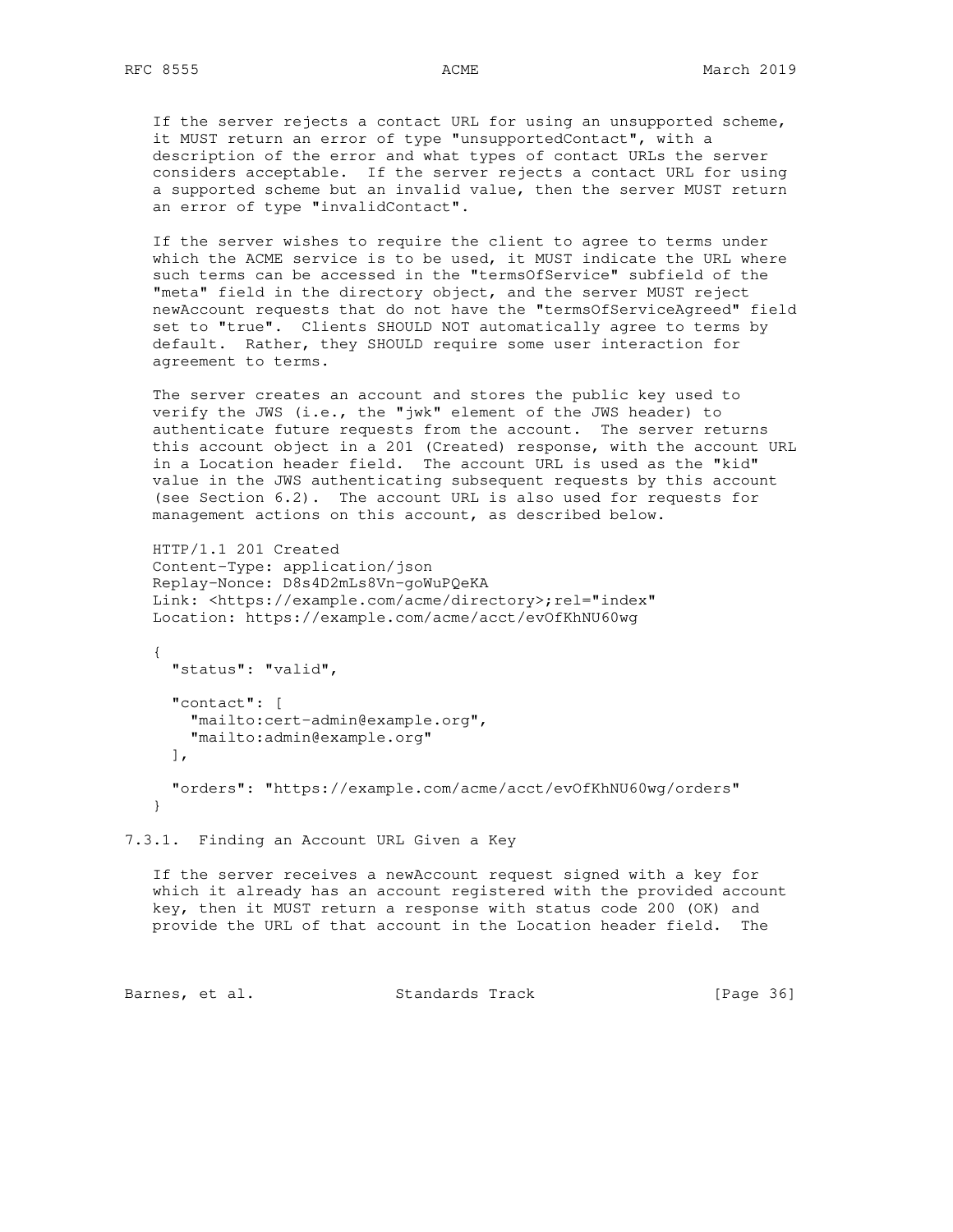If the server rejects a contact URL for using an unsupported scheme, it MUST return an error of type "unsupportedContact", with a description of the error and what types of contact URLs the server considers acceptable. If the server rejects a contact URL for using a supported scheme but an invalid value, then the server MUST return an error of type "invalidContact".

If the server wishes to require the client to agree to terms under which the ACME service is to be used, it MUST indicate the URL where such terms can be accessed in the "termsOfService" subfield of the "meta" field in the directory object, and the server MUST reject newAccount requests that do not have the "termsOfServiceAgreed" field set to "true". Clients SHOULD NOT automatically agree to terms by default. Rather, they SHOULD require some user interaction for agreement to terms.

The server creates an account and stores the public key used to verify the JWS (i.e., the "jwk" element of the JWS header) to authenticate future requests from the account. The server returns this account object in a 201 (Created) response, with the account URL in a Location header field. The account URL is used as the "kid" value in the JWS authenticating subsequent requests by this account (see Section 6.2). The account URL is also used for requests for management actions on this account, as described below.

```
HTTP/1.1 201 Created
Content-Type: application/json
Replay-Nonce: D8s4D2mLs8Vn-goWuPQeKA
Link: <https://example.com/acme/directory>;rel="index"
Location: https://example.com/acme/acct/evOfKhNU60wg

{
  "status": "valid",

  "contact": [
    "mailto:cert-admin@example.org",
    "mailto:admin@example.org"
  ],

  "orders": "https://example.com/acme/acct/evOfKhNU60wg/orders"
}
```

### 7.3.1. Finding an Account URL Given a Key

If the server receives a newAccount request signed with a key for which it already has an account registered with the provided account key, then it MUST return a response with status code 200 (OK) and provide the URL of that account in the Location header field. The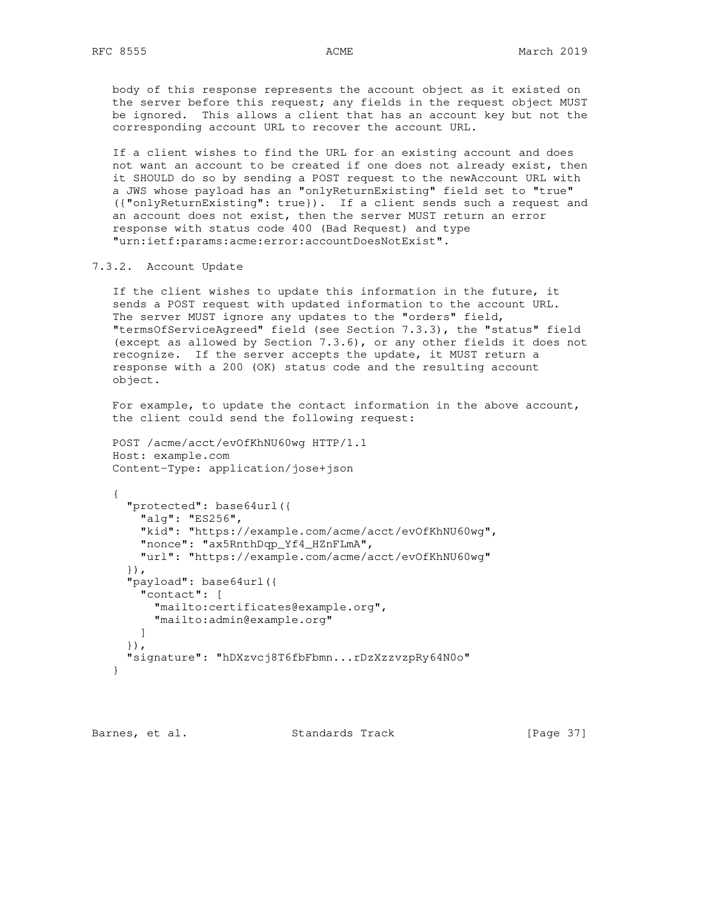body of this response represents the account object as it existed on the server before this request; any fields in the request object MUST be ignored. This allows a client that has an account key but not the corresponding account URL to recover the account URL.

If a client wishes to find the URL for an existing account and does not want an account to be created if one does not already exist, then it SHOULD do so by sending a POST request to the newAccount URL with a JWS whose payload has an "onlyReturnExisting" field set to "true" ({"onlyReturnExisting": true}). If a client sends such a request and an account does not exist, then the server MUST return an error response with status code 400 (Bad Request) and type "urn:ietf:params:acme:error:accountDoesNotExist".

### 7.3.2. Account Update

If the client wishes to update this information in the future, it sends a POST request with updated information to the account URL. The server MUST ignore any updates to the "orders" field, "termsOfServiceAgreed" field (see Section 7.3.3), the "status" field (except as allowed by Section 7.3.6), or any other fields it does not recognize. If the server accepts the update, it MUST return a response with a 200 (OK) status code and the resulting account object.

For example, to update the contact information in the above account, the client could send the following request:

```
POST /acme/acct/evOfKhNU60wg HTTP/1.1
Host: example.com
Content-Type: application/jose+json

{
  "protected": base64url({
    "alg": "ES256",
    "kid": "https://example.com/acme/acct/evOfKhNU60wg",
    "nonce": "ax5RnthDqp_Yf4_HZnFLmA",
    "url": "https://example.com/acme/acct/evOfKhNU60wg"
  }),
  "payload": base64url({
    "contact": [
      "mailto:certificates@example.org",
      "mailto:admin@example.org"
    ]
  }),
  "signature": "hDXzvcj8T6fbFbmn...rDzXzzvzpRy64N0o"
}
```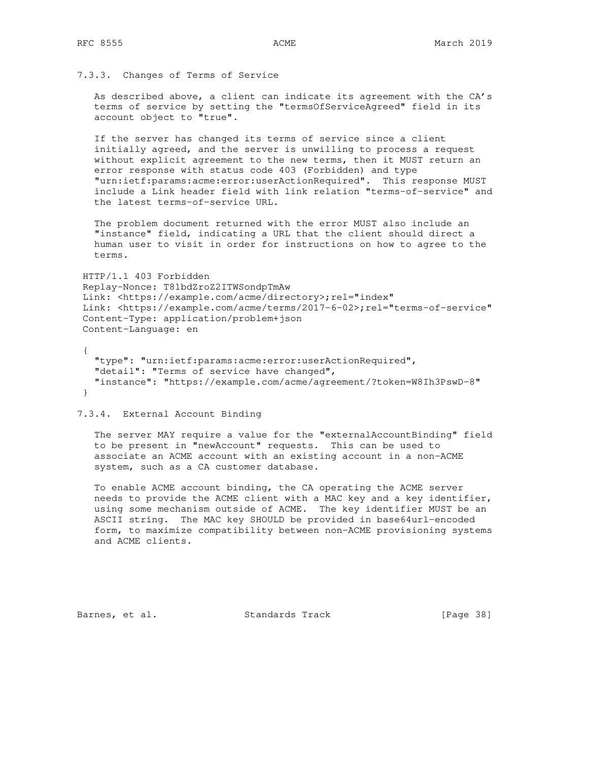#### 7.3.3. Changes of Terms of Service

As described above, a client can indicate its agreement with the CA's terms of service by setting the "termsOfServiceAgreed" field in its account object to "true".

If the server has changed its terms of service since a client initially agreed, and the server is unwilling to process a request without explicit agreement to the new terms, then it MUST return an error response with status code 403 (Forbidden) and type "urn:ietf:params:acme:error:userActionRequired". This response MUST include a Link header field with link relation "terms-of-service" and the latest terms-of-service URL.

The problem document returned with the error MUST also include an "instance" field, indicating a URL that the client should direct a human user to visit in order for instructions on how to agree to the terms.

```
HTTP/1.1 403 Forbidden
Replay-Nonce: T81bdZroZ2ITWSondpTmAw
Link: <https://example.com/acme/directory>;rel="index"
Link: <https://example.com/acme/terms/2017-6-02>;rel="terms-of-service"
Content-Type: application/problem+json
Content-Language: en

{
  "type": "urn:ietf:params:acme:error:userActionRequired",
  "detail": "Terms of service have changed",
  "instance": "https://example.com/acme/agreement/?token=W8Ih3PswD-8"
}
```

#### 7.3.4. External Account Binding

The server MAY require a value for the "externalAccountBinding" field to be present in "newAccount" requests. This can be used to associate an ACME account with an existing account in a non-ACME system, such as a CA customer database.

To enable ACME account binding, the CA operating the ACME server needs to provide the ACME client with a MAC key and a key identifier, using some mechanism outside of ACME. The key identifier MUST be an ASCII string. The MAC key SHOULD be provided in base64url-encoded form, to maximize compatibility between non-ACME provisioning systems and ACME clients.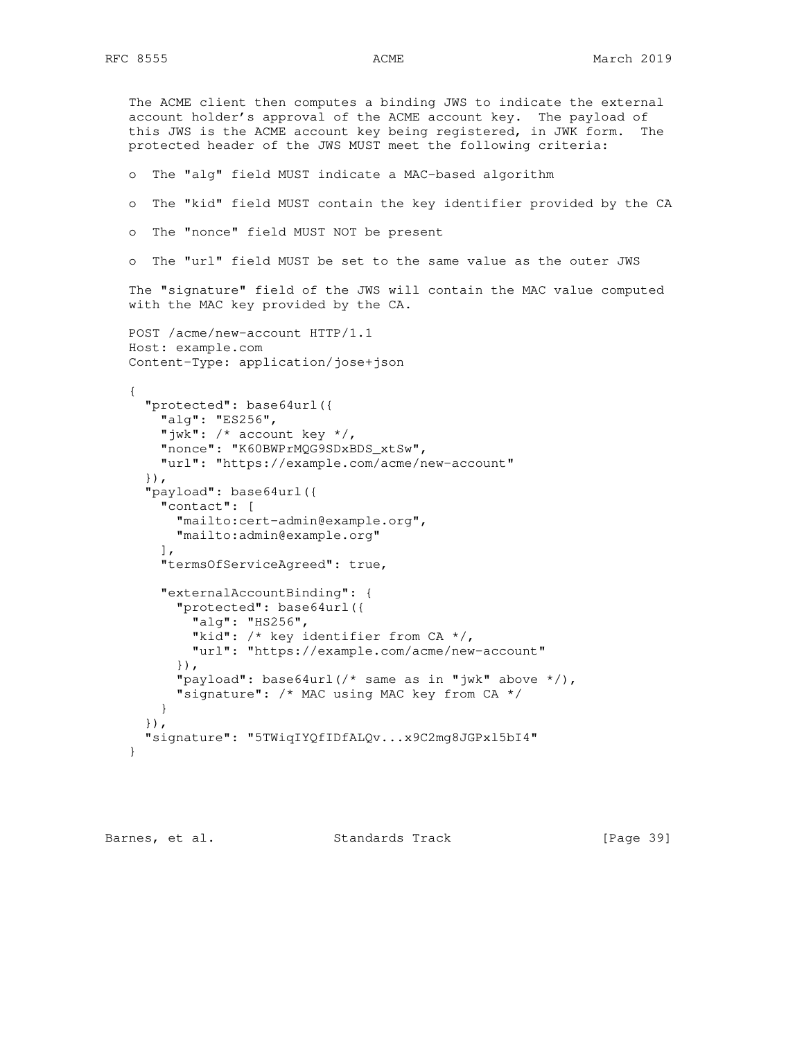The ACME client then computes a binding JWS to indicate the external account holder's approval of the ACME account key. The payload of this JWS is the ACME account key being registered, in JWK form. The protected header of the JWS MUST meet the following criteria:

- The "alg" field MUST indicate a MAC-based algorithm
- The "kid" field MUST contain the key identifier provided by the CA
- The "nonce" field MUST NOT be present
- The "url" field MUST be set to the same value as the outer JWS

The "signature" field of the JWS will contain the MAC value computed with the MAC key provided by the CA.

```
POST /acme/new-account HTTP/1.1
Host: example.com
Content-Type: application/jose+json

{
  "protected": base64url({
    "alg": "ES256",
    "jwk": /* account key */,
    "nonce": "K60BWPrMQG9SDxBDS_xtSw",
    "url": "https://example.com/acme/new-account"
  }),
  "payload": base64url({
    "contact": [
      "mailto:cert-admin@example.org",
      "mailto:admin@example.org"
    ],
    "termsOfServiceAgreed": true,

    "externalAccountBinding": {
      "protected": base64url({
        "alg": "HS256",
        "kid": /* key identifier from CA */,
        "url": "https://example.com/acme/new-account"
      }),
      "payload": base64url(/* same as in "jwk" above */),
      "signature": /* MAC using MAC key from CA */
    }
  }),
  "signature": "5TWiqIYQfIDfALQv...x9C2mg8JGPxl5bI4"
}
```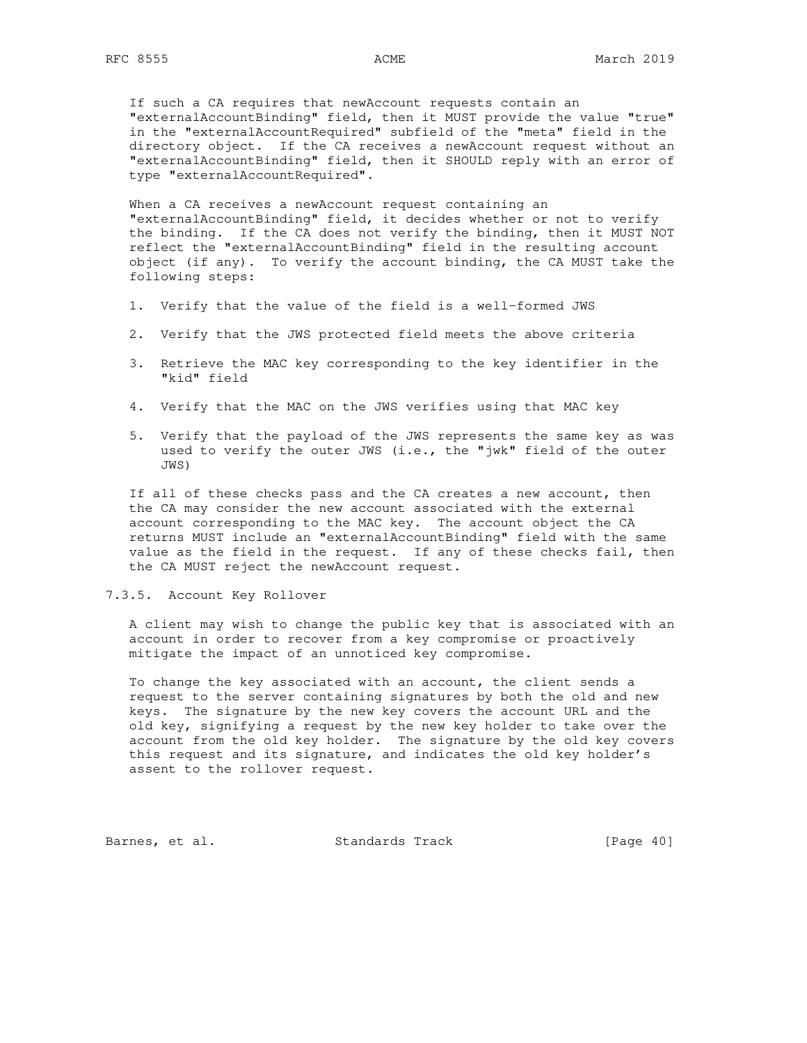If such a CA requires that newAccount requests contain an "externalAccountBinding" field, then it MUST provide the value "true" in the "externalAccountRequired" subfield of the "meta" field in the directory object. If the CA receives a newAccount request without an "externalAccountBinding" field, then it SHOULD reply with an error of type "externalAccountRequired".

When a CA receives a newAccount request containing an "externalAccountBinding" field, it decides whether or not to verify the binding. If the CA does not verify the binding, then it MUST NOT reflect the "externalAccountBinding" field in the resulting account object (if any). To verify the account binding, the CA MUST take the following steps:

1. Verify that the value of the field is a well-formed JWS

2. Verify that the JWS protected field meets the above criteria

3. Retrieve the MAC key corresponding to the key identifier in the "kid" field

4. Verify that the MAC on the JWS verifies using that MAC key

5. Verify that the payload of the JWS represents the same key as was used to verify the outer JWS (i.e., the "jwk" field of the outer JWS)

If all of these checks pass and the CA creates a new account, then the CA may consider the new account associated with the external account corresponding to the MAC key. The account object the CA returns MUST include an "externalAccountBinding" field with the same value as the field in the request. If any of these checks fail, then the CA MUST reject the newAccount request.

#### 7.3.5. Account Key Rollover

A client may wish to change the public key that is associated with an account in order to recover from a key compromise or proactively mitigate the impact of an unnoticed key compromise.

To change the key associated with an account, the client sends a request to the server containing signatures by both the old and new keys. The signature by the new key covers the account URL and the old key, signifying a request by the new key holder to take over the account from the old key holder. The signature by the old key covers this request and its signature, and indicates the old key holder's assent to the rollover request.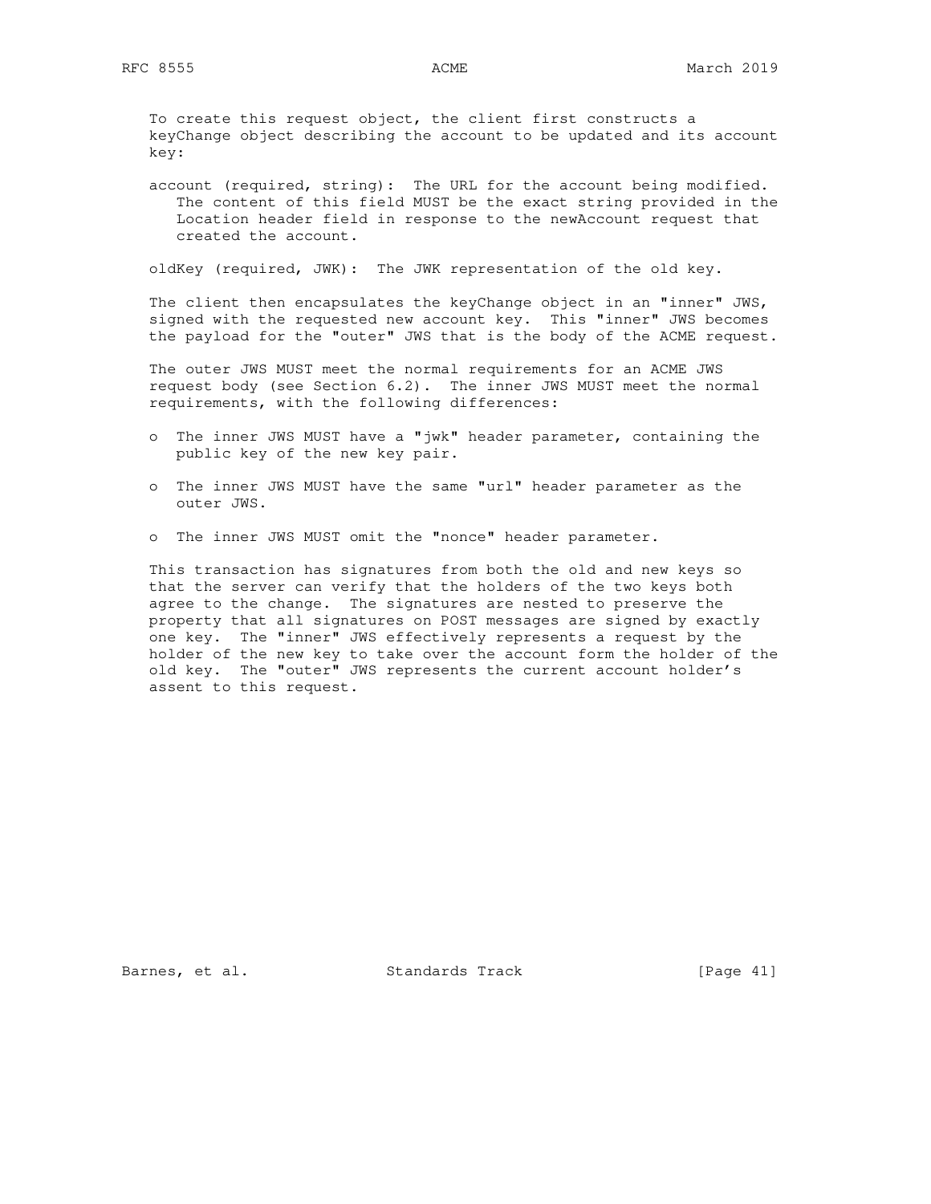To create this request object, the client first constructs a keyChange object describing the account to be updated and its account key:

account (required, string): The URL for the account being modified. The content of this field MUST be the exact string provided in the Location header field in response to the newAccount request that created the account.

oldKey (required, JWK): The JWK representation of the old key.

The client then encapsulates the keyChange object in an "inner" JWS, signed with the requested new account key. This "inner" JWS becomes the payload for the "outer" JWS that is the body of the ACME request.

The outer JWS MUST meet the normal requirements for an ACME JWS request body (see Section 6.2). The inner JWS MUST meet the normal requirements, with the following differences:

- The inner JWS MUST have a "jwk" header parameter, containing the public key of the new key pair.
- The inner JWS MUST have the same "url" header parameter as the outer JWS.
- The inner JWS MUST omit the "nonce" header parameter.

This transaction has signatures from both the old and new keys so that the server can verify that the holders of the two keys both agree to the change. The signatures are nested to preserve the property that all signatures on POST messages are signed by exactly one key. The "inner" JWS effectively represents a request by the holder of the new key to take over the account form the holder of the old key. The "outer" JWS represents the current account holder's assent to this request.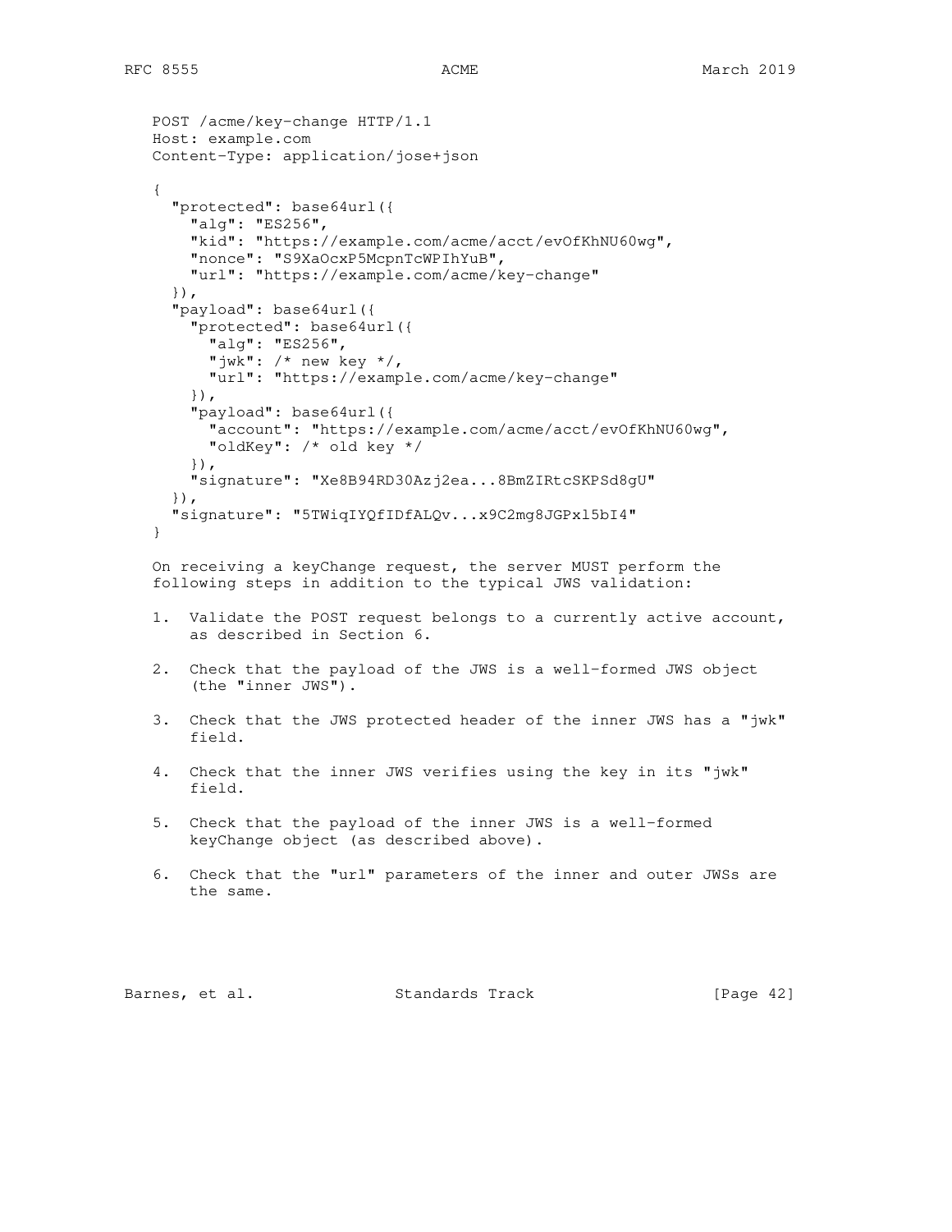```
POST /acme/key-change HTTP/1.1
Host: example.com
Content-Type: application/jose+json

{
  "protected": base64url({
    "alg": "ES256",
    "kid": "https://example.com/acme/acct/evOfKhNU60wg",
    "nonce": "S9XaOcxP5McpnTcWPIhYuB",
    "url": "https://example.com/acme/key-change"
  }),
  "payload": base64url({
    "protected": base64url({
      "alg": "ES256",
      "jwk": /* new key */,
      "url": "https://example.com/acme/key-change"
    }),
    "payload": base64url({
      "account": "https://example.com/acme/acct/evOfKhNU60wg",
      "oldKey": /* old key */
    }),
    "signature": "Xe8B94RD30Azj2ea...8BmZIRtcSKPSd8gU"
  }),
  "signature": "5TWiqIYQfIDfALQv...x9C2mg8JGPxl5bI4"
}
```

On receiving a keyChange request, the server MUST perform the following steps in addition to the typical JWS validation:

1. Validate the POST request belongs to a currently active account, as described in Section 6.

2. Check that the payload of the JWS is a well-formed JWS object (the "inner JWS").

3. Check that the JWS protected header of the inner JWS has a "jwk" field.

4. Check that the inner JWS verifies using the key in its "jwk" field.

5. Check that the payload of the inner JWS is a well-formed keyChange object (as described above).

6. Check that the "url" parameters of the inner and outer JWSs are the same.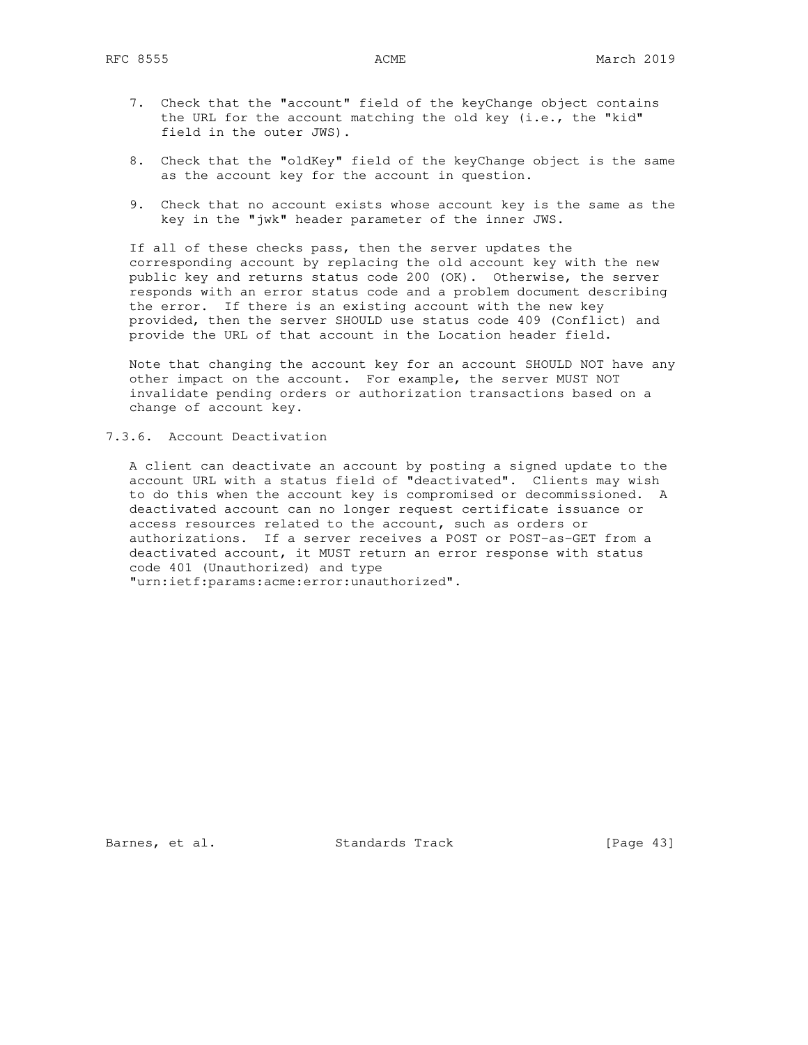7. Check that the "account" field of the keyChange object contains the URL for the account matching the old key (i.e., the "kid" field in the outer JWS).

8. Check that the "oldKey" field of the keyChange object is the same as the account key for the account in question.

9. Check that no account exists whose account key is the same as the key in the "jwk" header parameter of the inner JWS.

If all of these checks pass, then the server updates the corresponding account by replacing the old account key with the new public key and returns status code 200 (OK). Otherwise, the server responds with an error status code and a problem document describing the error. If there is an existing account with the new key provided, then the server SHOULD use status code 409 (Conflict) and provide the URL of that account in the Location header field.

Note that changing the account key for an account SHOULD NOT have any other impact on the account. For example, the server MUST NOT invalidate pending orders or authorization transactions based on a change of account key.

### 7.3.6. Account Deactivation

A client can deactivate an account by posting a signed update to the account URL with a status field of "deactivated". Clients may wish to do this when the account key is compromised or decommissioned. A deactivated account can no longer request certificate issuance or access resources related to the account, such as orders or authorizations. If a server receives a POST or POST-as-GET from a deactivated account, it MUST return an error response with status code 401 (Unauthorized) and type "urn:ietf:params:acme:error:unauthorized".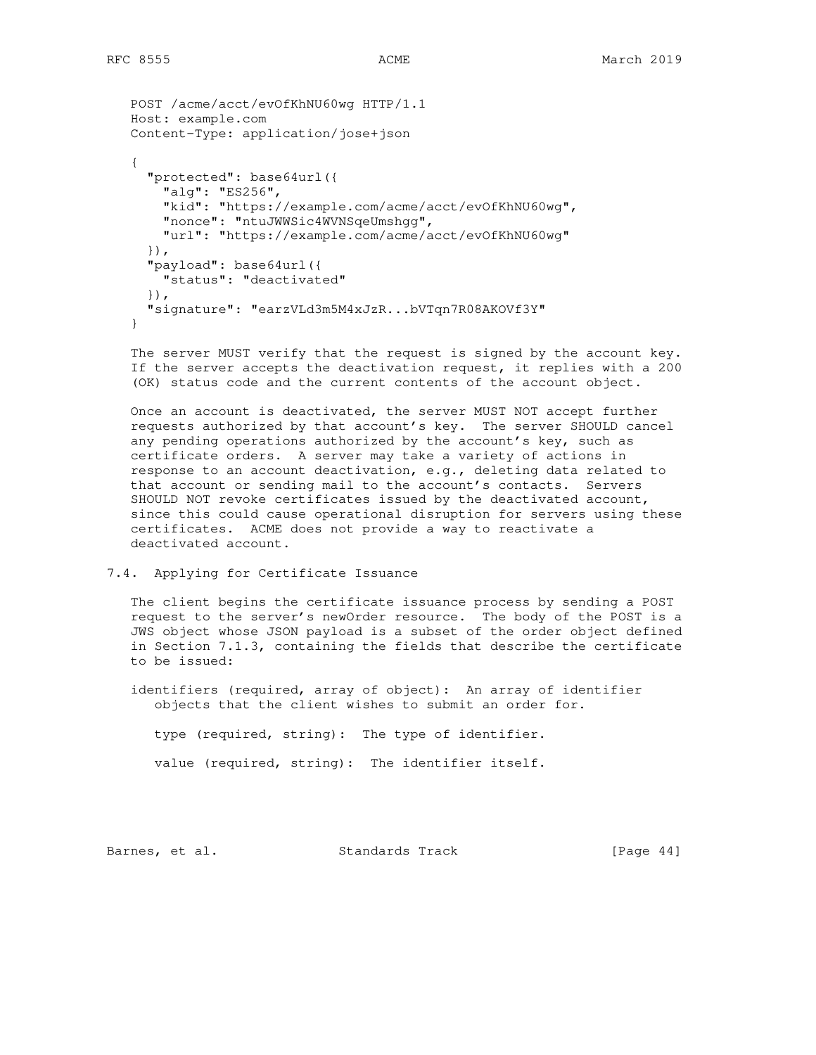```
POST /acme/acct/evOfKhNU60wg HTTP/1.1
Host: example.com
Content-Type: application/jose+json

{
  "protected": base64url({
    "alg": "ES256",
    "kid": "https://example.com/acme/acct/evOfKhNU60wg",
    "nonce": "ntuJWWSic4WVNSqeUmshgg",
    "url": "https://example.com/acme/acct/evOfKhNU60wg"
  }),
  "payload": base64url({
    "status": "deactivated"
  }),
  "signature": "earzVLd3m5M4xJzR...bVTqn7R08AKOVf3Y"
}
```

The server MUST verify that the request is signed by the account key. If the server accepts the deactivation request, it replies with a 200 (OK) status code and the current contents of the account object.

Once an account is deactivated, the server MUST NOT accept further requests authorized by that account's key. The server SHOULD cancel any pending operations authorized by the account's key, such as certificate orders. A server may take a variety of actions in response to an account deactivation, e.g., deleting data related to that account or sending mail to the account's contacts. Servers SHOULD NOT revoke certificates issued by the deactivated account, since this could cause operational disruption for servers using these certificates. ACME does not provide a way to reactivate a deactivated account.

### 7.4. Applying for Certificate Issuance

The client begins the certificate issuance process by sending a POST request to the server's newOrder resource. The body of the POST is a JWS object whose JSON payload is a subset of the order object defined in Section 7.1.3, containing the fields that describe the certificate to be issued:

identifiers (required, array of object): An array of identifier objects that the client wishes to submit an order for.

- type (required, string): The type of identifier.

- value (required, string): The identifier itself.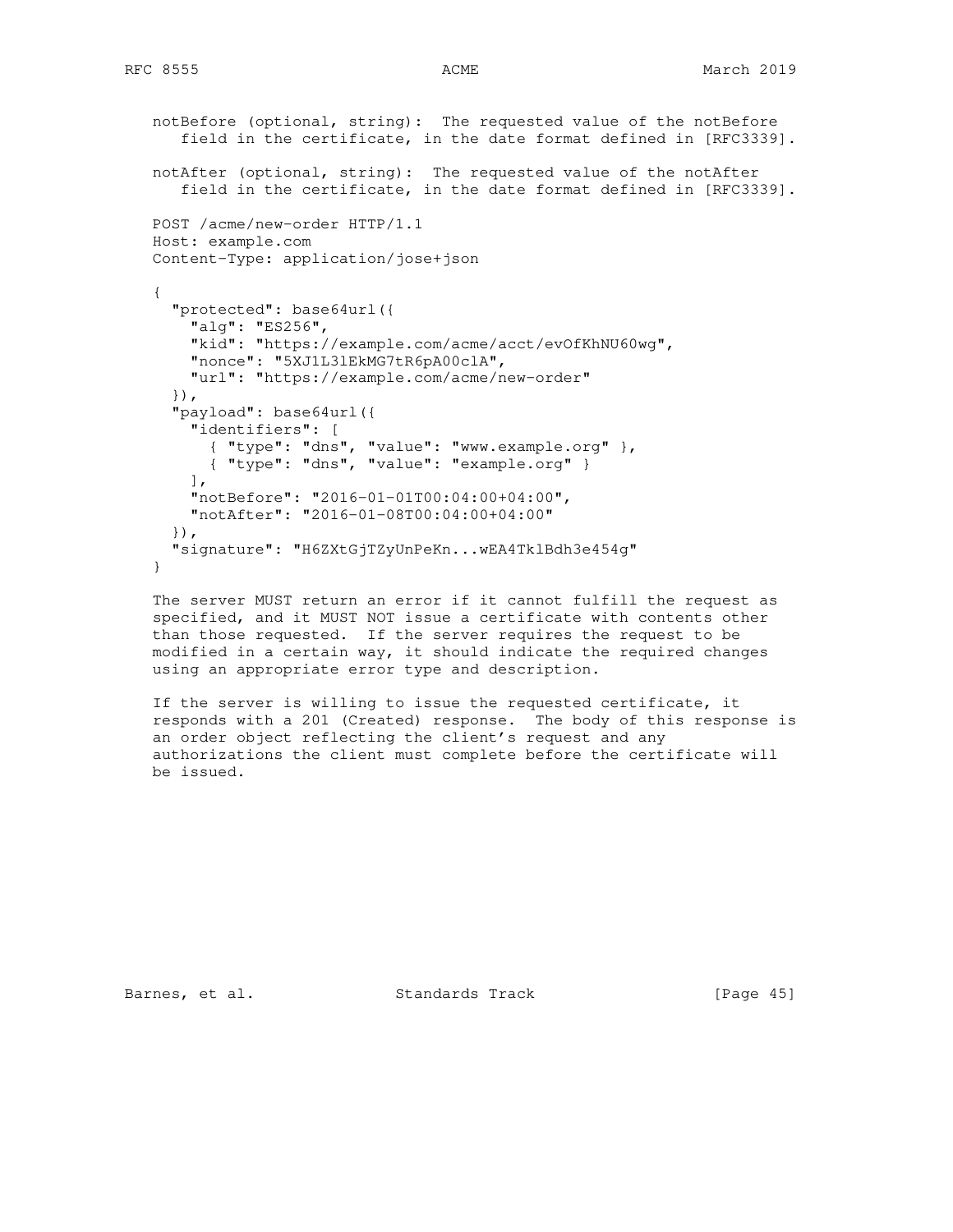notBefore (optional, string): The requested value of the notBefore field in the certificate, in the date format defined in [RFC3339].

notAfter (optional, string): The requested value of the notAfter field in the certificate, in the date format defined in [RFC3339].

```
POST /acme/new-order HTTP/1.1
Host: example.com
Content-Type: application/jose+json

{
  "protected": base64url({
    "alg": "ES256",
    "kid": "https://example.com/acme/acct/evOfKhNU60wg",
    "nonce": "5XJ1L3lEkMG7tR6pA00clA",
    "url": "https://example.com/acme/new-order"
  }),
  "payload": base64url({
    "identifiers": [
      { "type": "dns", "value": "www.example.org" },
      { "type": "dns", "value": "example.org" }
    ],
    "notBefore": "2016-01-01T00:04:00+04:00",
    "notAfter": "2016-01-08T00:04:00+04:00"
  }),
  "signature": "H6ZXtGjTZyUnPeKn...wEA4TklBdh3e454g"
}
```

The server MUST return an error if it cannot fulfill the request as specified, and it MUST NOT issue a certificate with contents other than those requested. If the server requires the request to be modified in a certain way, it should indicate the required changes using an appropriate error type and description.

If the server is willing to issue the requested certificate, it responds with a 201 (Created) response. The body of this response is an order object reflecting the client's request and any authorizations the client must complete before the certificate will be issued.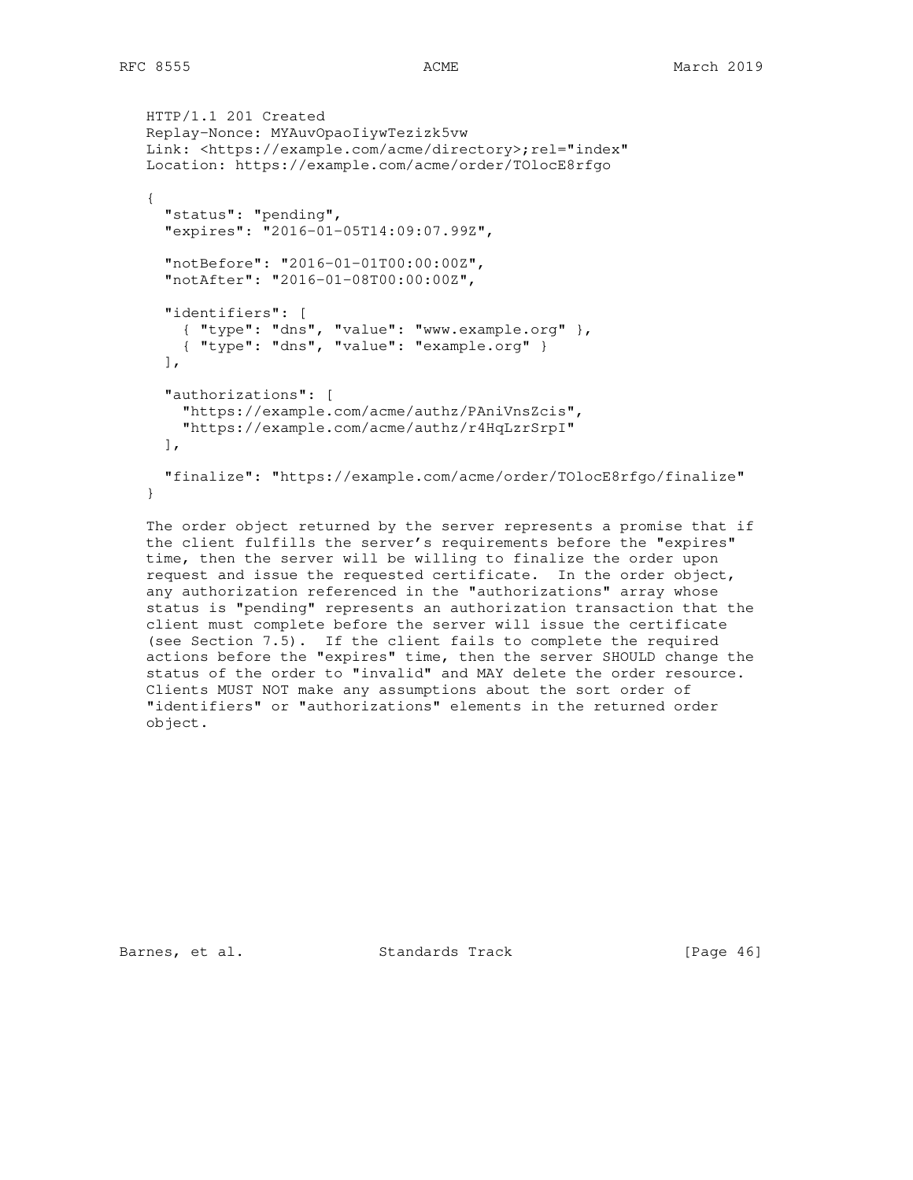```
HTTP/1.1 201 Created
Replay-Nonce: MYAuvOpaoIiywTezizk5vw
Link: <https://example.com/acme/directory>;rel="index"
Location: https://example.com/acme/order/TOlocE8rfgo

{
  "status": "pending",
  "expires": "2016-01-05T14:09:07.99Z",

  "notBefore": "2016-01-01T00:00:00Z",
  "notAfter": "2016-01-08T00:00:00Z",

  "identifiers": [
    { "type": "dns", "value": "www.example.org" },
    { "type": "dns", "value": "example.org" }
  ],

  "authorizations": [
    "https://example.com/acme/authz/PAniVnsZcis",
    "https://example.com/acme/authz/r4HqLzrSrpI"
  ],

  "finalize": "https://example.com/acme/order/TOlocE8rfgo/finalize"
}
```

The order object returned by the server represents a promise that if the client fulfills the server's requirements before the "expires" time, then the server will be willing to finalize the order upon request and issue the requested certificate. In the order object, any authorization referenced in the "authorizations" array whose status is "pending" represents an authorization transaction that the client must complete before the server will issue the certificate (see Section 7.5). If the client fails to complete the required actions before the "expires" time, then the server SHOULD change the status of the order to "invalid" and MAY delete the order resource. Clients MUST NOT make any assumptions about the sort order of "identifiers" or "authorizations" elements in the returned order object.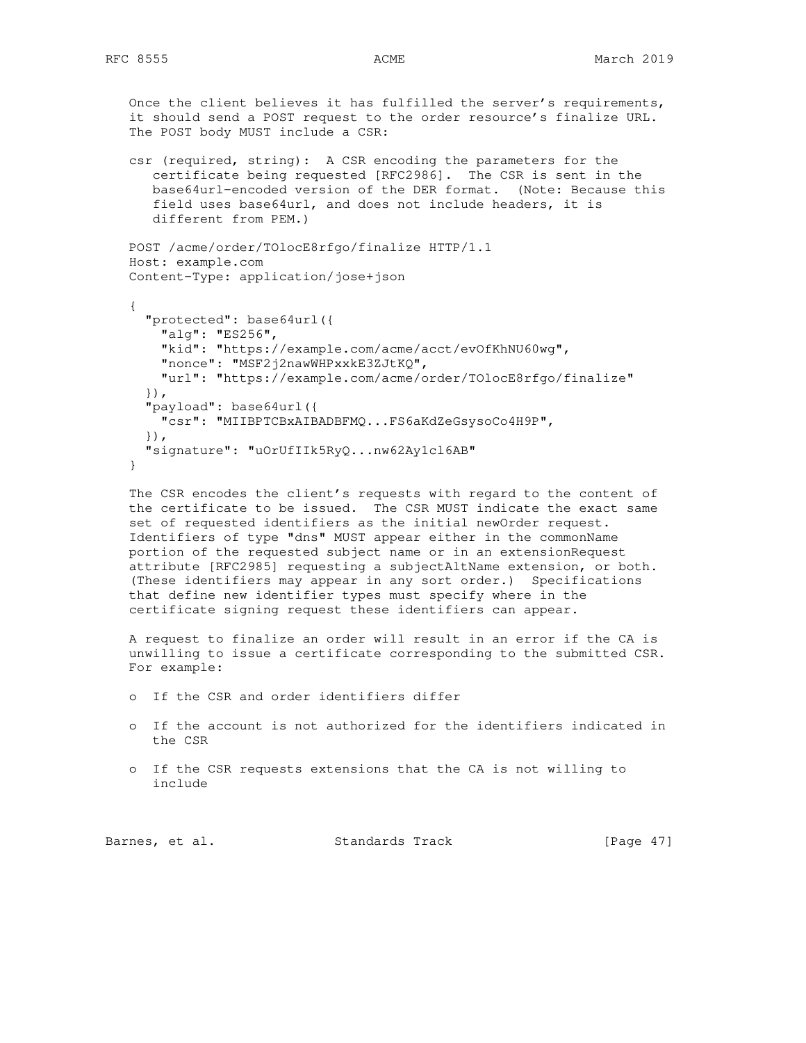Once the client believes it has fulfilled the server's requirements, it should send a POST request to the order resource's finalize URL. The POST body MUST include a CSR:

csr (required, string): A CSR encoding the parameters for the certificate being requested [RFC2986]. The CSR is sent in the base64url-encoded version of the DER format. (Note: Because this field uses base64url, and does not include headers, it is different from PEM.)

```
POST /acme/order/TOlocE8rfgo/finalize HTTP/1.1
Host: example.com
Content-Type: application/jose+json

{
  "protected": base64url({
    "alg": "ES256",
    "kid": "https://example.com/acme/acct/evOfKhNU60wg",
    "nonce": "MSF2j2nawWHPxxkE3ZJtKQ",
    "url": "https://example.com/acme/order/TOlocE8rfgo/finalize"
  }),
  "payload": base64url({
    "csr": "MIIBPTCBxAIBADBFMQ...FS6aKdZeGsysoCo4H9P",
  }),
  "signature": "uOrUfIIk5RyQ...nw62Ay1cl6AB"
}
```

The CSR encodes the client's requests with regard to the content of the certificate to be issued. The CSR MUST indicate the exact same set of requested identifiers as the initial newOrder request. Identifiers of type "dns" MUST appear either in the commonName portion of the requested subject name or in an extensionRequest attribute [RFC2985] requesting a subjectAltName extension, or both. (These identifiers may appear in any sort order.) Specifications that define new identifier types must specify where in the certificate signing request these identifiers can appear.

A request to finalize an order will result in an error if the CA is unwilling to issue a certificate corresponding to the submitted CSR. For example:

- If the CSR and order identifiers differ
- If the account is not authorized for the identifiers indicated in the CSR
- If the CSR requests extensions that the CA is not willing to include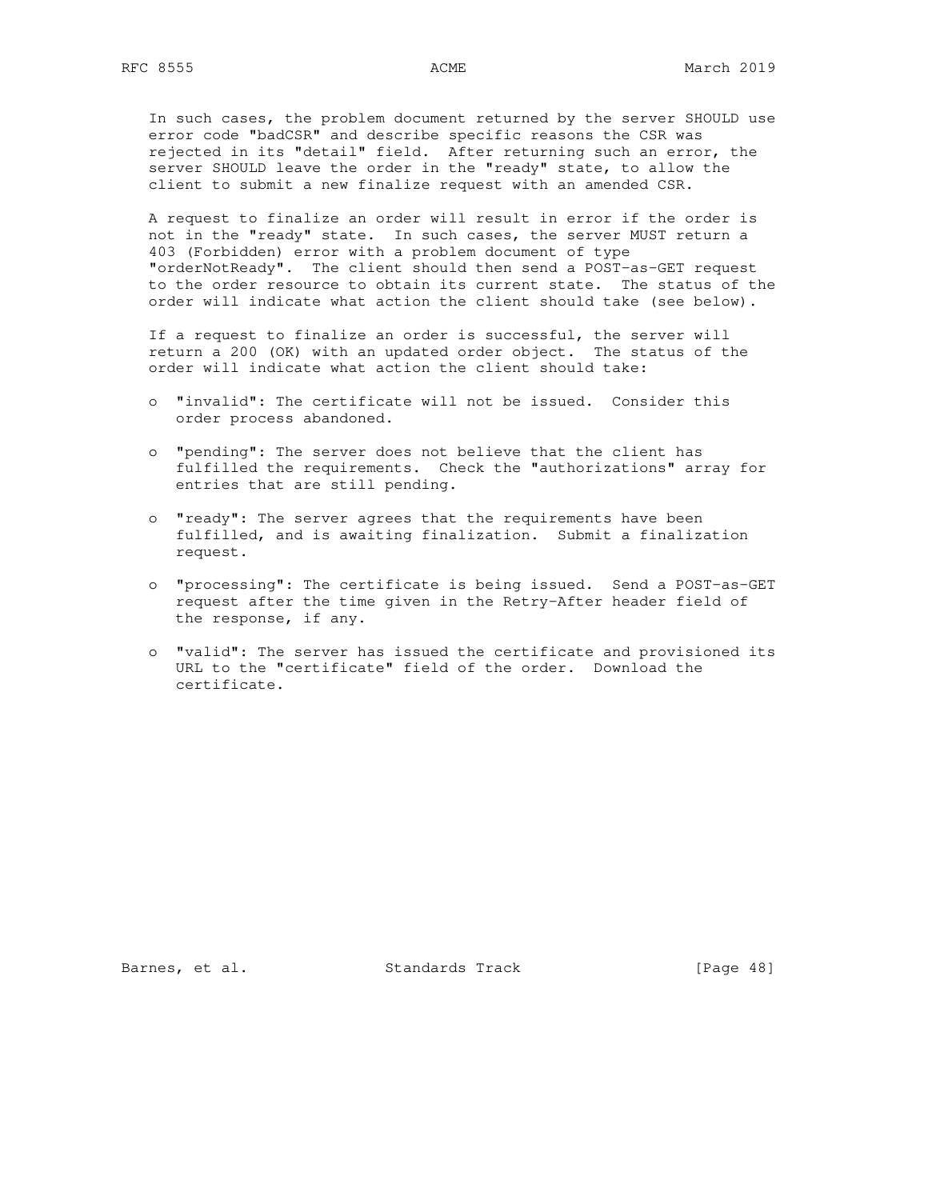In such cases, the problem document returned by the server SHOULD use error code "badCSR" and describe specific reasons the CSR was rejected in its "detail" field. After returning such an error, the server SHOULD leave the order in the "ready" state, to allow the client to submit a new finalize request with an amended CSR.

A request to finalize an order will result in error if the order is not in the "ready" state. In such cases, the server MUST return a 403 (Forbidden) error with a problem document of type "orderNotReady". The client should then send a POST-as-GET request to the order resource to obtain its current state. The status of the order will indicate what action the client should take (see below).

If a request to finalize an order is successful, the server will return a 200 (OK) with an updated order object. The status of the order will indicate what action the client should take:

- "invalid": The certificate will not be issued. Consider this order process abandoned.

- "pending": The server does not believe that the client has fulfilled the requirements. Check the "authorizations" array for entries that are still pending.

- "ready": The server agrees that the requirements have been fulfilled, and is awaiting finalization. Submit a finalization request.

- "processing": The certificate is being issued. Send a POST-as-GET request after the time given in the Retry-After header field of the response, if any.

- "valid": The server has issued the certificate and provisioned its URL to the "certificate" field of the order. Download the certificate.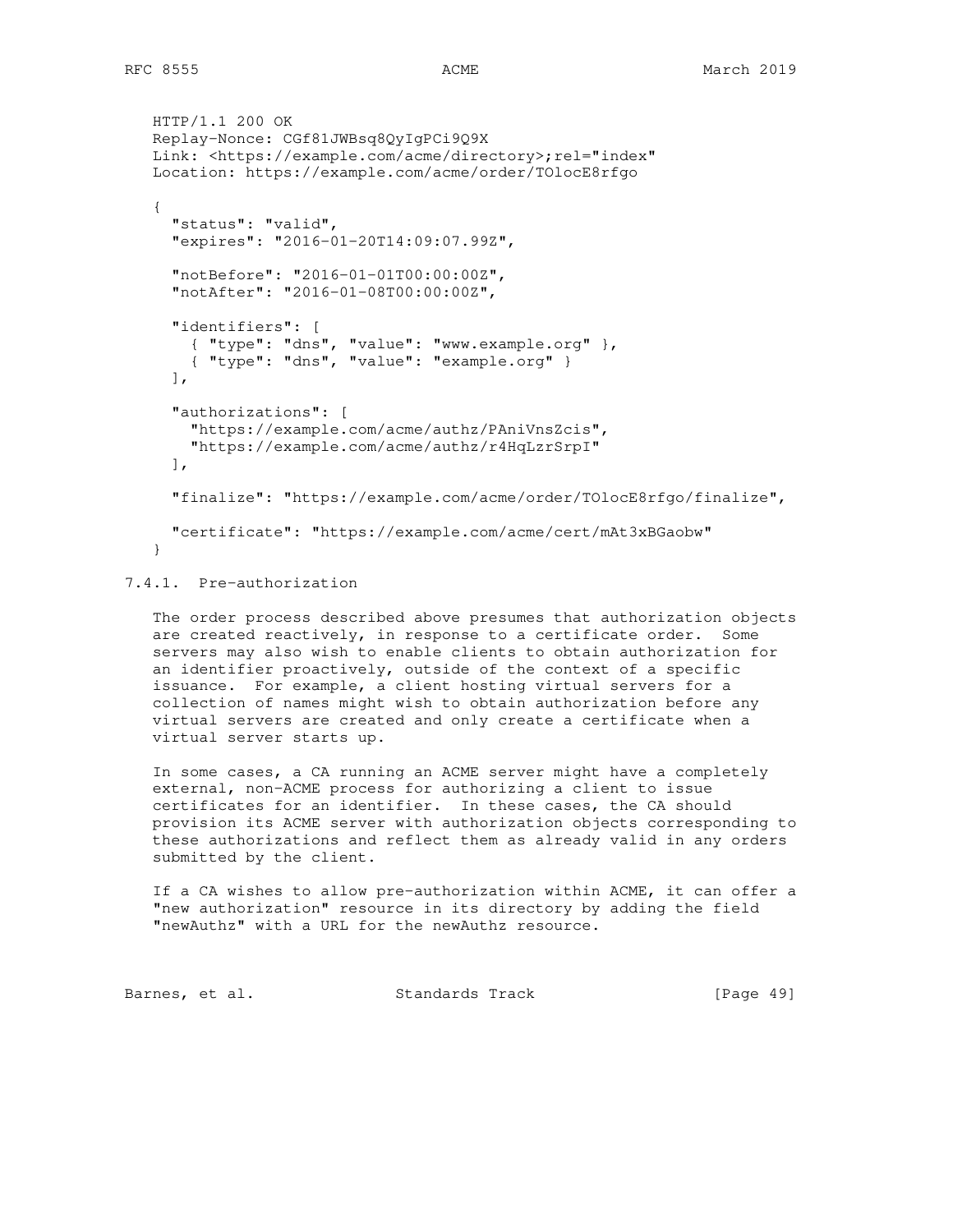```
HTTP/1.1 200 OK
Replay-Nonce: CGf81JWBsq8QyIgPCi9Q9X
Link: <https://example.com/acme/directory>;rel="index"
Location: https://example.com/acme/order/TOlocE8rfgo

{
  "status": "valid",
  "expires": "2016-01-20T14:09:07.99Z",

  "notBefore": "2016-01-01T00:00:00Z",
  "notAfter": "2016-01-08T00:00:00Z",

  "identifiers": [
    { "type": "dns", "value": "www.example.org" },
    { "type": "dns", "value": "example.org" }
  ],

  "authorizations": [
    "https://example.com/acme/authz/PAniVnsZcis",
    "https://example.com/acme/authz/r4HqLzrSrpI"
  ],

  "finalize": "https://example.com/acme/order/TOlocE8rfgo/finalize",

  "certificate": "https://example.com/acme/cert/mAt3xBGaobw"
}
```

### 7.4.1. Pre-authorization

The order process described above presumes that authorization objects are created reactively, in response to a certificate order. Some servers may also wish to enable clients to obtain authorization for an identifier proactively, outside of the context of a specific issuance. For example, a client hosting virtual servers for a collection of names might wish to obtain authorization before any virtual servers are created and only create a certificate when a virtual server starts up.

In some cases, a CA running an ACME server might have a completely external, non-ACME process for authorizing a client to issue certificates for an identifier. In these cases, the CA should provision its ACME server with authorization objects corresponding to these authorizations and reflect them as already valid in any orders submitted by the client.

If a CA wishes to allow pre-authorization within ACME, it can offer a "new authorization" resource in its directory by adding the field "newAuthz" with a URL for the newAuthz resource.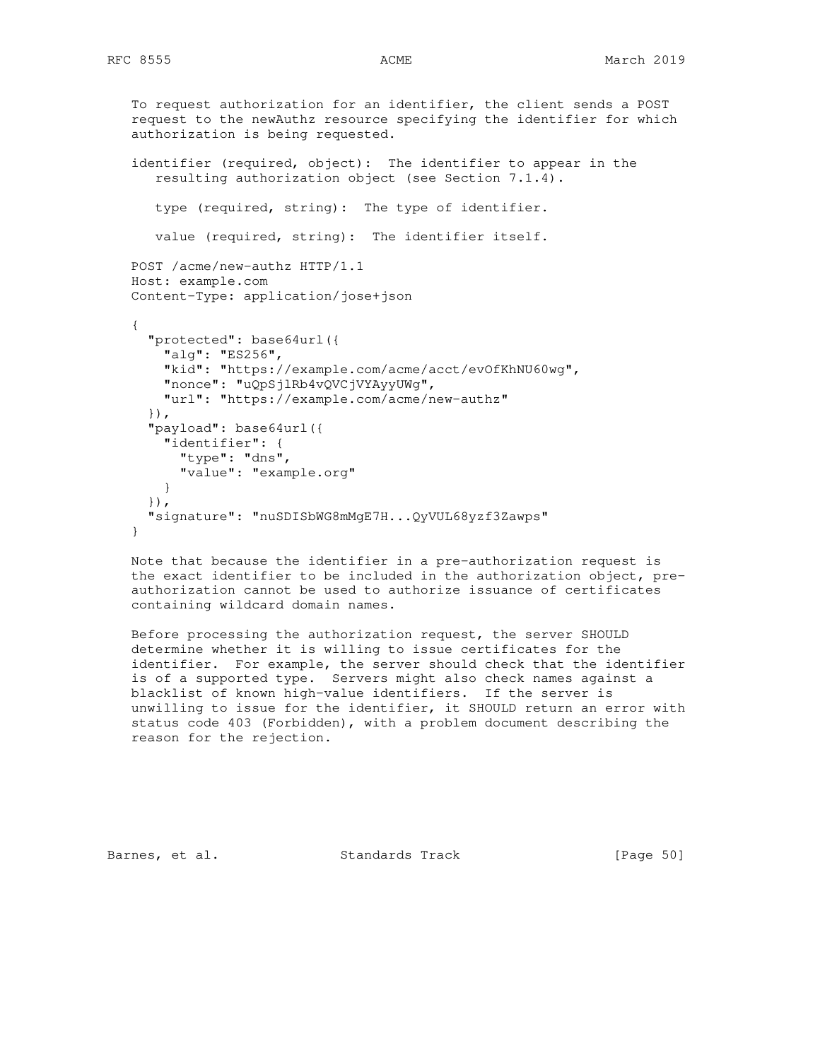To request authorization for an identifier, the client sends a POST request to the newAuthz resource specifying the identifier for which authorization is being requested.

identifier (required, object): The identifier to appear in the resulting authorization object (see Section 7.1.4).

type (required, string): The type of identifier.

value (required, string): The identifier itself.

```
POST /acme/new-authz HTTP/1.1
Host: example.com
Content-Type: application/jose+json

{
  "protected": base64url({
    "alg": "ES256",
    "kid": "https://example.com/acme/acct/evOfKhNU60wg",
    "nonce": "uQpSjlRb4vQVCjVYAyyUWg",
    "url": "https://example.com/acme/new-authz"
  }),
  "payload": base64url({
    "identifier": {
      "type": "dns",
      "value": "example.org"
    }
  }),
  "signature": "nuSDISbWG8mMgE7H...QyVUL68yzf3Zawps"
}
```

Note that because the identifier in a pre-authorization request is the exact identifier to be included in the authorization object, pre-authorization cannot be used to authorize issuance of certificates containing wildcard domain names.

Before processing the authorization request, the server SHOULD determine whether it is willing to issue certificates for the identifier. For example, the server should check that the identifier is of a supported type. Servers might also check names against a blacklist of known high-value identifiers. If the server is unwilling to issue for the identifier, it SHOULD return an error with status code 403 (Forbidden), with a problem document describing the reason for the rejection.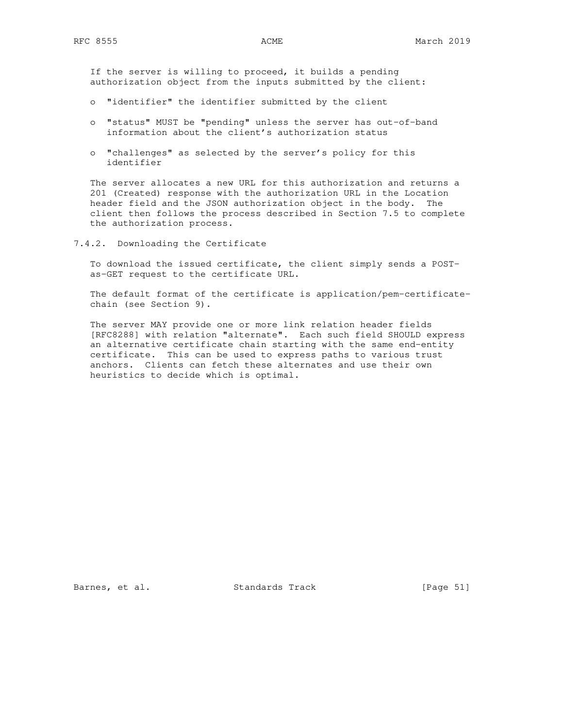If the server is willing to proceed, it builds a pending authorization object from the inputs submitted by the client:

- "identifier" the identifier submitted by the client
- "status" MUST be "pending" unless the server has out-of-band information about the client's authorization status
- "challenges" as selected by the server's policy for this identifier

The server allocates a new URL for this authorization and returns a 201 (Created) response with the authorization URL in the Location header field and the JSON authorization object in the body. The client then follows the process described in Section 7.5 to complete the authorization process.

### 7.4.2. Downloading the Certificate

To download the issued certificate, the client simply sends a POST-as-GET request to the certificate URL.

The default format of the certificate is application/pem-certificate-chain (see Section 9).

The server MAY provide one or more link relation header fields [RFC8288] with relation "alternate". Each such field SHOULD express an alternative certificate chain starting with the same end-entity certificate. This can be used to express paths to various trust anchors. Clients can fetch these alternates and use their own heuristics to decide which is optimal.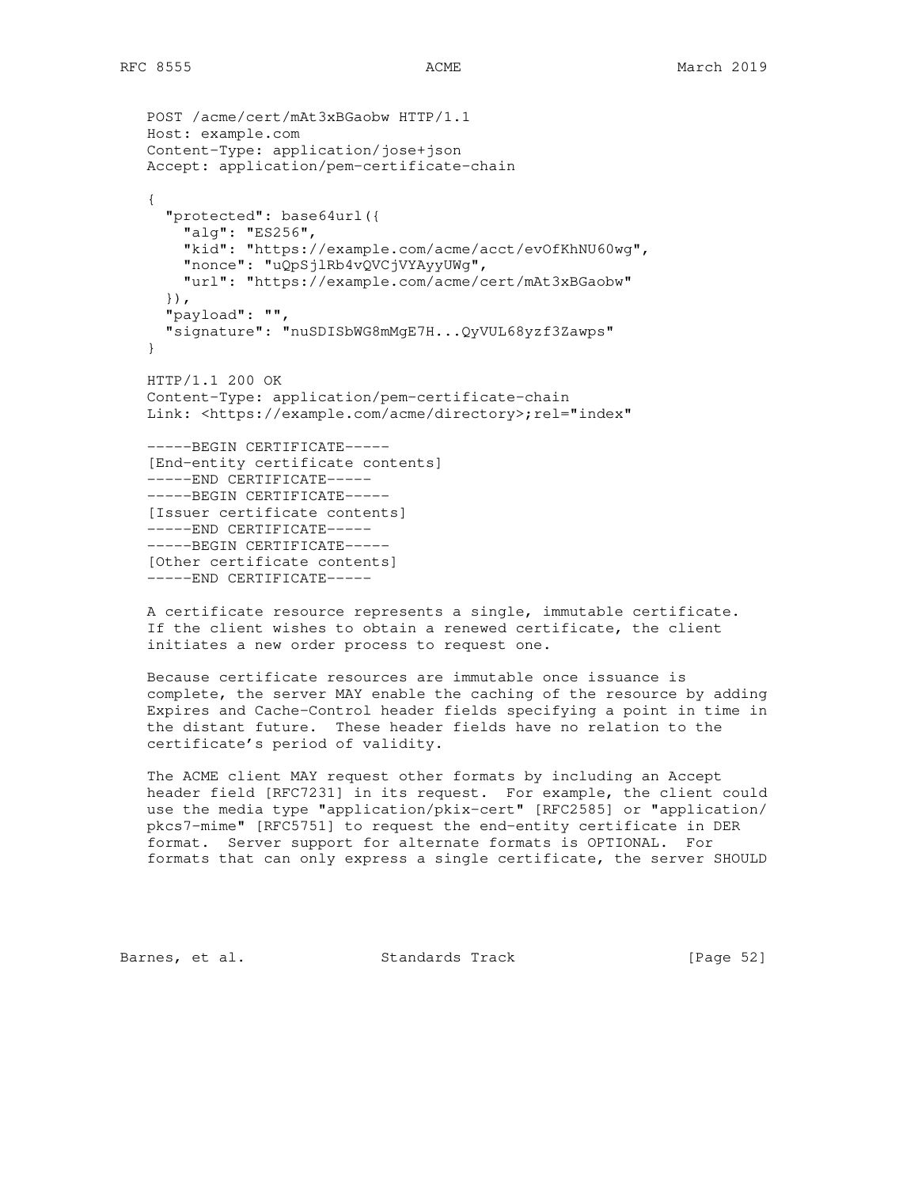```
POST /acme/cert/mAt3xBGaobw HTTP/1.1
Host: example.com
Content-Type: application/jose+json
Accept: application/pem-certificate-chain

{
  "protected": base64url({
    "alg": "ES256",
    "kid": "https://example.com/acme/acct/evOfKhNU60wg",
    "nonce": "uQpSjlRb4vQVCjVYAyyUWg",
    "url": "https://example.com/acme/cert/mAt3xBGaobw"
  }),
  "payload": "",
  "signature": "nuSDISbWG8mMgE7H...QyVUL68yzf3Zawps"
}

HTTP/1.1 200 OK
Content-Type: application/pem-certificate-chain
Link: <https://example.com/acme/directory>;rel="index"

-----BEGIN CERTIFICATE-----
[End-entity certificate contents]
-----END CERTIFICATE-----
-----BEGIN CERTIFICATE-----
[Issuer certificate contents]
-----END CERTIFICATE-----
-----BEGIN CERTIFICATE-----
[Other certificate contents]
-----END CERTIFICATE-----
```

A certificate resource represents a single, immutable certificate. If the client wishes to obtain a renewed certificate, the client initiates a new order process to request one.

Because certificate resources are immutable once issuance is complete, the server MAY enable the caching of the resource by adding Expires and Cache-Control header fields specifying a point in time in the distant future. These header fields have no relation to the certificate's period of validity.

The ACME client MAY request other formats by including an Accept header field [RFC7231] in its request. For example, the client could use the media type "application/pkix-cert" [RFC2585] or "application/pkcs7-mime" [RFC5751] to request the end-entity certificate in DER format. Server support for alternate formats is OPTIONAL. For formats that can only express a single certificate, the server SHOULD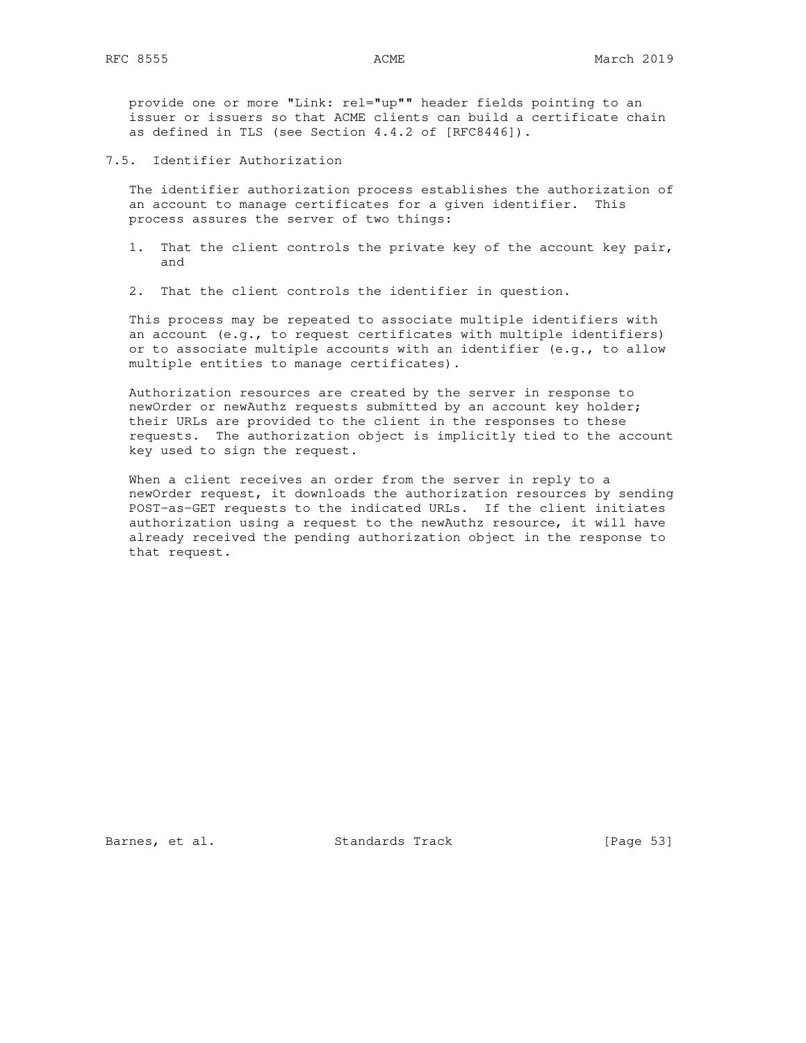provide one or more "Link: rel="up"" header fields pointing to an issuer or issuers so that ACME clients can build a certificate chain as defined in TLS (see Section 4.4.2 of [RFC8446]).

### 7.5. Identifier Authorization

The identifier authorization process establishes the authorization of an account to manage certificates for a given identifier. This process assures the server of two things:

1. That the client controls the private key of the account key pair, and

2. That the client controls the identifier in question.

This process may be repeated to associate multiple identifiers with an account (e.g., to request certificates with multiple identifiers) or to associate multiple accounts with an identifier (e.g., to allow multiple entities to manage certificates).

Authorization resources are created by the server in response to newOrder or newAuthz requests submitted by an account key holder; their URLs are provided to the client in the responses to these requests. The authorization object is implicitly tied to the account key used to sign the request.

When a client receives an order from the server in reply to a newOrder request, it downloads the authorization resources by sending POST-as-GET requests to the indicated URLs. If the client initiates authorization using a request to the newAuthz resource, it will have already received the pending authorization object in the response to that request.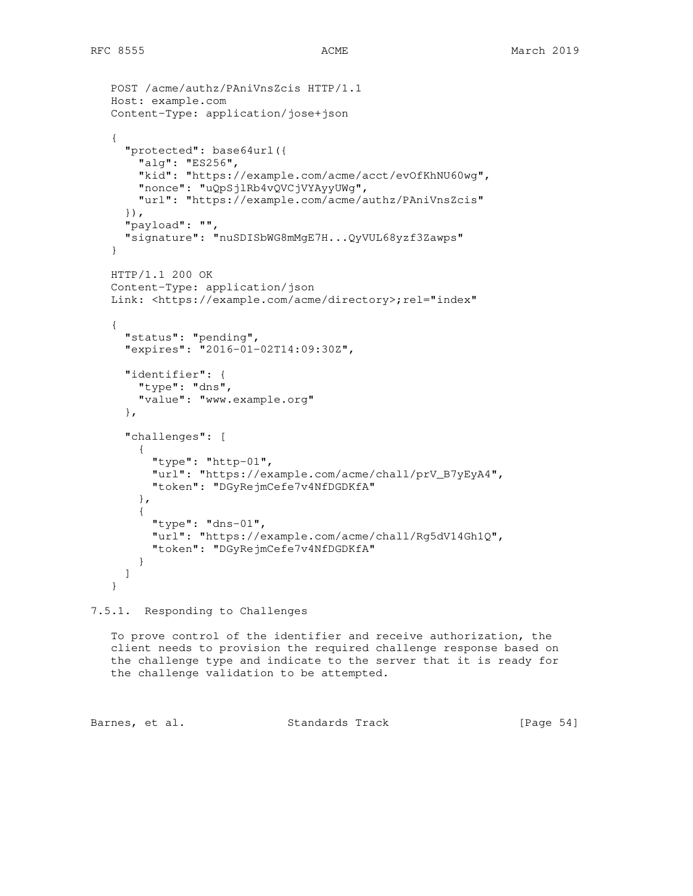```
POST /acme/authz/PAniVnsZcis HTTP/1.1
Host: example.com
Content-Type: application/jose+json

{
  "protected": base64url({
    "alg": "ES256",
    "kid": "https://example.com/acme/acct/evOfKhNU60wg",
    "nonce": "uQpSjlRb4vQVCjVYAyyUWg",
    "url": "https://example.com/acme/authz/PAniVnsZcis"
  }),
  "payload": "",
  "signature": "nuSDISbWG8mMgE7H...QyVUL68yzf3Zawps"
}

HTTP/1.1 200 OK
Content-Type: application/json
Link: <https://example.com/acme/directory>;rel="index"

{
  "status": "pending",
  "expires": "2016-01-02T14:09:30Z",

  "identifier": {
    "type": "dns",
    "value": "www.example.org"
  },

  "challenges": [
    {
      "type": "http-01",
      "url": "https://example.com/acme/chall/prV_B7yEyA4",
      "token": "DGyRejmCefe7v4NfDGDKfA"
    },
    {
      "type": "dns-01",
      "url": "https://example.com/acme/chall/Rg5dV14Gh1Q",
      "token": "DGyRejmCefe7v4NfDGDKfA"
    }
  ]
}
```

### 7.5.1. Responding to Challenges

To prove control of the identifier and receive authorization, the client needs to provision the required challenge response based on the challenge type and indicate to the server that it is ready for the challenge validation to be attempted.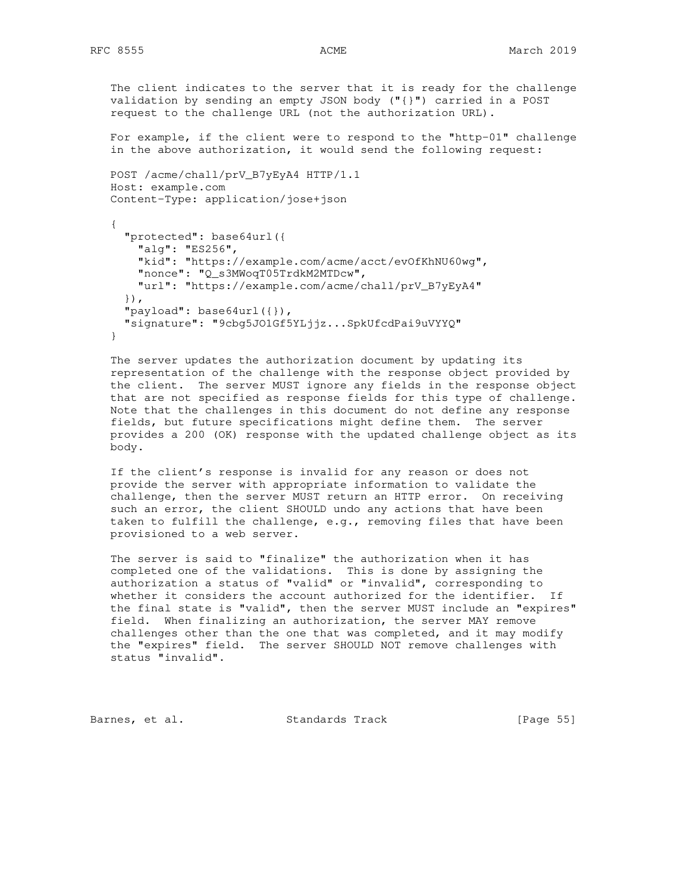The client indicates to the server that it is ready for the challenge validation by sending an empty JSON body ("{}") carried in a POST request to the challenge URL (not the authorization URL).

For example, if the client were to respond to the "http-01" challenge in the above authorization, it would send the following request:

```
POST /acme/chall/prV_B7yEyA4 HTTP/1.1
Host: example.com
Content-Type: application/jose+json

{
  "protected": base64url({
    "alg": "ES256",
    "kid": "https://example.com/acme/acct/evOfKhNU60wg",
    "nonce": "Q_s3MWoqT05TrdkM2MTDcw",
    "url": "https://example.com/acme/chall/prV_B7yEyA4"
  }),
  "payload": base64url({}),
  "signature": "9cbg5JO1Gf5YLjjz...SpkUfcdPai9uVYYQ"
}
```

The server updates the authorization document by updating its representation of the challenge with the response object provided by the client. The server MUST ignore any fields in the response object that are not specified as response fields for this type of challenge. Note that the challenges in this document do not define any response fields, but future specifications might define them. The server provides a 200 (OK) response with the updated challenge object as its body.

If the client's response is invalid for any reason or does not provide the server with appropriate information to validate the challenge, then the server MUST return an HTTP error. On receiving such an error, the client SHOULD undo any actions that have been taken to fulfill the challenge, e.g., removing files that have been provisioned to a web server.

The server is said to "finalize" the authorization when it has completed one of the validations. This is done by assigning the authorization a status of "valid" or "invalid", corresponding to whether it considers the account authorized for the identifier. If the final state is "valid", then the server MUST include an "expires" field. When finalizing an authorization, the server MAY remove challenges other than the one that was completed, and it may modify the "expires" field. The server SHOULD NOT remove challenges with status "invalid".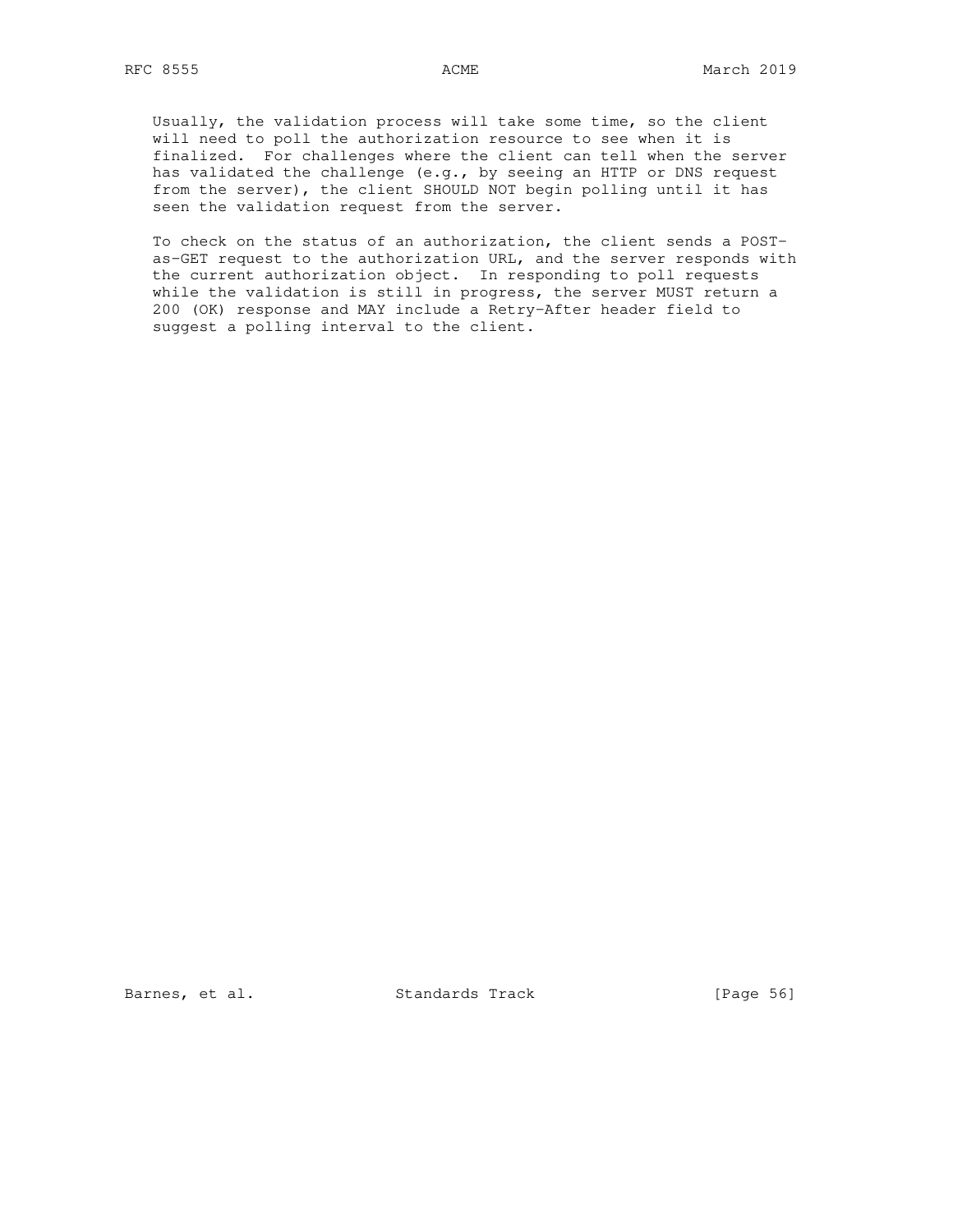Usually, the validation process will take some time, so the client will need to poll the authorization resource to see when it is finalized. For challenges where the client can tell when the server has validated the challenge (e.g., by seeing an HTTP or DNS request from the server), the client SHOULD NOT begin polling until it has seen the validation request from the server.

To check on the status of an authorization, the client sends a POST-as-GET request to the authorization URL, and the server responds with the current authorization object. In responding to poll requests while the validation is still in progress, the server MUST return a 200 (OK) response and MAY include a Retry-After header field to suggest a polling interval to the client.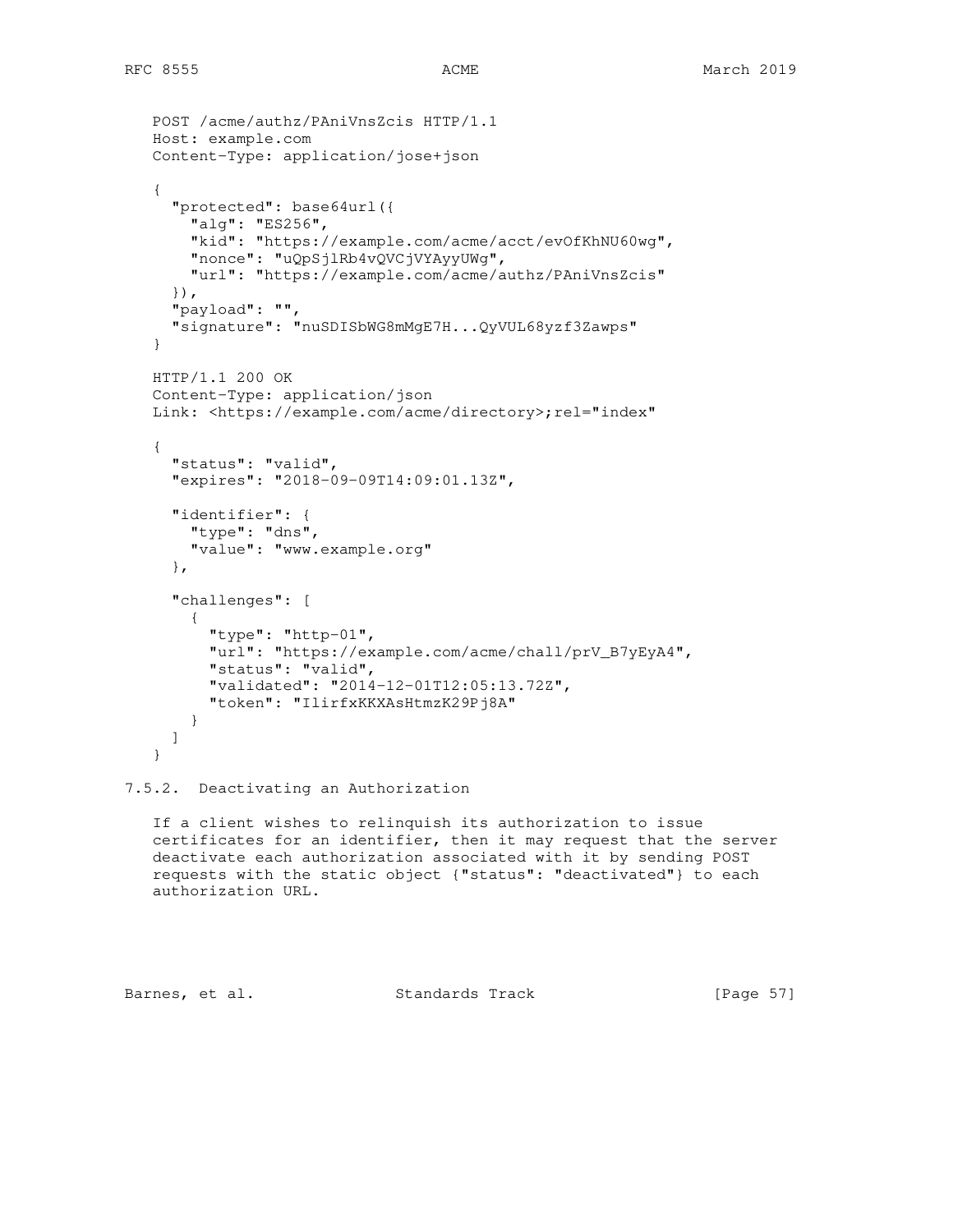```
POST /acme/authz/PAniVnsZcis HTTP/1.1
Host: example.com
Content-Type: application/jose+json

{
  "protected": base64url({
    "alg": "ES256",
    "kid": "https://example.com/acme/acct/evOfKhNU60wg",
    "nonce": "uQpSjlRb4vQVCjVYAyyUWg",
    "url": "https://example.com/acme/authz/PAniVnsZcis"
  }),
  "payload": "",
  "signature": "nuSDISbWG8mMgE7H...QyVUL68yzf3Zawps"
}

HTTP/1.1 200 OK
Content-Type: application/json
Link: <https://example.com/acme/directory>;rel="index"

{
  "status": "valid",
  "expires": "2018-09-09T14:09:01.13Z",

  "identifier": {
    "type": "dns",
    "value": "www.example.org"
  },

  "challenges": [
    {
      "type": "http-01",
      "url": "https://example.com/acme/chall/prV_B7yEyA4",
      "status": "valid",
      "validated": "2014-12-01T12:05:13.72Z",
      "token": "IlirfxKKXAsHtmzK29Pj8A"
    }
  ]
}
```

### 7.5.2. Deactivating an Authorization

If a client wishes to relinquish its authorization to issue certificates for an identifier, then it may request that the server deactivate each authorization associated with it by sending POST requests with the static object {"status": "deactivated"} to each authorization URL.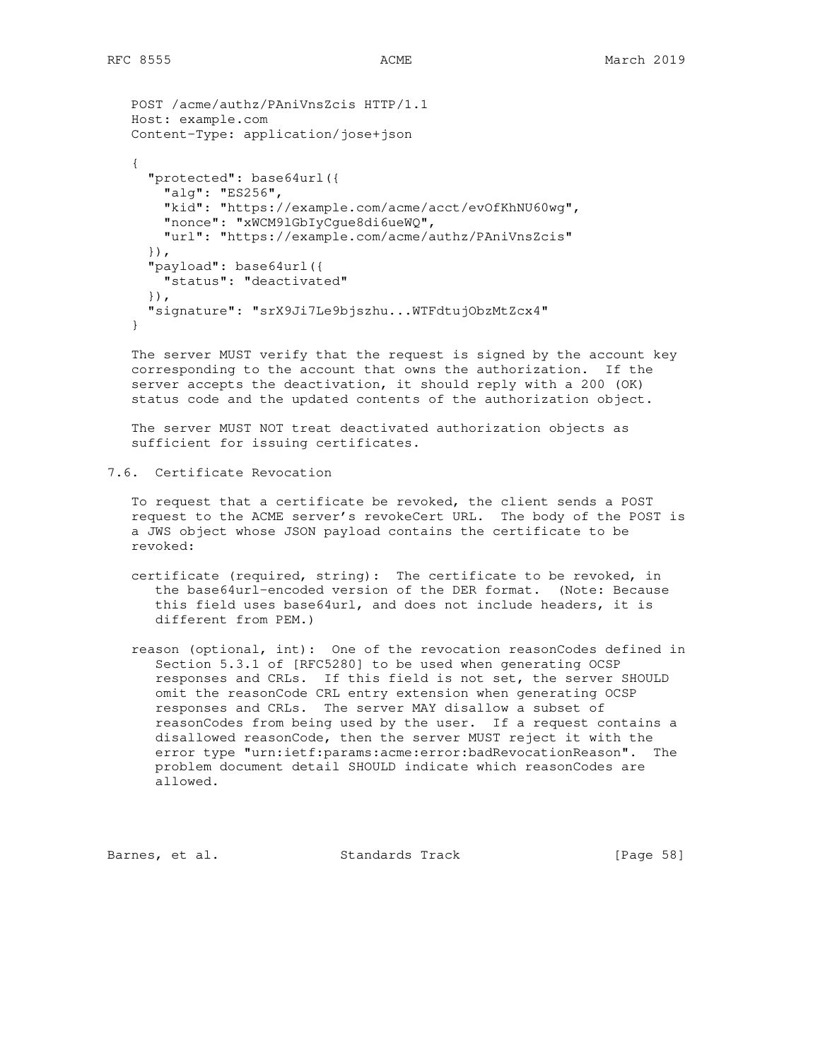```
POST /acme/authz/PAniVnsZcis HTTP/1.1
Host: example.com
Content-Type: application/jose+json

{
  "protected": base64url({
    "alg": "ES256",
    "kid": "https://example.com/acme/acct/evOfKhNU60wg",
    "nonce": "xWCM9lGbIyCgue8di6ueWQ",
    "url": "https://example.com/acme/authz/PAniVnsZcis"
  }),
  "payload": base64url({
    "status": "deactivated"
  }),
  "signature": "srX9Ji7Le9bjszhu...WTFdtujObzMtZcx4"
}
```

The server MUST verify that the request is signed by the account key corresponding to the account that owns the authorization. If the server accepts the deactivation, it should reply with a 200 (OK) status code and the updated contents of the authorization object.

The server MUST NOT treat deactivated authorization objects as sufficient for issuing certificates.

## 7.6. Certificate Revocation

To request that a certificate be revoked, the client sends a POST request to the ACME server's revokeCert URL. The body of the POST is a JWS object whose JSON payload contains the certificate to be revoked:

certificate (required, string): The certificate to be revoked, in the base64url-encoded version of the DER format. (Note: Because this field uses base64url, and does not include headers, it is different from PEM.)

reason (optional, int): One of the revocation reasonCodes defined in Section 5.3.1 of [RFC5280] to be used when generating OCSP responses and CRLs. If this field is not set, the server SHOULD omit the reasonCode CRL entry extension when generating OCSP responses and CRLs. The server MAY disallow a subset of reasonCodes from being used by the user. If a request contains a disallowed reasonCode, then the server MUST reject it with the error type "urn:ietf:params:acme:error:badRevocationReason". The problem document detail SHOULD indicate which reasonCodes are allowed.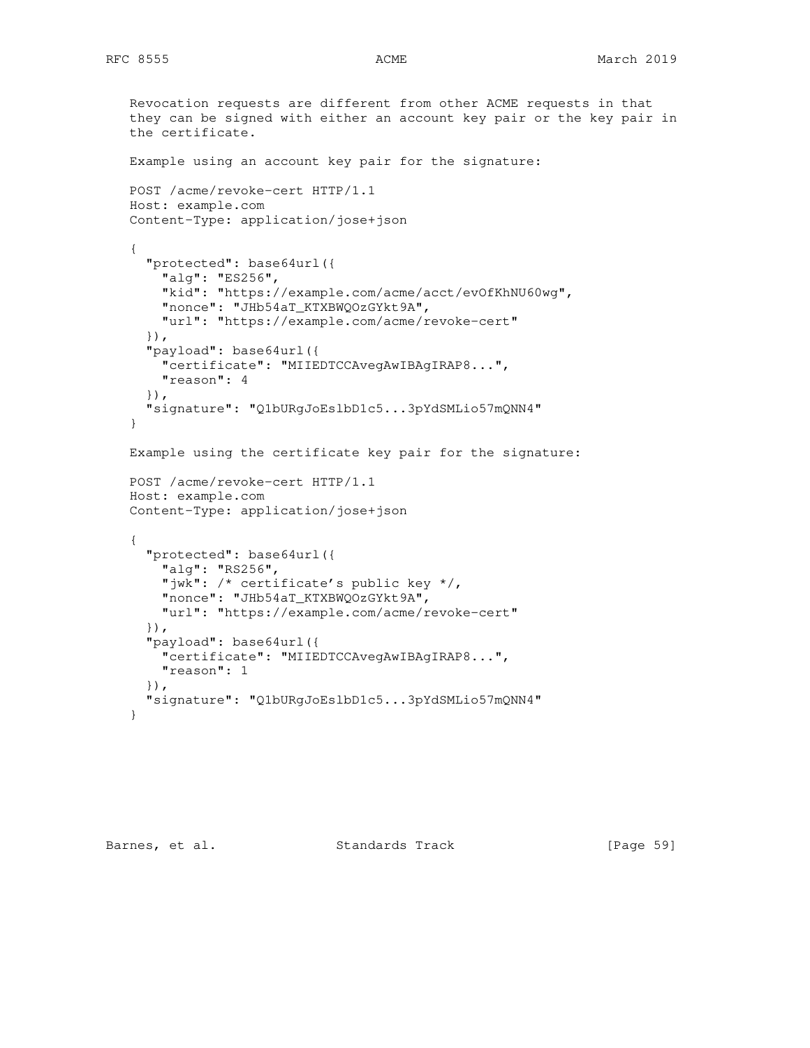Revocation requests are different from other ACME requests in that they can be signed with either an account key pair or the key pair in the certificate.

Example using an account key pair for the signature:

```
POST /acme/revoke-cert HTTP/1.1
Host: example.com
Content-Type: application/jose+json

{
  "protected": base64url({
    "alg": "ES256",
    "kid": "https://example.com/acme/acct/evOfKhNU60wg",
    "nonce": "JHb54aT_KTXBWQOzGYkt9A",
    "url": "https://example.com/acme/revoke-cert"
  }),
  "payload": base64url({
    "certificate": "MIIEDTCCAvegAwIBAgIRAP8...",
    "reason": 4
  }),
  "signature": "Q1bURgJoEslbD1c5...3pYdSMLio57mQNN4"
}
```

Example using the certificate key pair for the signature:

```
POST /acme/revoke-cert HTTP/1.1
Host: example.com
Content-Type: application/jose+json

{
  "protected": base64url({
    "alg": "RS256",
    "jwk": /* certificate's public key */,
    "nonce": "JHb54aT_KTXBWQOzGYkt9A",
    "url": "https://example.com/acme/revoke-cert"
  }),
  "payload": base64url({
    "certificate": "MIIEDTCCAvegAwIBAgIRAP8...",
    "reason": 1
  }),
  "signature": "Q1bURgJoEslbD1c5...3pYdSMLio57mQNN4"
}
```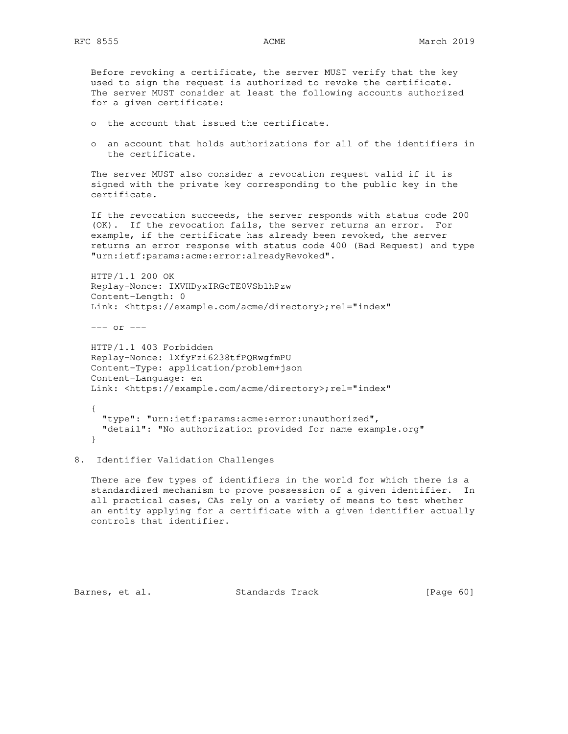Before revoking a certificate, the server MUST verify that the key used to sign the request is authorized to revoke the certificate. The server MUST consider at least the following accounts authorized for a given certificate:

- the account that issued the certificate.

- an account that holds authorizations for all of the identifiers in the certificate.

The server MUST also consider a revocation request valid if it is signed with the private key corresponding to the public key in the certificate.

If the revocation succeeds, the server responds with status code 200 (OK). If the revocation fails, the server returns an error. For example, if the certificate has already been revoked, the server returns an error response with status code 400 (Bad Request) and type "urn:ietf:params:acme:error:alreadyRevoked".

```
HTTP/1.1 200 OK
Replay-Nonce: IXVHDyxIRGcTE0VSblhPzw
Content-Length: 0
Link: <https://example.com/acme/directory>;rel="index"

--- or ---

HTTP/1.1 403 Forbidden
Replay-Nonce: lXfyFzi6238tfPQRwgfmPU
Content-Type: application/problem+json
Content-Language: en
Link: <https://example.com/acme/directory>;rel="index"

{
  "type": "urn:ietf:params:acme:error:unauthorized",
  "detail": "No authorization provided for name example.org"
}
```

# 8. Identifier Validation Challenges

There are few types of identifiers in the world for which there is a standardized mechanism to prove possession of a given identifier. In all practical cases, CAs rely on a variety of means to test whether an entity applying for a certificate with a given identifier actually controls that identifier.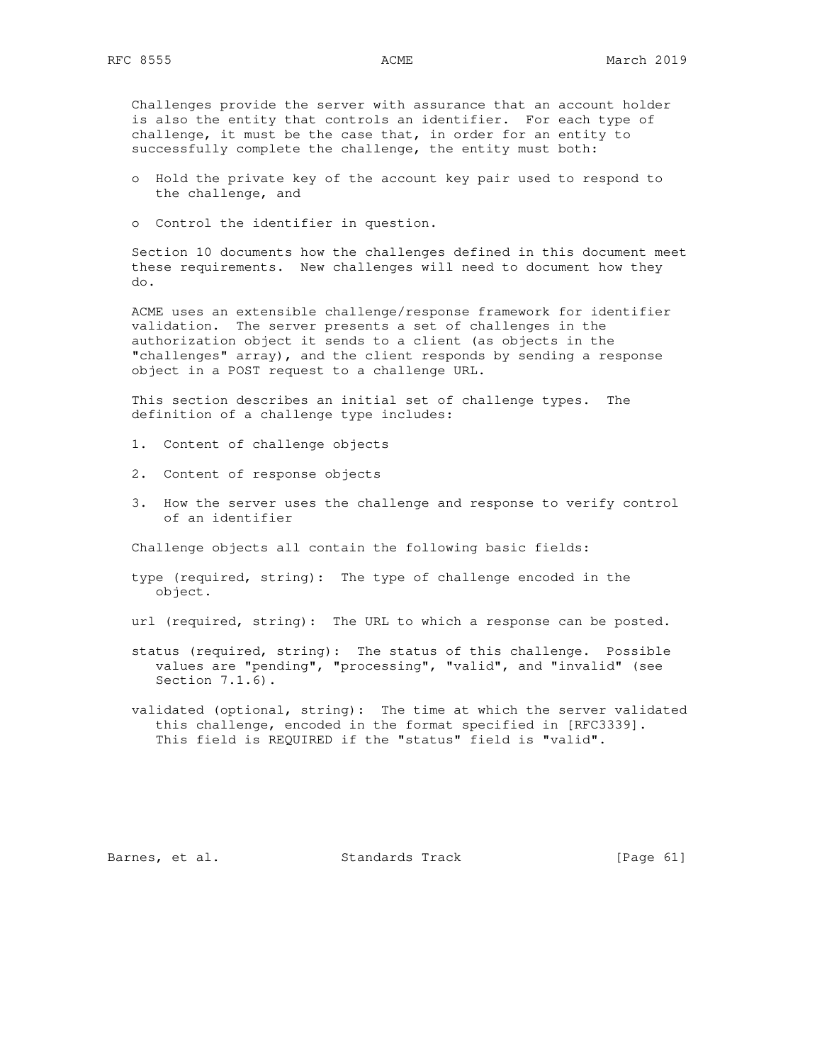Challenges provide the server with assurance that an account holder is also the entity that controls an identifier. For each type of challenge, it must be the case that, in order for an entity to successfully complete the challenge, the entity must both:

- Hold the private key of the account key pair used to respond to the challenge, and
- Control the identifier in question.

Section 10 documents how the challenges defined in this document meet these requirements. New challenges will need to document how they do.

ACME uses an extensible challenge/response framework for identifier validation. The server presents a set of challenges in the authorization object it sends to a client (as objects in the "challenges" array), and the client responds by sending a response object in a POST request to a challenge URL.

This section describes an initial set of challenge types. The definition of a challenge type includes:

1. Content of challenge objects
2. Content of response objects
3. How the server uses the challenge and response to verify control of an identifier

Challenge objects all contain the following basic fields:

type (required, string): The type of challenge encoded in the object.

url (required, string): The URL to which a response can be posted.

status (required, string): The status of this challenge. Possible values are "pending", "processing", "valid", and "invalid" (see Section 7.1.6).

validated (optional, string): The time at which the server validated this challenge, encoded in the format specified in [RFC3339]. This field is REQUIRED if the "status" field is "valid".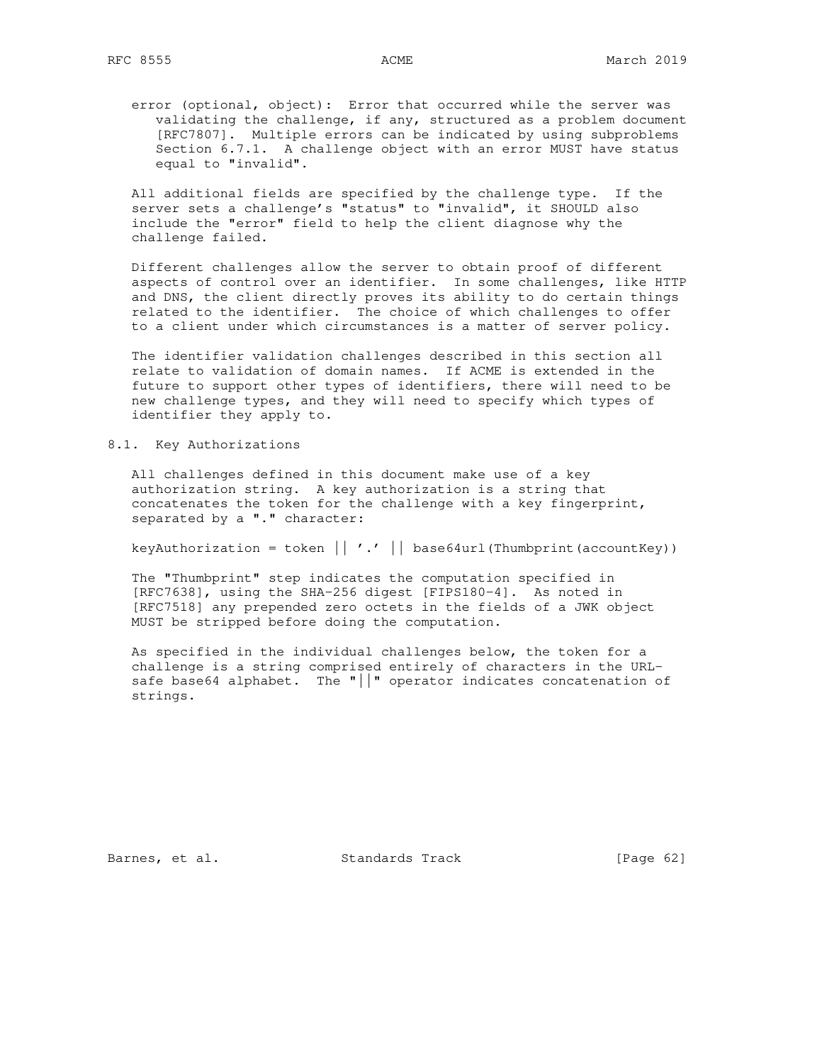error (optional, object): Error that occurred while the server was validating the challenge, if any, structured as a problem document [RFC7807]. Multiple errors can be indicated by using subproblems Section 6.7.1. A challenge object with an error MUST have status equal to "invalid".

All additional fields are specified by the challenge type. If the server sets a challenge's "status" to "invalid", it SHOULD also include the "error" field to help the client diagnose why the challenge failed.

Different challenges allow the server to obtain proof of different aspects of control over an identifier. In some challenges, like HTTP and DNS, the client directly proves its ability to do certain things related to the identifier. The choice of which challenges to offer to a client under which circumstances is a matter of server policy.

The identifier validation challenges described in this section all relate to validation of domain names. If ACME is extended in the future to support other types of identifiers, there will need to be new challenge types, and they will need to specify which types of identifier they apply to.

## 8.1. Key Authorizations

All challenges defined in this document make use of a key authorization string. A key authorization is a string that concatenates the token for the challenge with a key fingerprint, separated by a "." character:

```
keyAuthorization = token || '.' || base64url(Thumbprint(accountKey))
```

The "Thumbprint" step indicates the computation specified in [RFC7638], using the SHA-256 digest [FIPS180-4]. As noted in [RFC7518] any prepended zero octets in the fields of a JWK object MUST be stripped before doing the computation.

As specified in the individual challenges below, the token for a challenge is a string comprised entirely of characters in the URL-safe base64 alphabet. The "||" operator indicates concatenation of strings.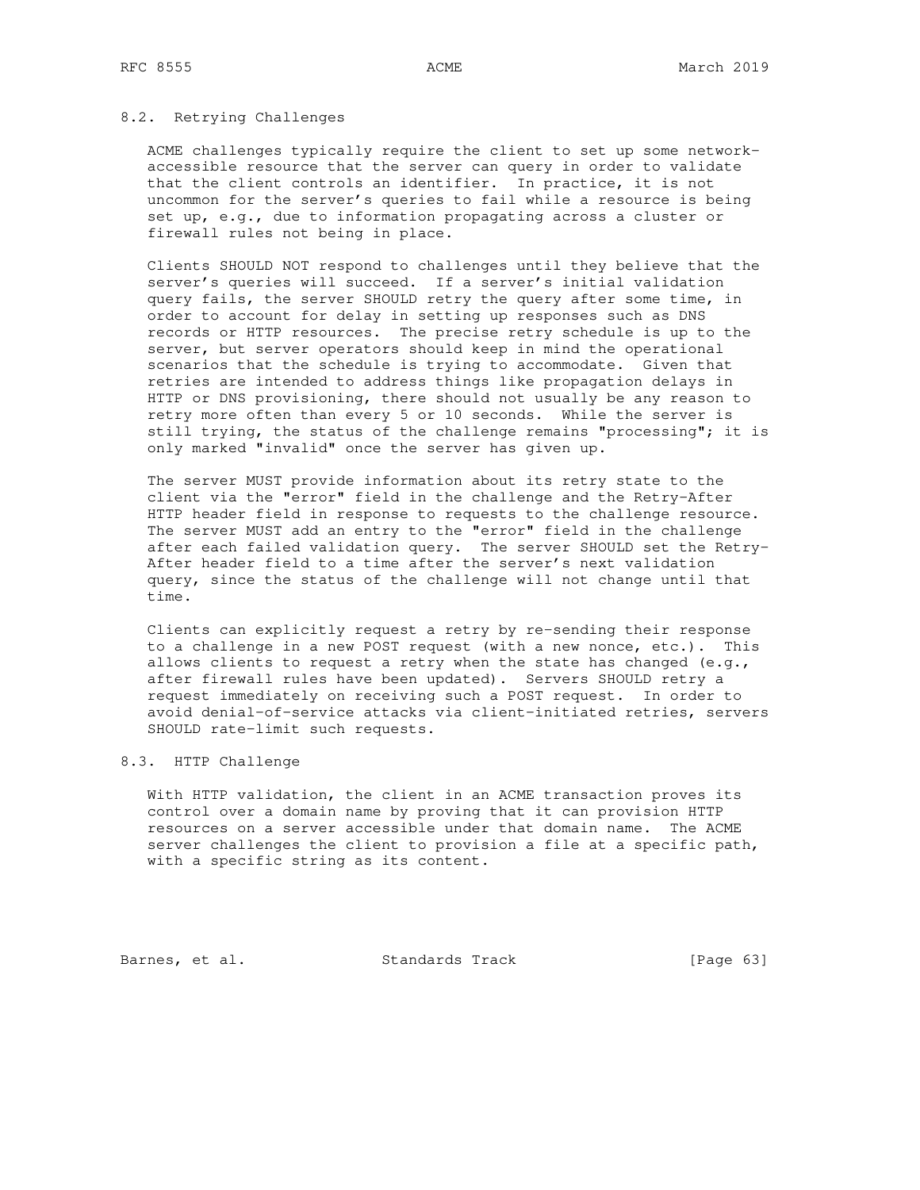### 8.2. Retrying Challenges

ACME challenges typically require the client to set up some network-accessible resource that the server can query in order to validate that the client controls an identifier. In practice, it is not uncommon for the server's queries to fail while a resource is being set up, e.g., due to information propagating across a cluster or firewall rules not being in place.

Clients SHOULD NOT respond to challenges until they believe that the server's queries will succeed. If a server's initial validation query fails, the server SHOULD retry the query after some time, in order to account for delay in setting up responses such as DNS records or HTTP resources. The precise retry schedule is up to the server, but server operators should keep in mind the operational scenarios that the schedule is trying to accommodate. Given that retries are intended to address things like propagation delays in HTTP or DNS provisioning, there should not usually be any reason to retry more often than every 5 or 10 seconds. While the server is still trying, the status of the challenge remains "processing"; it is only marked "invalid" once the server has given up.

The server MUST provide information about its retry state to the client via the "error" field in the challenge and the Retry-After HTTP header field in response to requests to the challenge resource. The server MUST add an entry to the "error" field in the challenge after each failed validation query. The server SHOULD set the Retry-After header field to a time after the server's next validation query, since the status of the challenge will not change until that time.

Clients can explicitly request a retry by re-sending their response to a challenge in a new POST request (with a new nonce, etc.). This allows clients to request a retry when the state has changed (e.g., after firewall rules have been updated). Servers SHOULD retry a request immediately on receiving such a POST request. In order to avoid denial-of-service attacks via client-initiated retries, servers SHOULD rate-limit such requests.

### 8.3. HTTP Challenge

With HTTP validation, the client in an ACME transaction proves its control over a domain name by proving that it can provision HTTP resources on a server accessible under that domain name. The ACME server challenges the client to provision a file at a specific path, with a specific string as its content.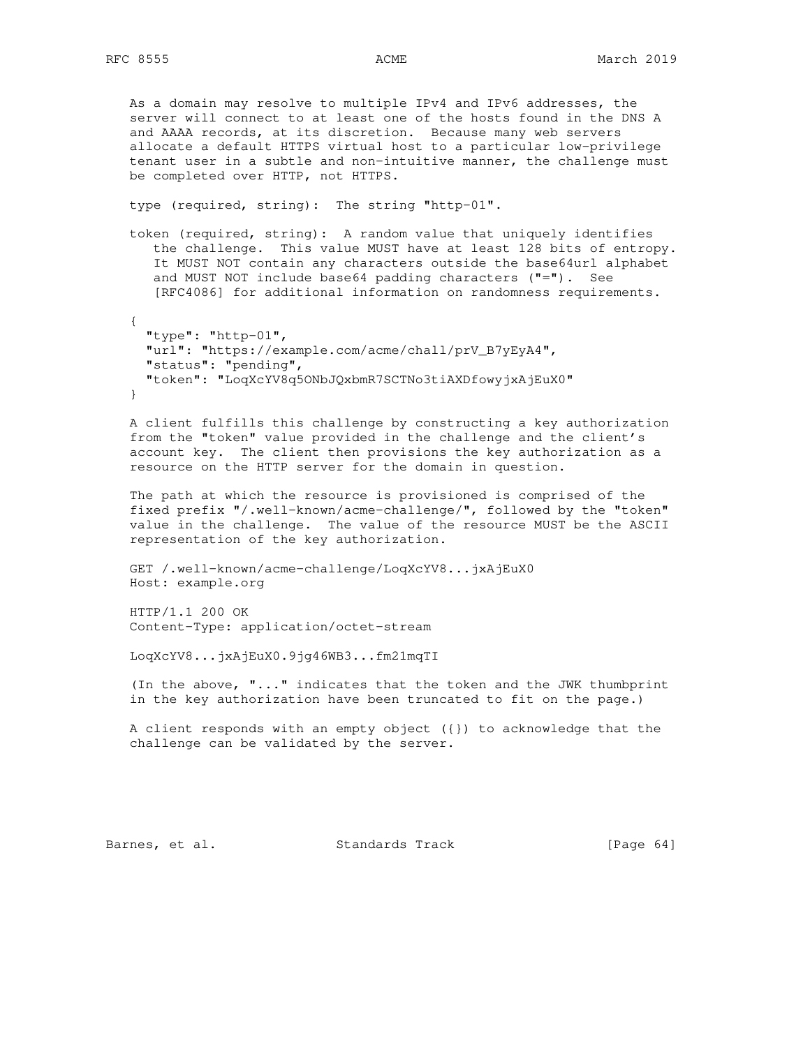As a domain may resolve to multiple IPv4 and IPv6 addresses, the server will connect to at least one of the hosts found in the DNS A and AAAA records, at its discretion. Because many web servers allocate a default HTTPS virtual host to a particular low-privilege tenant user in a subtle and non-intuitive manner, the challenge must be completed over HTTP, not HTTPS.

type (required, string): The string "http-01".

token (required, string): A random value that uniquely identifies the challenge. This value MUST have at least 128 bits of entropy. It MUST NOT contain any characters outside the base64url alphabet and MUST NOT include base64 padding characters ("="). See [RFC4086] for additional information on randomness requirements.

```
{
  "type": "http-01",
  "url": "https://example.com/acme/chall/prV_B7yEyA4",
  "status": "pending",
  "token": "LoqXcYV8q5ONbJQxbmR7SCTNo3tiAXDfowyjxAjEuX0"
}
```

A client fulfills this challenge by constructing a key authorization from the "token" value provided in the challenge and the client's account key. The client then provisions the key authorization as a resource on the HTTP server for the domain in question.

The path at which the resource is provisioned is comprised of the fixed prefix "/.well-known/acme-challenge/", followed by the "token" value in the challenge. The value of the resource MUST be the ASCII representation of the key authorization.

```
GET /.well-known/acme-challenge/LoqXcYV8...jxAjEuX0
Host: example.org

HTTP/1.1 200 OK
Content-Type: application/octet-stream

LoqXcYV8...jxAjEuX0.9jg46WB3...fm21mqTI
```

(In the above, "..." indicates that the token and the JWK thumbprint in the key authorization have been truncated to fit on the page.)

A client responds with an empty object ({}) to acknowledge that the challenge can be validated by the server.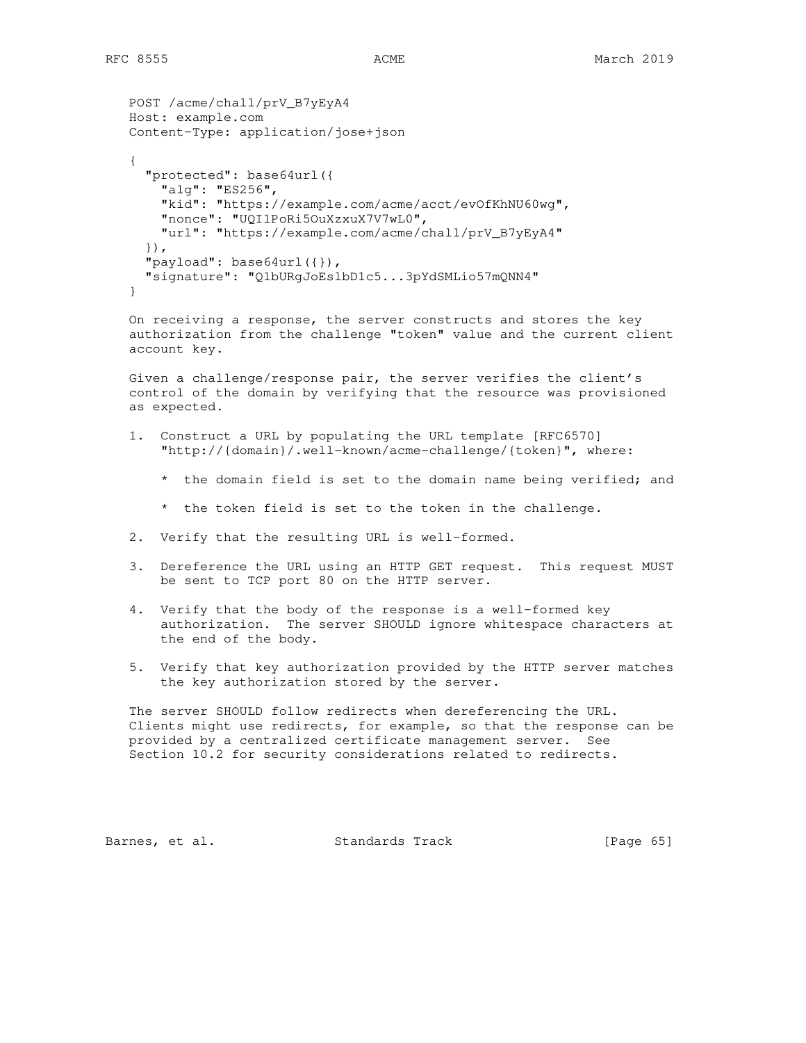```
POST /acme/chall/prV_B7yEyA4
Host: example.com
Content-Type: application/jose+json

{
  "protected": base64url({
    "alg": "ES256",
    "kid": "https://example.com/acme/acct/evOfKhNU60wg",
    "nonce": "UQI1PoRi5OuXzxuX7V7wL0",
    "url": "https://example.com/acme/chall/prV_B7yEyA4"
  }),
  "payload": base64url({}),
  "signature": "Q1bURgJoEslbD1c5...3pYdSMLio57mQNN4"
}
```

On receiving a response, the server constructs and stores the key authorization from the challenge "token" value and the current client account key.

Given a challenge/response pair, the server verifies the client's control of the domain by verifying that the resource was provisioned as expected.

1. Construct a URL by populating the URL template [RFC6570] "http://{domain}/.well-known/acme-challenge/{token}", where:

   * the domain field is set to the domain name being verified; and

   * the token field is set to the token in the challenge.

2. Verify that the resulting URL is well-formed.

3. Dereference the URL using an HTTP GET request. This request MUST be sent to TCP port 80 on the HTTP server.

4. Verify that the body of the response is a well-formed key authorization. The server SHOULD ignore whitespace characters at the end of the body.

5. Verify that key authorization provided by the HTTP server matches the key authorization stored by the server.

The server SHOULD follow redirects when dereferencing the URL. Clients might use redirects, for example, so that the response can be provided by a centralized certificate management server. See Section 10.2 for security considerations related to redirects.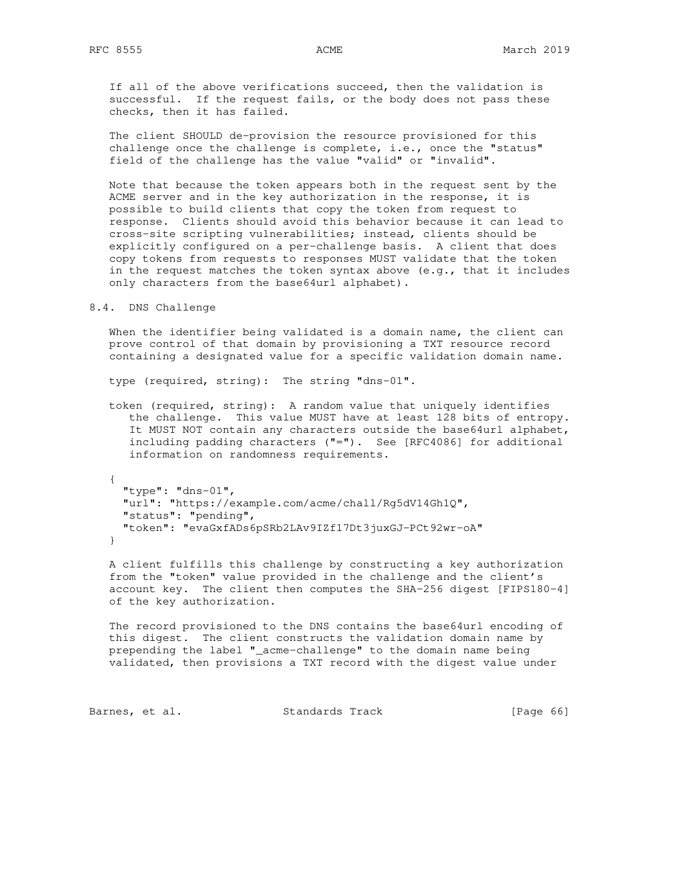If all of the above verifications succeed, then the validation is successful. If the request fails, or the body does not pass these checks, then it has failed.

The client SHOULD de-provision the resource provisioned for this challenge once the challenge is complete, i.e., once the "status" field of the challenge has the value "valid" or "invalid".

Note that because the token appears both in the request sent by the ACME server and in the key authorization in the response, it is possible to build clients that copy the token from request to response. Clients should avoid this behavior because it can lead to cross-site scripting vulnerabilities; instead, clients should be explicitly configured on a per-challenge basis. A client that does copy tokens from requests to responses MUST validate that the token in the request matches the token syntax above (e.g., that it includes only characters from the base64url alphabet).

## 8.4. DNS Challenge

When the identifier being validated is a domain name, the client can prove control of that domain by provisioning a TXT resource record containing a designated value for a specific validation domain name.

type (required, string): The string "dns-01".

token (required, string): A random value that uniquely identifies the challenge. This value MUST have at least 128 bits of entropy. It MUST NOT contain any characters outside the base64url alphabet, including padding characters ("="). See [RFC4086] for additional information on randomness requirements.

```
{
  "type": "dns-01",
  "url": "https://example.com/acme/chall/Rg5dV14Gh1Q",
  "status": "pending",
  "token": "evaGxfADs6pSRb2LAv9IZf17Dt3juxGJ-PCt92wr-oA"
}
```

A client fulfills this challenge by constructing a key authorization from the "token" value provided in the challenge and the client's account key. The client then computes the SHA-256 digest [FIPS180-4] of the key authorization.

The record provisioned to the DNS contains the base64url encoding of this digest. The client constructs the validation domain name by prepending the label "_acme-challenge" to the domain name being validated, then provisions a TXT record with the digest value under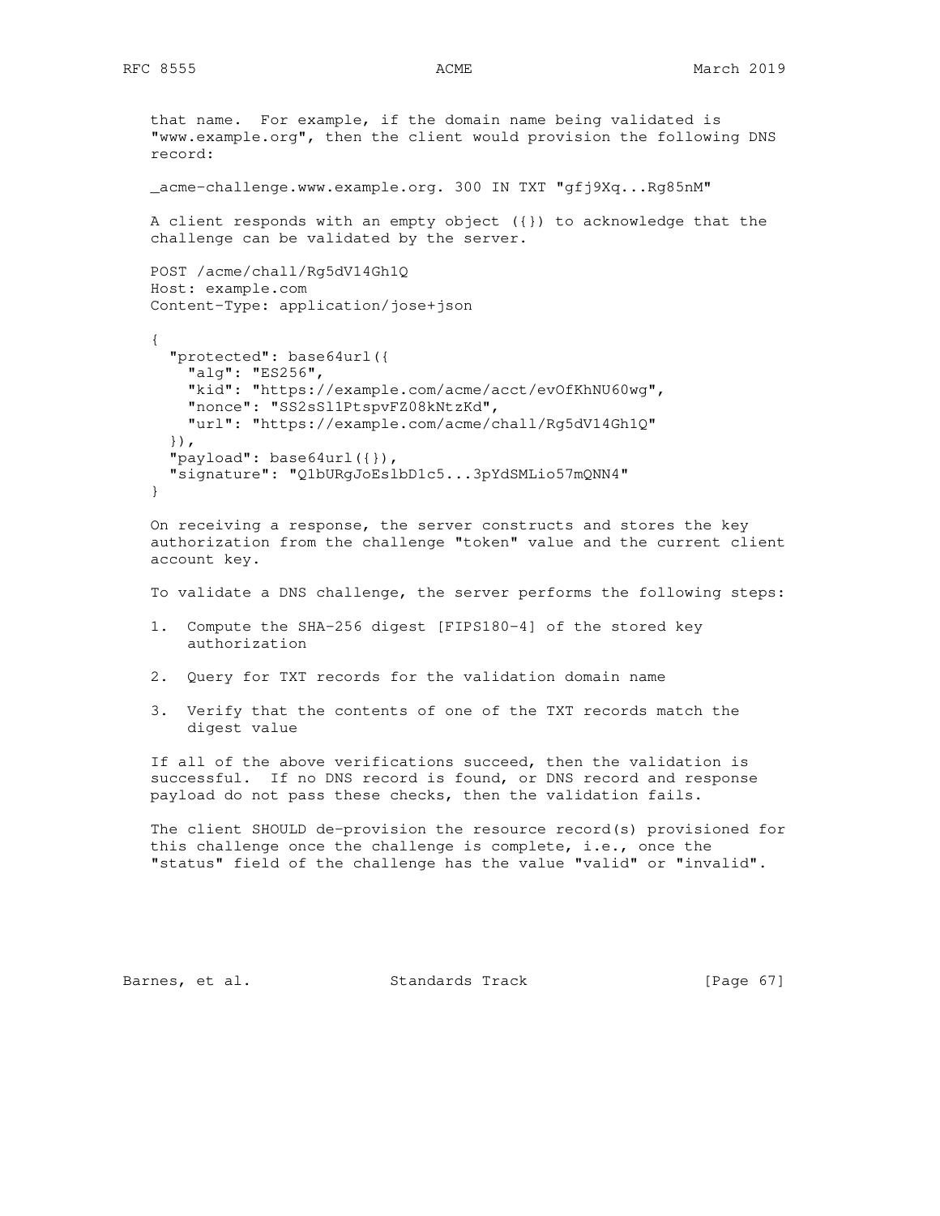that name. For example, if the domain name being validated is "www.example.org", then the client would provision the following DNS record:

```
_acme-challenge.www.example.org. 300 IN TXT "gfj9Xq...Rg85nM"
```

A client responds with an empty object ({}) to acknowledge that the challenge can be validated by the server.

```
POST /acme/chall/Rg5dV14Gh1Q
Host: example.com
Content-Type: application/jose+json

{
  "protected": base64url({
    "alg": "ES256",
    "kid": "https://example.com/acme/acct/evOfKhNU60wg",
    "nonce": "SS2sSl1PtspvFZ08kNtzKd",
    "url": "https://example.com/acme/chall/Rg5dV14Gh1Q"
  }),
  "payload": base64url({}),
  "signature": "Q1bURgJoEslbD1c5...3pYdSMLio57mQNN4"
}
```

On receiving a response, the server constructs and stores the key authorization from the challenge "token" value and the current client account key.

To validate a DNS challenge, the server performs the following steps:

1. Compute the SHA-256 digest [FIPS180-4] of the stored key authorization

2. Query for TXT records for the validation domain name

3. Verify that the contents of one of the TXT records match the digest value

If all of the above verifications succeed, then the validation is successful. If no DNS record is found, or DNS record and response payload do not pass these checks, then the validation fails.

The client SHOULD de-provision the resource record(s) provisioned for this challenge once the challenge is complete, i.e., once the "status" field of the challenge has the value "valid" or "invalid".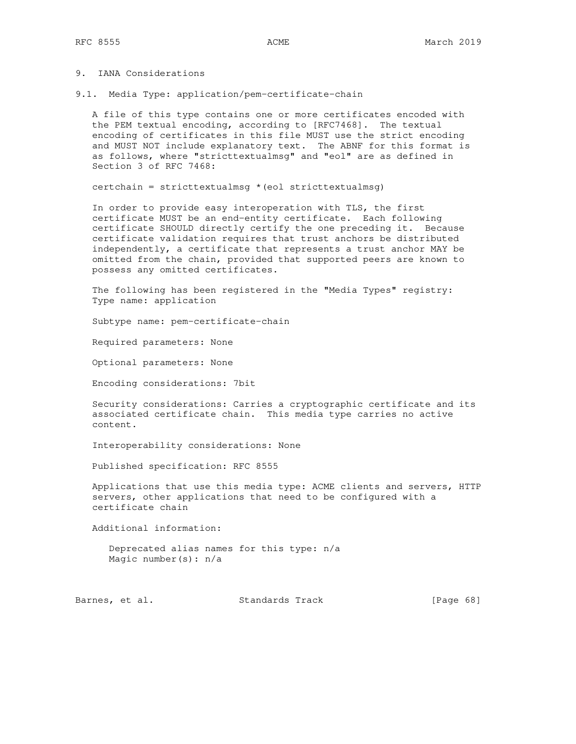## 9. IANA Considerations

### 9.1. Media Type: application/pem-certificate-chain

A file of this type contains one or more certificates encoded with the PEM textual encoding, according to [RFC7468]. The textual encoding of certificates in this file MUST use the strict encoding and MUST NOT include explanatory text. The ABNF for this format is as follows, where "stricttextualmsg" and "eol" are as defined in Section 3 of RFC 7468:

```
certchain = stricttextualmsg *(eol stricttextualmsg)
```

In order to provide easy interoperation with TLS, the first certificate MUST be an end-entity certificate. Each following certificate SHOULD directly certify the one preceding it. Because certificate validation requires that trust anchors be distributed independently, a certificate that represents a trust anchor MAY be omitted from the chain, provided that supported peers are known to possess any omitted certificates.

The following has been registered in the "Media Types" registry:
Type name: application

Subtype name: pem-certificate-chain

Required parameters: None

Optional parameters: None

Encoding considerations: 7bit

Security considerations: Carries a cryptographic certificate and its associated certificate chain. This media type carries no active content.

Interoperability considerations: None

Published specification: RFC 8555

Applications that use this media type: ACME clients and servers, HTTP servers, other applications that need to be configured with a certificate chain

Additional information:

Deprecated alias names for this type: n/a
Magic number(s): n/a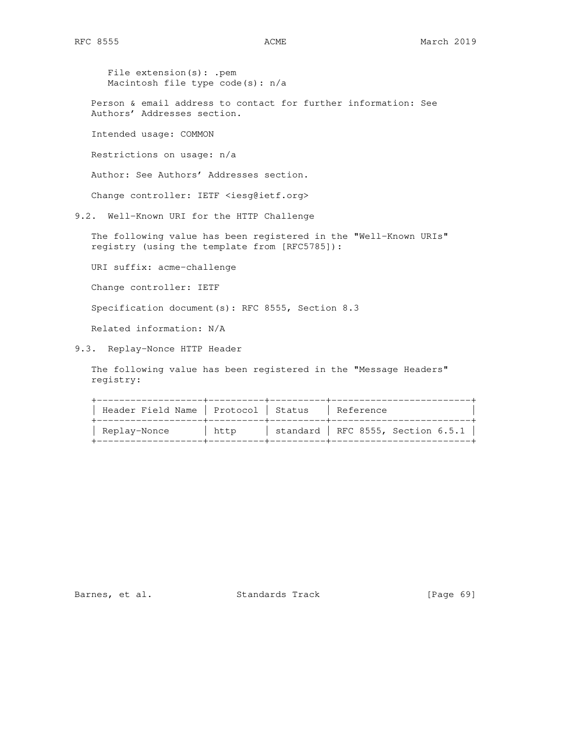File extension(s): .pem
Macintosh file type code(s): n/a

Person & email address to contact for further information: See Authors' Addresses section.

Intended usage: COMMON

Restrictions on usage: n/a

Author: See Authors' Addresses section.

Change controller: IETF <iesg@ietf.org>

### 9.2. Well-Known URI for the HTTP Challenge

The following value has been registered in the "Well-Known URIs" registry (using the template from [RFC5785]):

URI suffix: acme-challenge

Change controller: IETF

Specification document(s): RFC 8555, Section 8.3

Related information: N/A

### 9.3. Replay-Nonce HTTP Header

The following value has been registered in the "Message Headers" registry:

| Header Field Name | Protocol | Status | Reference |
|---|---|---|---|
| Replay-Nonce | http | standard | RFC 8555, Section 6.5.1 |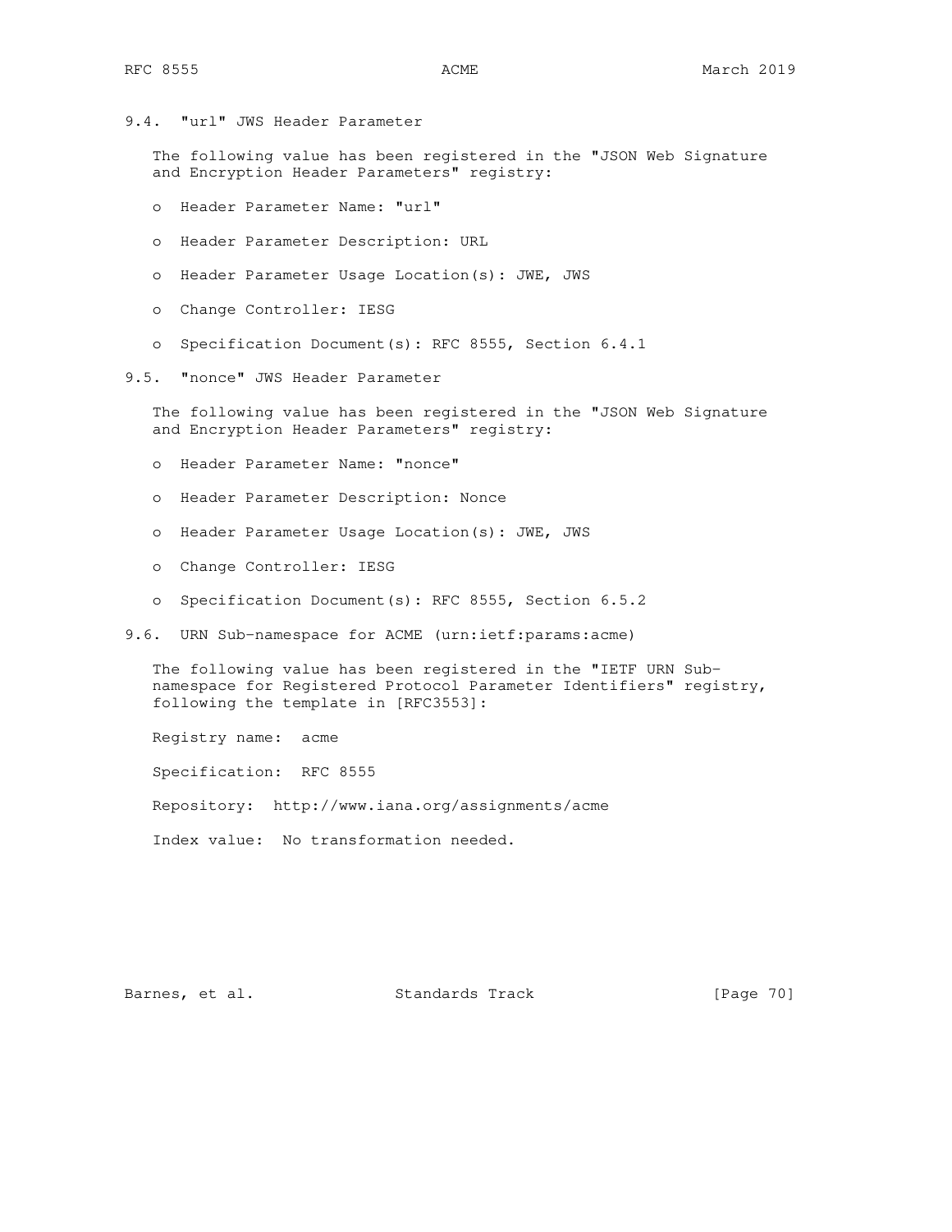### 9.4. "url" JWS Header Parameter

The following value has been registered in the "JSON Web Signature and Encryption Header Parameters" registry:

- Header Parameter Name: "url"
- Header Parameter Description: URL
- Header Parameter Usage Location(s): JWE, JWS
- Change Controller: IESG
- Specification Document(s): RFC 8555, Section 6.4.1

### 9.5. "nonce" JWS Header Parameter

The following value has been registered in the "JSON Web Signature and Encryption Header Parameters" registry:

- Header Parameter Name: "nonce"
- Header Parameter Description: Nonce
- Header Parameter Usage Location(s): JWE, JWS
- Change Controller: IESG
- Specification Document(s): RFC 8555, Section 6.5.2

### 9.6. URN Sub-namespace for ACME (urn:ietf:params:acme)

The following value has been registered in the "IETF URN Sub-namespace for Registered Protocol Parameter Identifiers" registry, following the template in [RFC3553]:

Registry name: acme

Specification: RFC 8555

Repository: http://www.iana.org/assignments/acme

Index value: No transformation needed.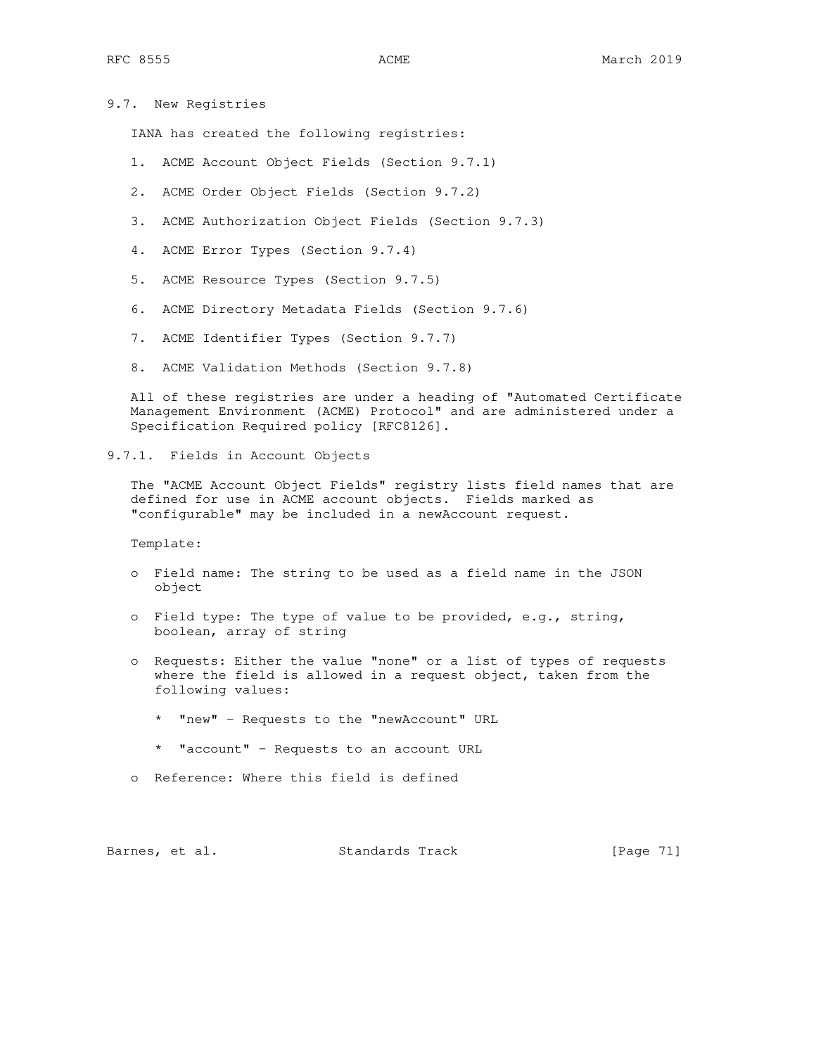## 9.7. New Registries

IANA has created the following registries:

1. ACME Account Object Fields (Section 9.7.1)
2. ACME Order Object Fields (Section 9.7.2)
3. ACME Authorization Object Fields (Section 9.7.3)
4. ACME Error Types (Section 9.7.4)
5. ACME Resource Types (Section 9.7.5)
6. ACME Directory Metadata Fields (Section 9.7.6)
7. ACME Identifier Types (Section 9.7.7)
8. ACME Validation Methods (Section 9.7.8)

All of these registries are under a heading of "Automated Certificate Management Environment (ACME) Protocol" and are administered under a Specification Required policy [RFC8126].

### 9.7.1. Fields in Account Objects

The "ACME Account Object Fields" registry lists field names that are defined for use in ACME account objects. Fields marked as "configurable" may be included in a newAccount request.

Template:

- Field name: The string to be used as a field name in the JSON object
- Field type: The type of value to be provided, e.g., string, boolean, array of string
- Requests: Either the value "none" or a list of types of requests where the field is allowed in a request object, taken from the following values:
  - "new" - Requests to the "newAccount" URL
  - "account" - Requests to an account URL
- Reference: Where this field is defined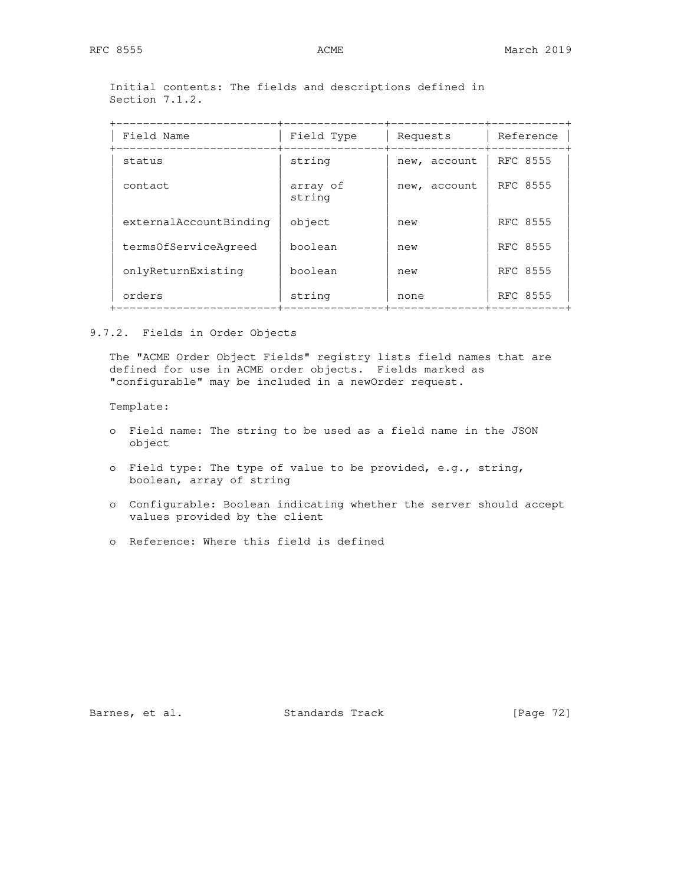Initial contents: The fields and descriptions defined in Section 7.1.2.

| Field Name | Field Type | Requests | Reference |
|---|---|---|---|
| status | string | new, account | RFC 8555 |
| contact | array of string | new, account | RFC 8555 |
| externalAccountBinding | object | new | RFC 8555 |
| termsOfServiceAgreed | boolean | new | RFC 8555 |
| onlyReturnExisting | boolean | new | RFC 8555 |
| orders | string | none | RFC 8555 |

### 9.7.2. Fields in Order Objects

The "ACME Order Object Fields" registry lists field names that are defined for use in ACME order objects. Fields marked as "configurable" may be included in a newOrder request.

Template:

- Field name: The string to be used as a field name in the JSON object
- Field type: The type of value to be provided, e.g., string, boolean, array of string
- Configurable: Boolean indicating whether the server should accept values provided by the client
- Reference: Where this field is defined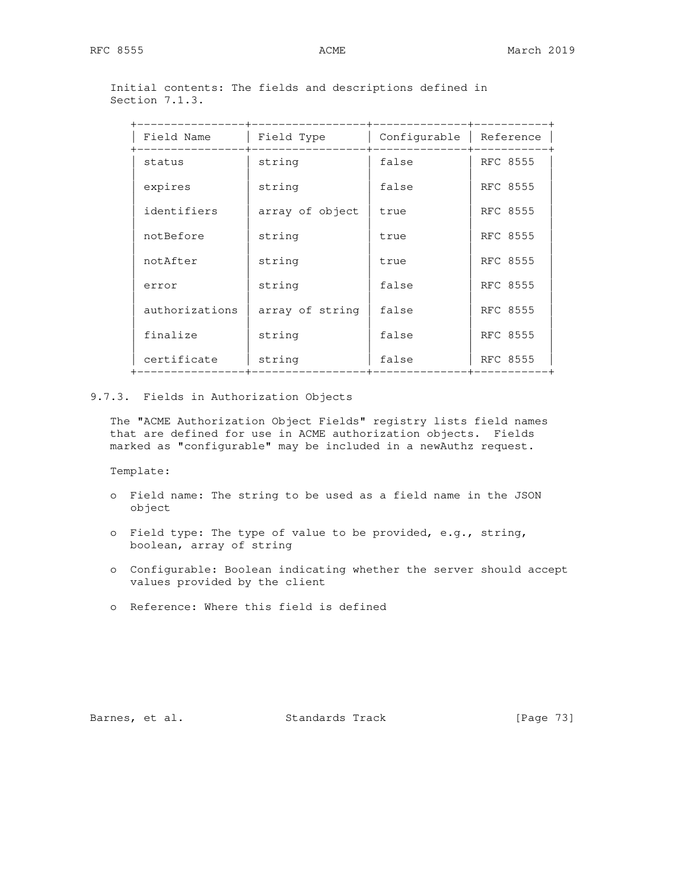Initial contents: The fields and descriptions defined in Section 7.1.3.

| Field Name | Field Type | Configurable | Reference |
| --- | --- | --- | --- |
| status | string | false | RFC 8555 |
| expires | string | false | RFC 8555 |
| identifiers | array of object | true | RFC 8555 |
| notBefore | string | true | RFC 8555 |
| notAfter | string | true | RFC 8555 |
| error | string | false | RFC 8555 |
| authorizations | array of string | false | RFC 8555 |
| finalize | string | false | RFC 8555 |
| certificate | string | false | RFC 8555 |

### 9.7.3. Fields in Authorization Objects

The "ACME Authorization Object Fields" registry lists field names that are defined for use in ACME authorization objects. Fields marked as "configurable" may be included in a newAuthz request.

Template:

- Field name: The string to be used as a field name in the JSON object
- Field type: The type of value to be provided, e.g., string, boolean, array of string
- Configurable: Boolean indicating whether the server should accept values provided by the client
- Reference: Where this field is defined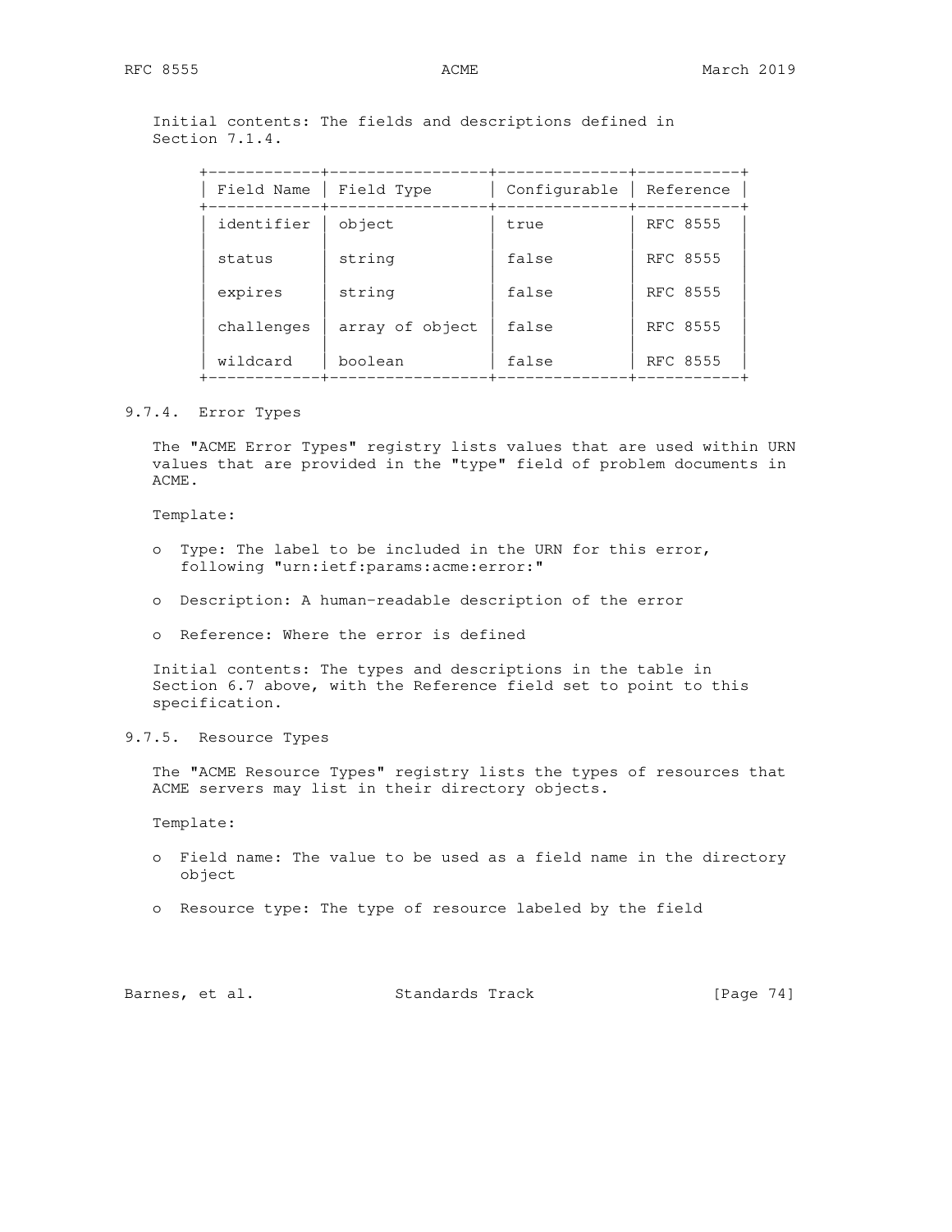Initial contents: The fields and descriptions defined in Section 7.1.4.

| Field Name | Field Type | Configurable | Reference |
|---|---|---|---|
| identifier | object | true | RFC 8555 |
| status | string | false | RFC 8555 |
| expires | string | false | RFC 8555 |
| challenges | array of object | false | RFC 8555 |
| wildcard | boolean | false | RFC 8555 |

### 9.7.4. Error Types

The "ACME Error Types" registry lists values that are used within URN values that are provided in the "type" field of problem documents in ACME.

Template:

- Type: The label to be included in the URN for this error, following "urn:ietf:params:acme:error:"
- Description: A human-readable description of the error
- Reference: Where the error is defined

Initial contents: The types and descriptions in the table in Section 6.7 above, with the Reference field set to point to this specification.

### 9.7.5. Resource Types

The "ACME Resource Types" registry lists the types of resources that ACME servers may list in their directory objects.

Template:

- Field name: The value to be used as a field name in the directory object
- Resource type: The type of resource labeled by the field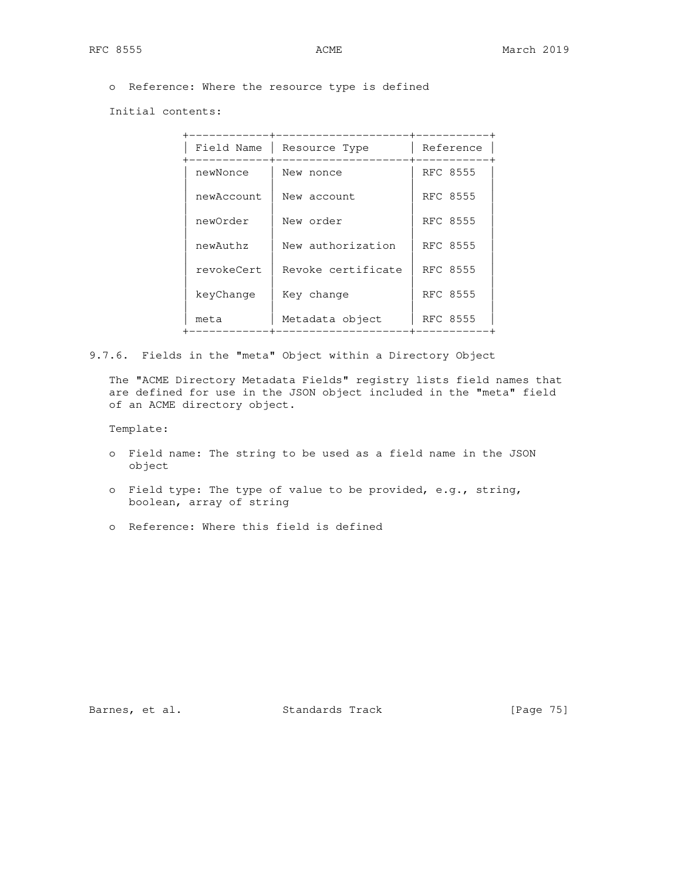o Reference: Where the resource type is defined

Initial contents:

| Field Name | Resource Type | Reference |
|---|---|---|
| newNonce | New nonce | RFC 8555 |
| newAccount | New account | RFC 8555 |
| newOrder | New order | RFC 8555 |
| newAuthz | New authorization | RFC 8555 |
| revokeCert | Revoke certificate | RFC 8555 |
| keyChange | Key change | RFC 8555 |
| meta | Metadata object | RFC 8555 |

### 9.7.6. Fields in the "meta" Object within a Directory Object

The "ACME Directory Metadata Fields" registry lists field names that are defined for use in the JSON object included in the "meta" field of an ACME directory object.

Template:

- o Field name: The string to be used as a field name in the JSON object
- o Field type: The type of value to be provided, e.g., string, boolean, array of string
- o Reference: Where this field is defined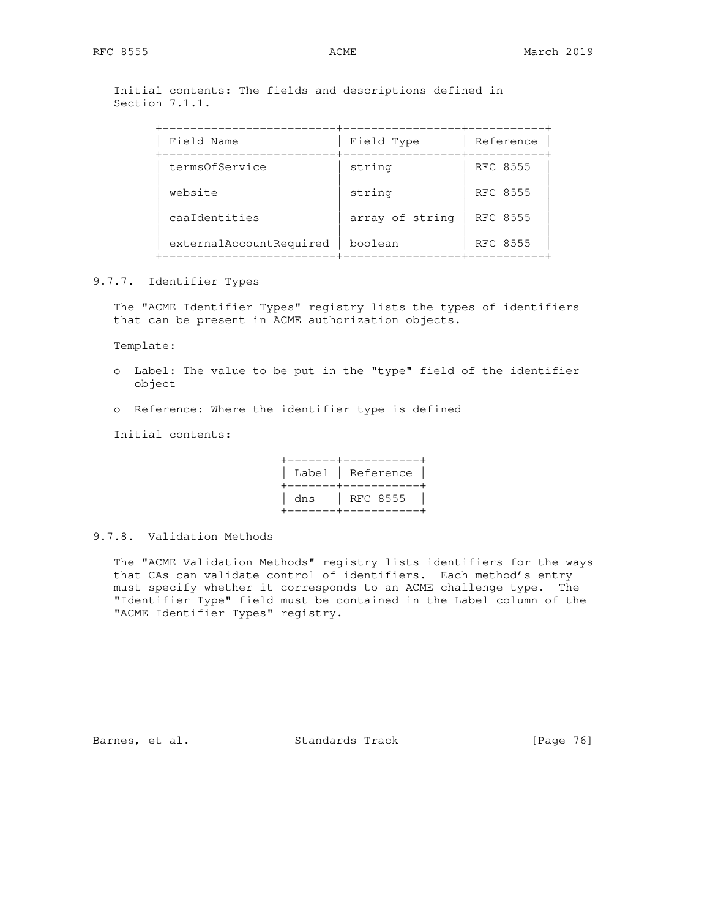Initial contents: The fields and descriptions defined in Section 7.1.1.

| Field Name | Field Type | Reference |
|---|---|---|
| termsOfService | string | RFC 8555 |
| website | string | RFC 8555 |
| caaIdentities | array of string | RFC 8555 |
| externalAccountRequired | boolean | RFC 8555 |

### 9.7.7. Identifier Types

The "ACME Identifier Types" registry lists the types of identifiers that can be present in ACME authorization objects.

Template:

- Label: The value to be put in the "type" field of the identifier object
- Reference: Where the identifier type is defined

Initial contents:

| Label | Reference |
|---|---|
| dns | RFC 8555 |

### 9.7.8. Validation Methods

The "ACME Validation Methods" registry lists identifiers for the ways that CAs can validate control of identifiers. Each method's entry must specify whether it corresponds to an ACME challenge type. The "Identifier Type" field must be contained in the Label column of the "ACME Identifier Types" registry.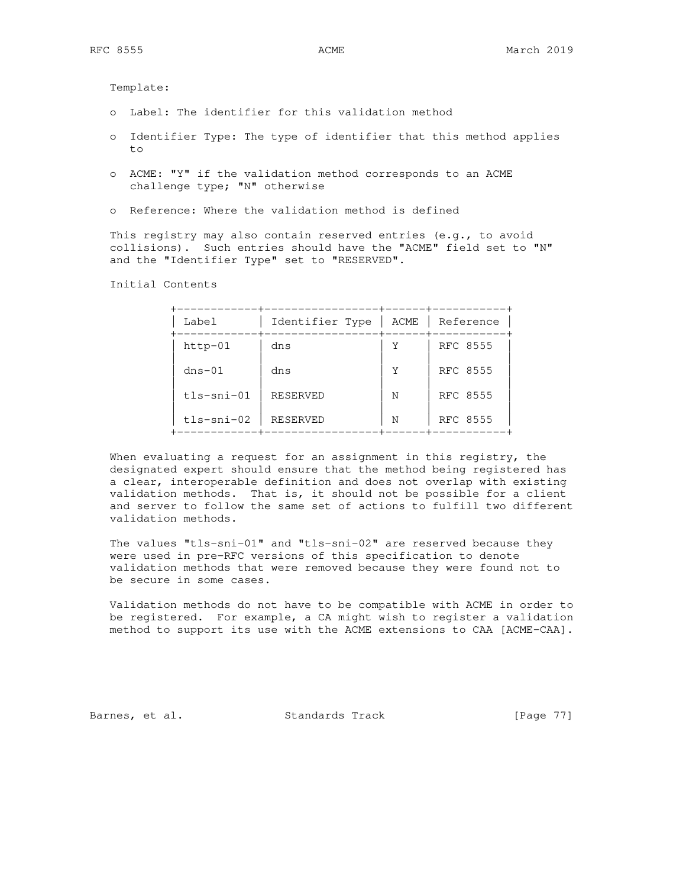Template:

- Label: The identifier for this validation method
- Identifier Type: The type of identifier that this method applies to
- ACME: "Y" if the validation method corresponds to an ACME challenge type; "N" otherwise
- Reference: Where the validation method is defined

This registry may also contain reserved entries (e.g., to avoid collisions). Such entries should have the "ACME" field set to "N" and the "Identifier Type" set to "RESERVED".

Initial Contents

| Label | Identifier Type | ACME | Reference |
| --- | --- | --- | --- |
| http-01 | dns | Y | RFC 8555 |
| dns-01 | dns | Y | RFC 8555 |
| tls-sni-01 | RESERVED | N | RFC 8555 |
| tls-sni-02 | RESERVED | N | RFC 8555 |

When evaluating a request for an assignment in this registry, the designated expert should ensure that the method being registered has a clear, interoperable definition and does not overlap with existing validation methods. That is, it should not be possible for a client and server to follow the same set of actions to fulfill two different validation methods.

The values "tls-sni-01" and "tls-sni-02" are reserved because they were used in pre-RFC versions of this specification to denote validation methods that were removed because they were found not to be secure in some cases.

Validation methods do not have to be compatible with ACME in order to be registered. For example, a CA might wish to register a validation method to support its use with the ACME extensions to CAA [ACME-CAA].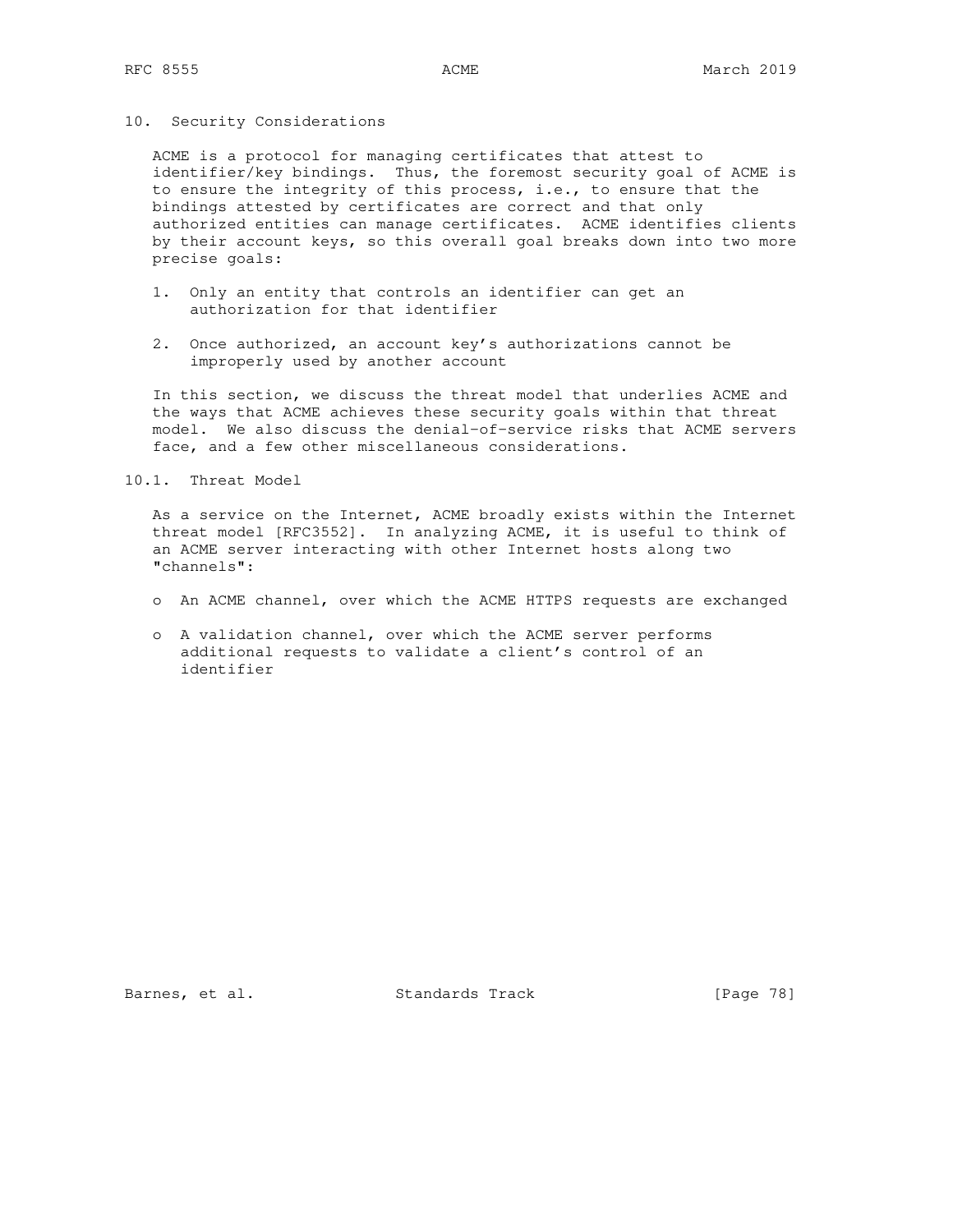# 10. Security Considerations

ACME is a protocol for managing certificates that attest to identifier/key bindings. Thus, the foremost security goal of ACME is to ensure the integrity of this process, i.e., to ensure that the bindings attested by certificates are correct and that only authorized entities can manage certificates. ACME identifies clients by their account keys, so this overall goal breaks down into two more precise goals:

1. Only an entity that controls an identifier can get an authorization for that identifier

2. Once authorized, an account key's authorizations cannot be improperly used by another account

In this section, we discuss the threat model that underlies ACME and the ways that ACME achieves these security goals within that threat model. We also discuss the denial-of-service risks that ACME servers face, and a few other miscellaneous considerations.

## 10.1. Threat Model

As a service on the Internet, ACME broadly exists within the Internet threat model [RFC3552]. In analyzing ACME, it is useful to think of an ACME server interacting with other Internet hosts along two "channels":

- An ACME channel, over which the ACME HTTPS requests are exchanged

- A validation channel, over which the ACME server performs additional requests to validate a client's control of an identifier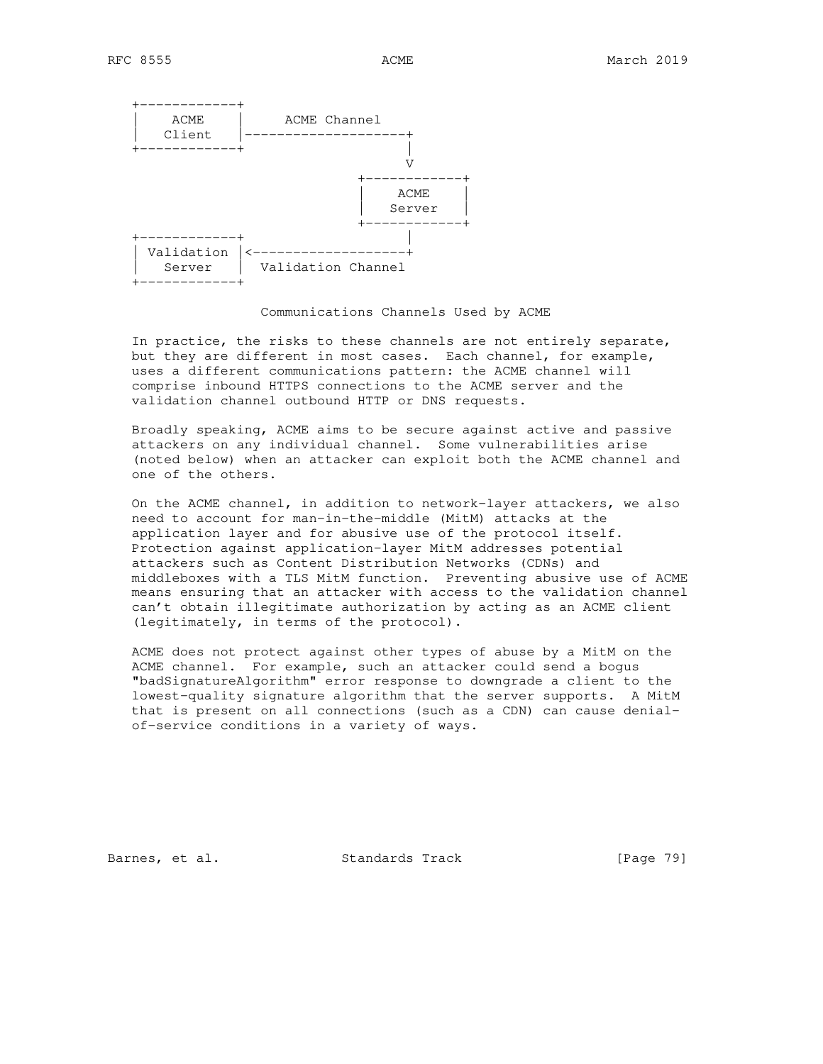```
+------------+
|    ACME    |     ACME Channel
|   Client   |--------------------+
+------------+                    |
                                  V
                            +------------+
                            |    ACME    |
                            |   Server   |
                            +------------+
+------------+                    |
| Validation |<-------------------+
|   Server   |  Validation Channel
+------------+
```

Communications Channels Used by ACME

In practice, the risks to these channels are not entirely separate, but they are different in most cases. Each channel, for example, uses a different communications pattern: the ACME channel will comprise inbound HTTPS connections to the ACME server and the validation channel outbound HTTP or DNS requests.

Broadly speaking, ACME aims to be secure against active and passive attackers on any individual channel. Some vulnerabilities arise (noted below) when an attacker can exploit both the ACME channel and one of the others.

On the ACME channel, in addition to network-layer attackers, we also need to account for man-in-the-middle (MitM) attacks at the application layer and for abusive use of the protocol itself. Protection against application-layer MitM addresses potential attackers such as Content Distribution Networks (CDNs) and middleboxes with a TLS MitM function. Preventing abusive use of ACME means ensuring that an attacker with access to the validation channel can't obtain illegitimate authorization by acting as an ACME client (legitimately, in terms of the protocol).

ACME does not protect against other types of abuse by a MitM on the ACME channel. For example, such an attacker could send a bogus "badSignatureAlgorithm" error response to downgrade a client to the lowest-quality signature algorithm that the server supports. A MitM that is present on all connections (such as a CDN) can cause denial-of-service conditions in a variety of ways.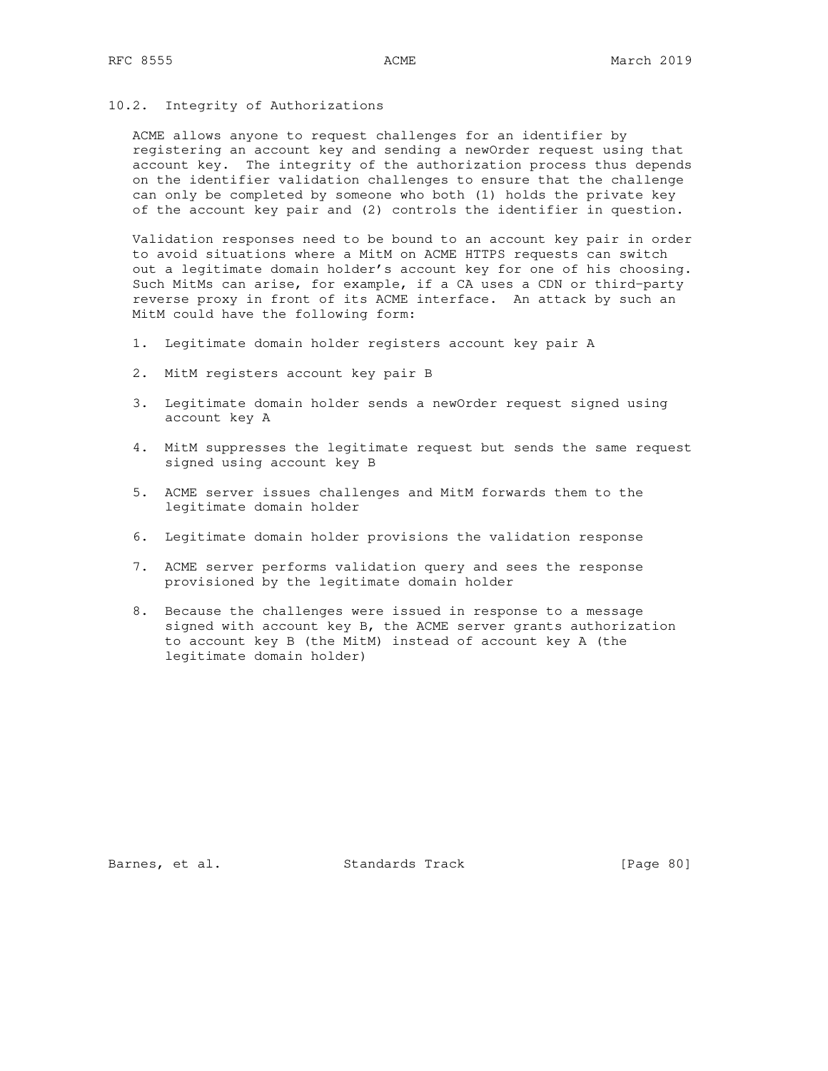## 10.2. Integrity of Authorizations

ACME allows anyone to request challenges for an identifier by registering an account key and sending a newOrder request using that account key. The integrity of the authorization process thus depends on the identifier validation challenges to ensure that the challenge can only be completed by someone who both (1) holds the private key of the account key pair and (2) controls the identifier in question.

Validation responses need to be bound to an account key pair in order to avoid situations where a MitM on ACME HTTPS requests can switch out a legitimate domain holder's account key for one of his choosing. Such MitMs can arise, for example, if a CA uses a CDN or third-party reverse proxy in front of its ACME interface. An attack by such an MitM could have the following form:

1. Legitimate domain holder registers account key pair A
2. MitM registers account key pair B
3. Legitimate domain holder sends a newOrder request signed using account key A
4. MitM suppresses the legitimate request but sends the same request signed using account key B
5. ACME server issues challenges and MitM forwards them to the legitimate domain holder
6. Legitimate domain holder provisions the validation response
7. ACME server performs validation query and sees the response provisioned by the legitimate domain holder
8. Because the challenges were issued in response to a message signed with account key B, the ACME server grants authorization to account key B (the MitM) instead of account key A (the legitimate domain holder)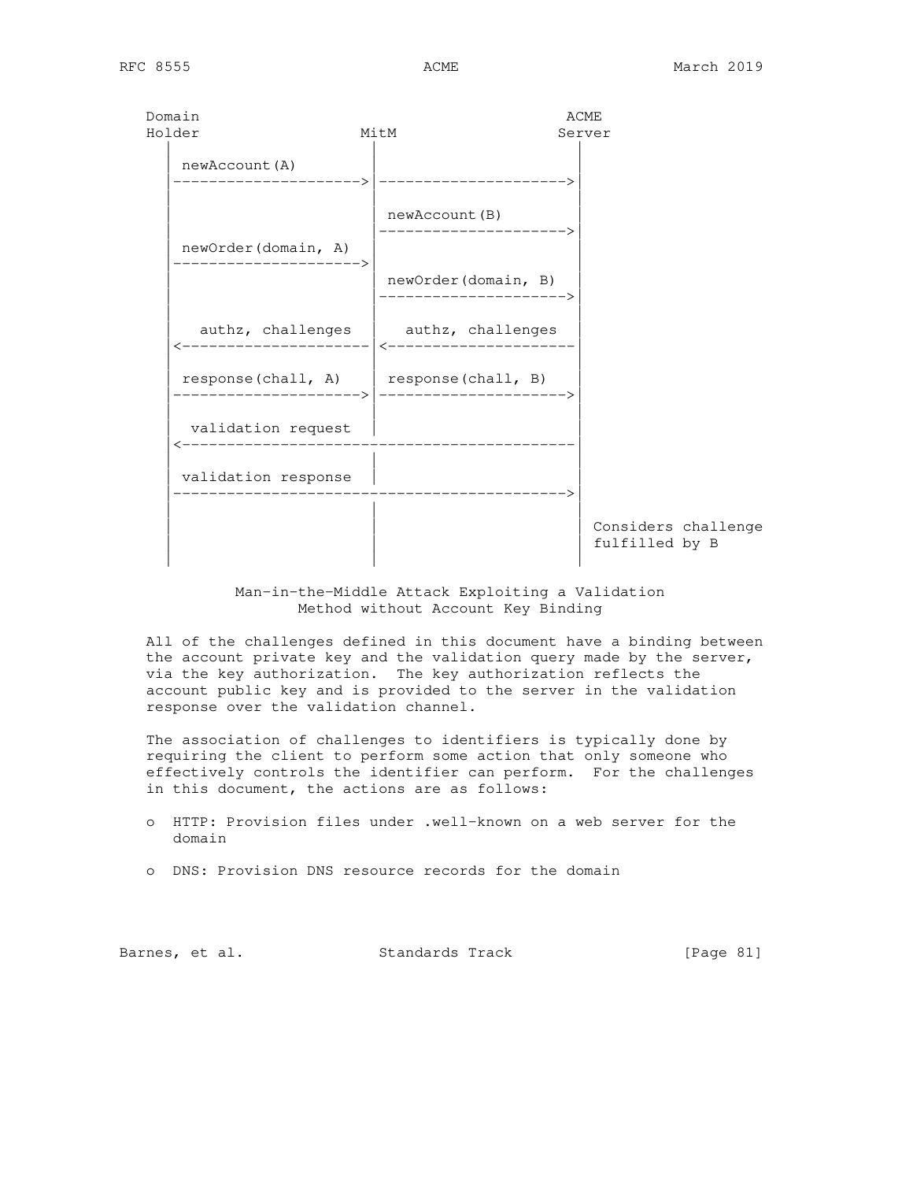```
   Domain                                          ACME
   Holder                  MitM                   Server
     |                      |                      |
     | newAccount(A)        |                      |
     |--------------------->|--------------------->|
     |                      |                      |
     |                      | newAccount(B)        |
     |                      |--------------------->|
     | newOrder(domain, A)  |                      |
     |--------------------->|                      |
     |                      | newOrder(domain, B)  |
     |                      |--------------------->|
     |                      |                      |
     |   authz, challenges  |   authz, challenges  |
     |<---------------------|<---------------------|
     |                      |                      |
     | response(chall, A)   | response(chall, B)   |
     |--------------------->|--------------------->|
     |                      |                      |
     |  validation request  |                      |
     |<--------------------------------------------|
     |                      |                      |
     | validation response  |                      |
     |-------------------------------------------->|
     |                      |                      |
     |                      |                      | Considers challenge
     |                      |                      | fulfilled by B
     |                      |                      |
```

Man-in-the-Middle Attack Exploiting a Validation Method without Account Key Binding

All of the challenges defined in this document have a binding between the account private key and the validation query made by the server, via the key authorization. The key authorization reflects the account public key and is provided to the server in the validation response over the validation channel.

The association of challenges to identifiers is typically done by requiring the client to perform some action that only someone who effectively controls the identifier can perform. For the challenges in this document, the actions are as follows:

- HTTP: Provision files under .well-known on a web server for the domain

- DNS: Provision DNS resource records for the domain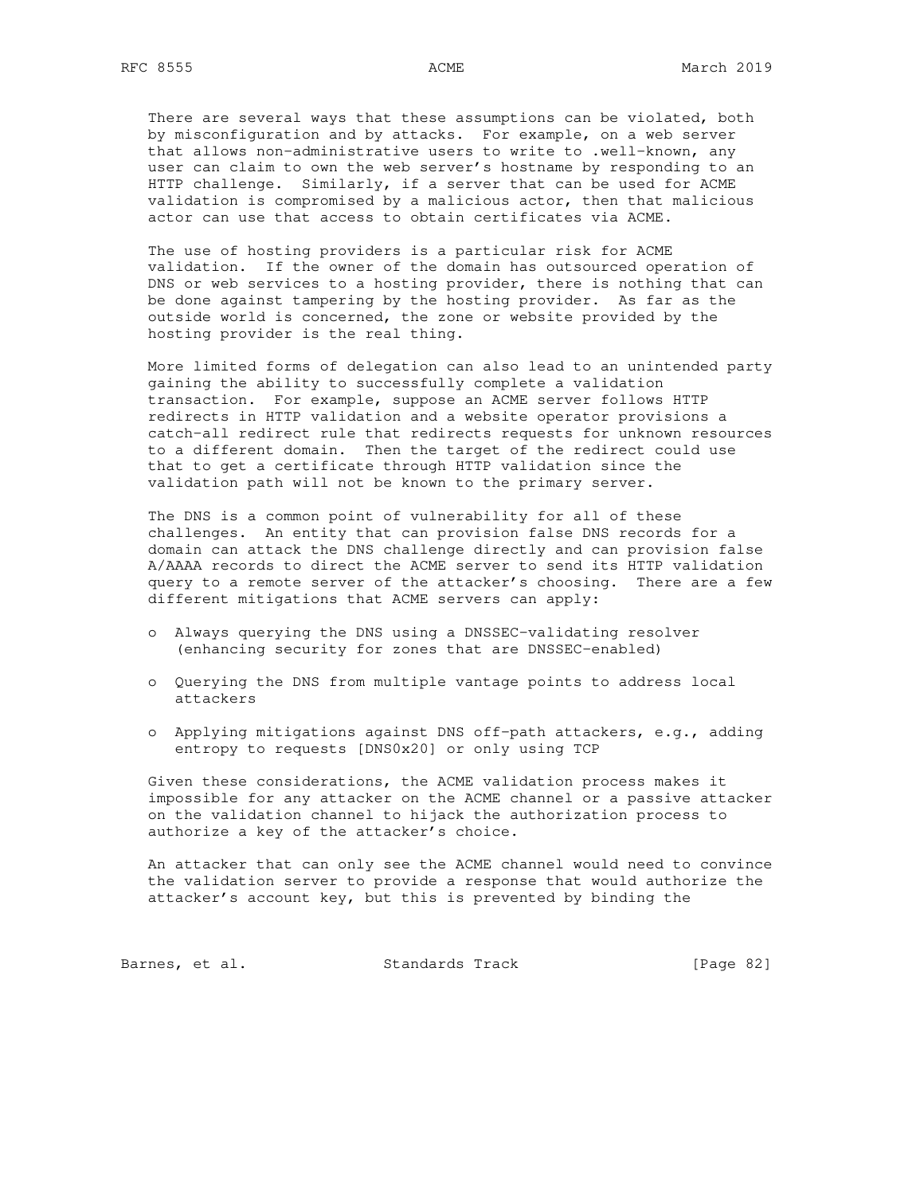There are several ways that these assumptions can be violated, both by misconfiguration and by attacks. For example, on a web server that allows non-administrative users to write to .well-known, any user can claim to own the web server's hostname by responding to an HTTP challenge. Similarly, if a server that can be used for ACME validation is compromised by a malicious actor, then that malicious actor can use that access to obtain certificates via ACME.

The use of hosting providers is a particular risk for ACME validation. If the owner of the domain has outsourced operation of DNS or web services to a hosting provider, there is nothing that can be done against tampering by the hosting provider. As far as the outside world is concerned, the zone or website provided by the hosting provider is the real thing.

More limited forms of delegation can also lead to an unintended party gaining the ability to successfully complete a validation transaction. For example, suppose an ACME server follows HTTP redirects in HTTP validation and a website operator provisions a catch-all redirect rule that redirects requests for unknown resources to a different domain. Then the target of the redirect could use that to get a certificate through HTTP validation since the validation path will not be known to the primary server.

The DNS is a common point of vulnerability for all of these challenges. An entity that can provision false DNS records for a domain can attack the DNS challenge directly and can provision false A/AAAA records to direct the ACME server to send its HTTP validation query to a remote server of the attacker's choosing. There are a few different mitigations that ACME servers can apply:

- Always querying the DNS using a DNSSEC-validating resolver (enhancing security for zones that are DNSSEC-enabled)
- Querying the DNS from multiple vantage points to address local attackers
- Applying mitigations against DNS off-path attackers, e.g., adding entropy to requests [DNS0x20] or only using TCP

Given these considerations, the ACME validation process makes it impossible for any attacker on the ACME channel or a passive attacker on the validation channel to hijack the authorization process to authorize a key of the attacker's choice.

An attacker that can only see the ACME channel would need to convince the validation server to provide a response that would authorize the attacker's account key, but this is prevented by binding the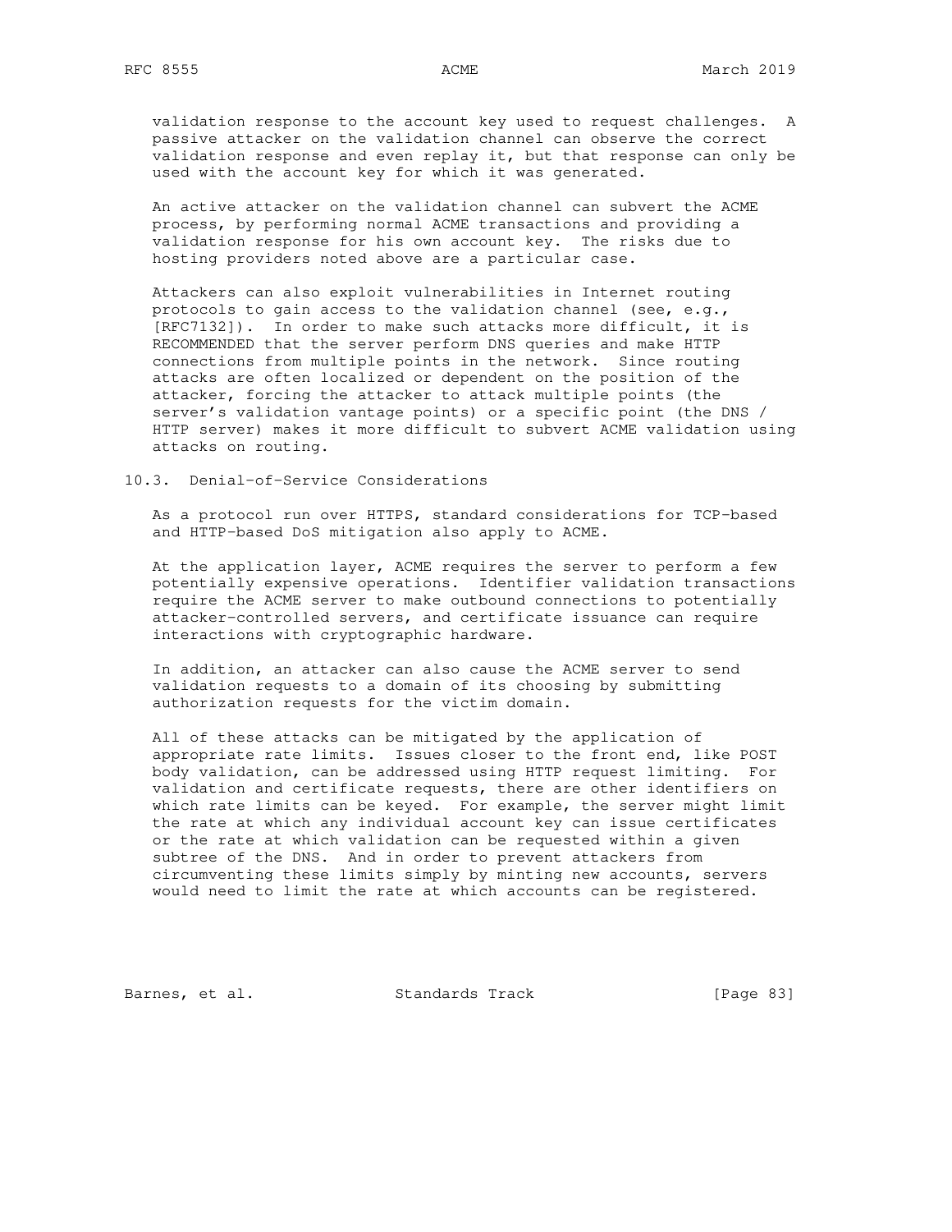validation response to the account key used to request challenges. A passive attacker on the validation channel can observe the correct validation response and even replay it, but that response can only be used with the account key for which it was generated.

An active attacker on the validation channel can subvert the ACME process, by performing normal ACME transactions and providing a validation response for his own account key. The risks due to hosting providers noted above are a particular case.

Attackers can also exploit vulnerabilities in Internet routing protocols to gain access to the validation channel (see, e.g., [RFC7132]). In order to make such attacks more difficult, it is RECOMMENDED that the server perform DNS queries and make HTTP connections from multiple points in the network. Since routing attacks are often localized or dependent on the position of the attacker, forcing the attacker to attack multiple points (the server's validation vantage points) or a specific point (the DNS / HTTP server) makes it more difficult to subvert ACME validation using attacks on routing.

### 10.3. Denial-of-Service Considerations

As a protocol run over HTTPS, standard considerations for TCP-based and HTTP-based DoS mitigation also apply to ACME.

At the application layer, ACME requires the server to perform a few potentially expensive operations. Identifier validation transactions require the ACME server to make outbound connections to potentially attacker-controlled servers, and certificate issuance can require interactions with cryptographic hardware.

In addition, an attacker can also cause the ACME server to send validation requests to a domain of its choosing by submitting authorization requests for the victim domain.

All of these attacks can be mitigated by the application of appropriate rate limits. Issues closer to the front end, like POST body validation, can be addressed using HTTP request limiting. For validation and certificate requests, there are other identifiers on which rate limits can be keyed. For example, the server might limit the rate at which any individual account key can issue certificates or the rate at which validation can be requested within a given subtree of the DNS. And in order to prevent attackers from circumventing these limits simply by minting new accounts, servers would need to limit the rate at which accounts can be registered.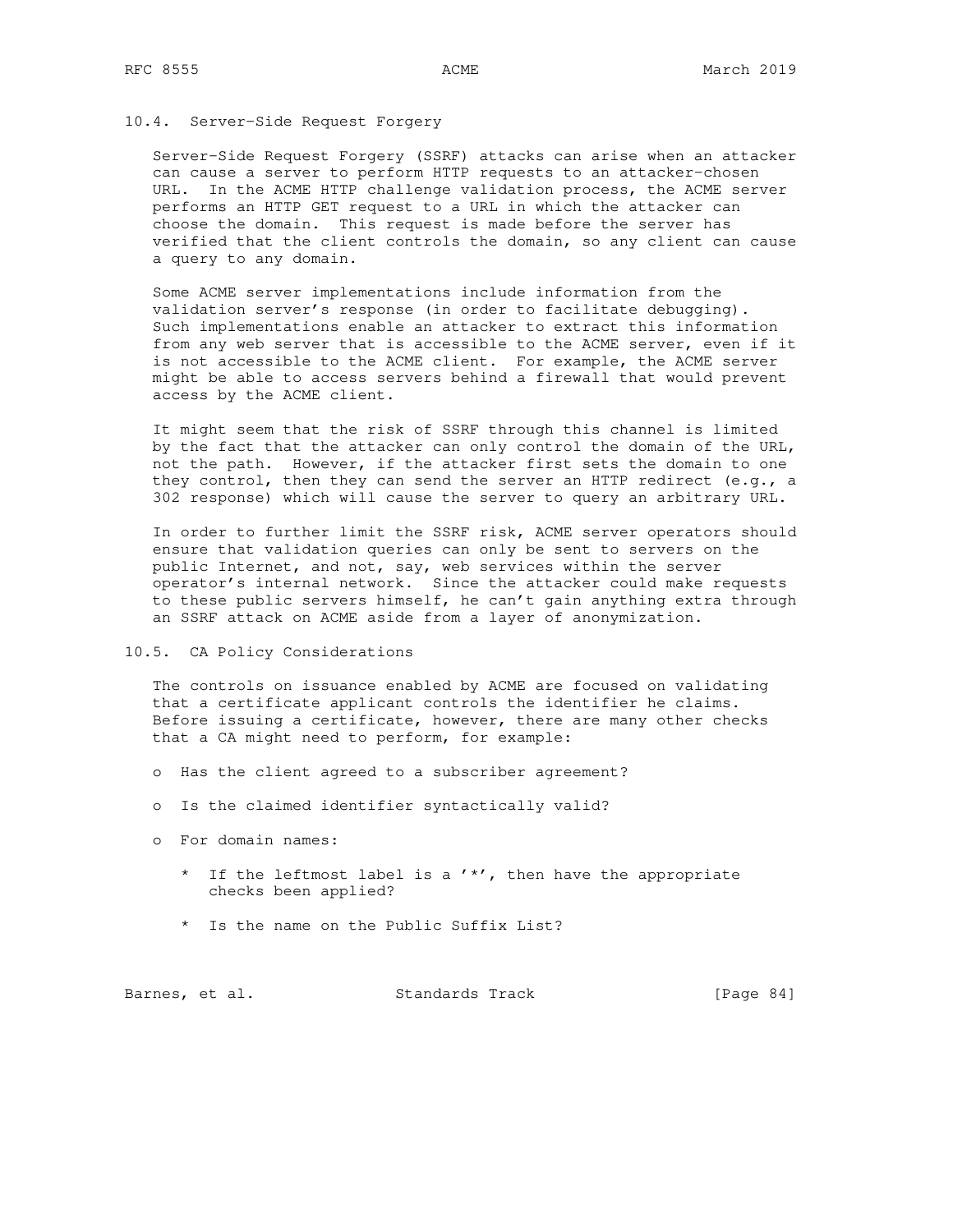### 10.4. Server-Side Request Forgery

Server-Side Request Forgery (SSRF) attacks can arise when an attacker can cause a server to perform HTTP requests to an attacker-chosen URL. In the ACME HTTP challenge validation process, the ACME server performs an HTTP GET request to a URL in which the attacker can choose the domain. This request is made before the server has verified that the client controls the domain, so any client can cause a query to any domain.

Some ACME server implementations include information from the validation server's response (in order to facilitate debugging). Such implementations enable an attacker to extract this information from any web server that is accessible to the ACME server, even if it is not accessible to the ACME client. For example, the ACME server might be able to access servers behind a firewall that would prevent access by the ACME client.

It might seem that the risk of SSRF through this channel is limited by the fact that the attacker can only control the domain of the URL, not the path. However, if the attacker first sets the domain to one they control, then they can send the server an HTTP redirect (e.g., a 302 response) which will cause the server to query an arbitrary URL.

In order to further limit the SSRF risk, ACME server operators should ensure that validation queries can only be sent to servers on the public Internet, and not, say, web services within the server operator's internal network. Since the attacker could make requests to these public servers himself, he can't gain anything extra through an SSRF attack on ACME aside from a layer of anonymization.

### 10.5. CA Policy Considerations

The controls on issuance enabled by ACME are focused on validating that a certificate applicant controls the identifier he claims. Before issuing a certificate, however, there are many other checks that a CA might need to perform, for example:

- Has the client agreed to a subscriber agreement?
- Is the claimed identifier syntactically valid?
- For domain names:
  - If the leftmost label is a '*', then have the appropriate checks been applied?
  - Is the name on the Public Suffix List?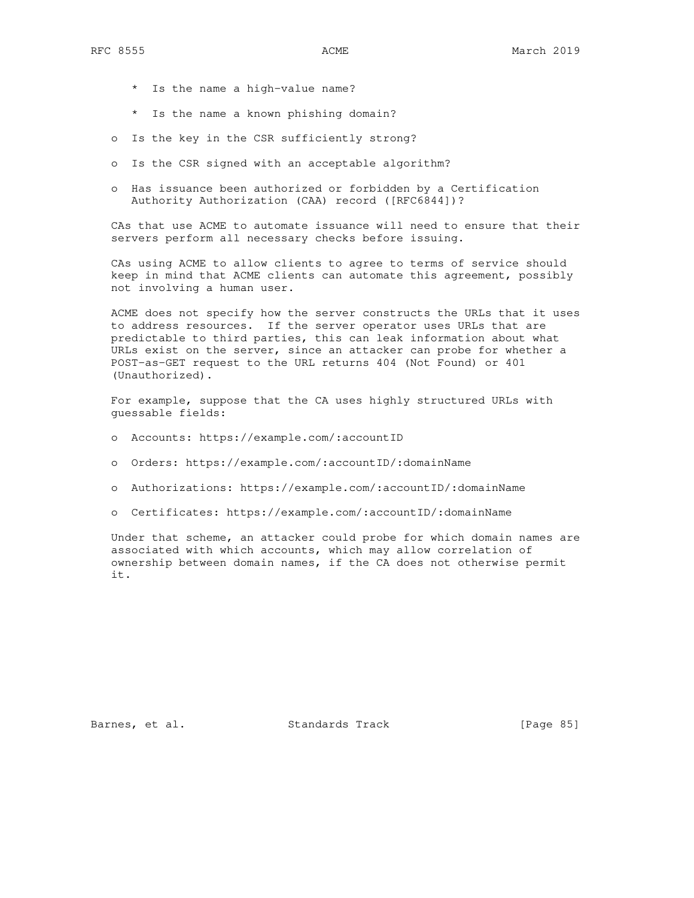* Is the name a high-value name?

   * Is the name a known phishing domain?

- Is the key in the CSR sufficiently strong?

- Is the CSR signed with an acceptable algorithm?

- Has issuance been authorized or forbidden by a Certification Authority Authorization (CAA) record ([RFC6844])?

CAs that use ACME to automate issuance will need to ensure that their servers perform all necessary checks before issuing.

CAs using ACME to allow clients to agree to terms of service should keep in mind that ACME clients can automate this agreement, possibly not involving a human user.

ACME does not specify how the server constructs the URLs that it uses to address resources. If the server operator uses URLs that are predictable to third parties, this can leak information about what URLs exist on the server, since an attacker can probe for whether a POST-as-GET request to the URL returns 404 (Not Found) or 401 (Unauthorized).

For example, suppose that the CA uses highly structured URLs with guessable fields:

- Accounts: https://example.com/:accountID

- Orders: https://example.com/:accountID/:domainName

- Authorizations: https://example.com/:accountID/:domainName

- Certificates: https://example.com/:accountID/:domainName

Under that scheme, an attacker could probe for which domain names are associated with which accounts, which may allow correlation of ownership between domain names, if the CA does not otherwise permit it.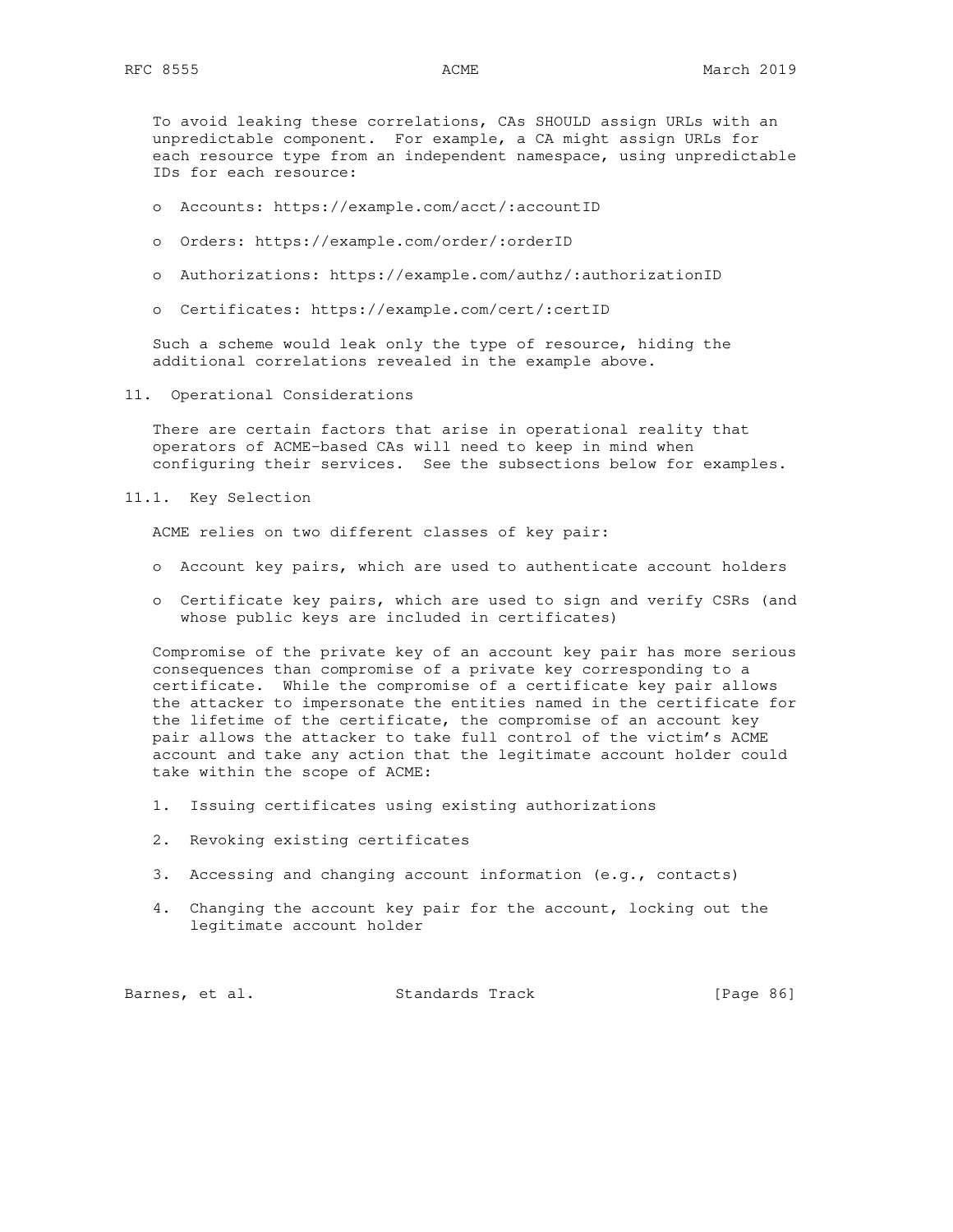To avoid leaking these correlations, CAs SHOULD assign URLs with an unpredictable component. For example, a CA might assign URLs for each resource type from an independent namespace, using unpredictable IDs for each resource:

- Accounts: https://example.com/acct/:accountID
- Orders: https://example.com/order/:orderID
- Authorizations: https://example.com/authz/:authorizationID
- Certificates: https://example.com/cert/:certID

Such a scheme would leak only the type of resource, hiding the additional correlations revealed in the example above.

## 11. Operational Considerations

There are certain factors that arise in operational reality that operators of ACME-based CAs will need to keep in mind when configuring their services. See the subsections below for examples.

### 11.1. Key Selection

ACME relies on two different classes of key pair:

- Account key pairs, which are used to authenticate account holders
- Certificate key pairs, which are used to sign and verify CSRs (and whose public keys are included in certificates)

Compromise of the private key of an account key pair has more serious consequences than compromise of a private key corresponding to a certificate. While the compromise of a certificate key pair allows the attacker to impersonate the entities named in the certificate for the lifetime of the certificate, the compromise of an account key pair allows the attacker to take full control of the victim's ACME account and take any action that the legitimate account holder could take within the scope of ACME:

1. Issuing certificates using existing authorizations
2. Revoking existing certificates
3. Accessing and changing account information (e.g., contacts)
4. Changing the account key pair for the account, locking out the legitimate account holder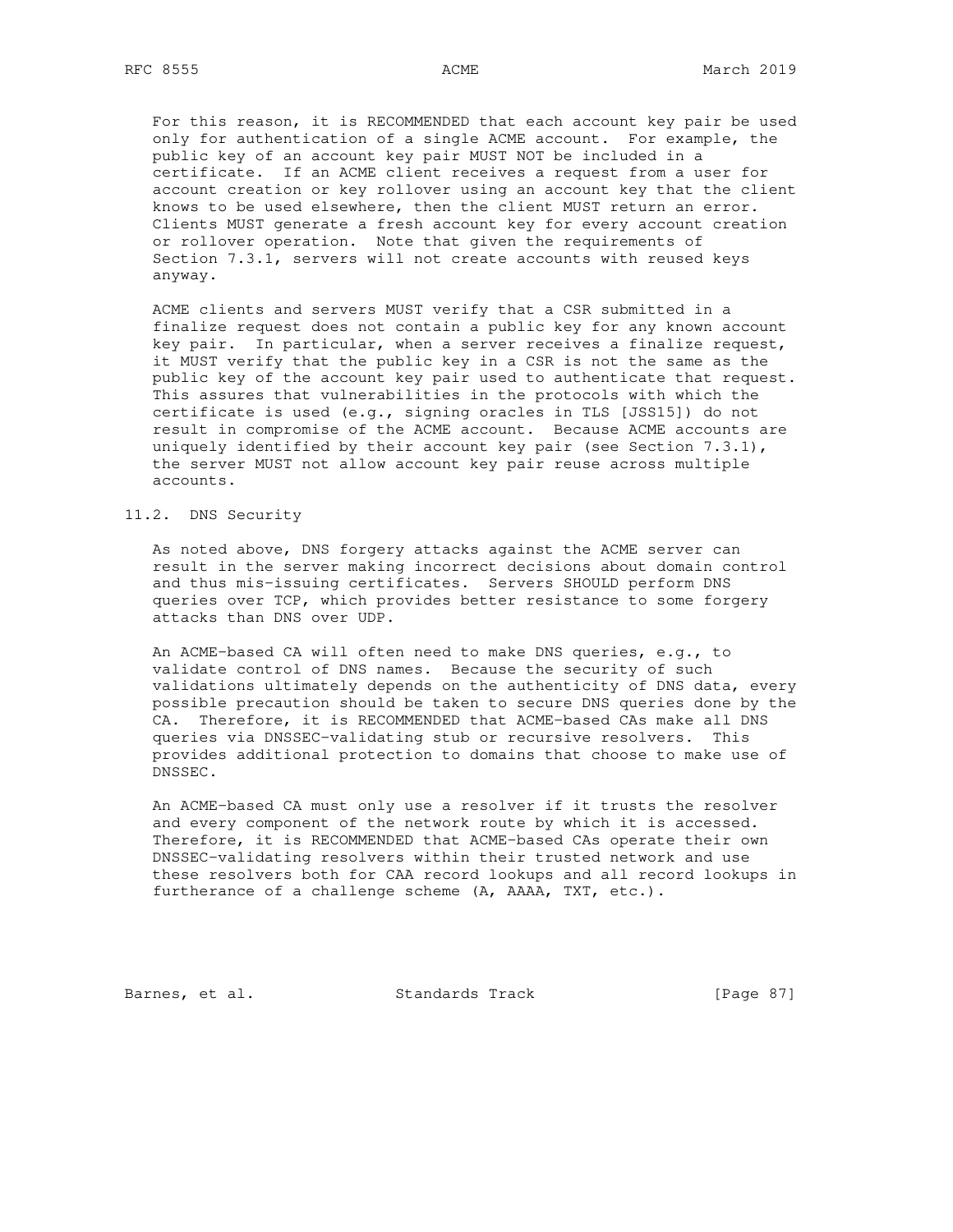For this reason, it is RECOMMENDED that each account key pair be used only for authentication of a single ACME account. For example, the public key of an account key pair MUST NOT be included in a certificate. If an ACME client receives a request from a user for account creation or key rollover using an account key that the client knows to be used elsewhere, then the client MUST return an error. Clients MUST generate a fresh account key for every account creation or rollover operation. Note that given the requirements of Section 7.3.1, servers will not create accounts with reused keys anyway.

ACME clients and servers MUST verify that a CSR submitted in a finalize request does not contain a public key for any known account key pair. In particular, when a server receives a finalize request, it MUST verify that the public key in a CSR is not the same as the public key of the account key pair used to authenticate that request. This assures that vulnerabilities in the protocols with which the certificate is used (e.g., signing oracles in TLS [JSS15]) do not result in compromise of the ACME account. Because ACME accounts are uniquely identified by their account key pair (see Section 7.3.1), the server MUST not allow account key pair reuse across multiple accounts.

## 11.2. DNS Security

As noted above, DNS forgery attacks against the ACME server can result in the server making incorrect decisions about domain control and thus mis-issuing certificates. Servers SHOULD perform DNS queries over TCP, which provides better resistance to some forgery attacks than DNS over UDP.

An ACME-based CA will often need to make DNS queries, e.g., to validate control of DNS names. Because the security of such validations ultimately depends on the authenticity of DNS data, every possible precaution should be taken to secure DNS queries done by the CA. Therefore, it is RECOMMENDED that ACME-based CAs make all DNS queries via DNSSEC-validating stub or recursive resolvers. This provides additional protection to domains that choose to make use of DNSSEC.

An ACME-based CA must only use a resolver if it trusts the resolver and every component of the network route by which it is accessed. Therefore, it is RECOMMENDED that ACME-based CAs operate their own DNSSEC-validating resolvers within their trusted network and use these resolvers both for CAA record lookups and all record lookups in furtherance of a challenge scheme (A, AAAA, TXT, etc.).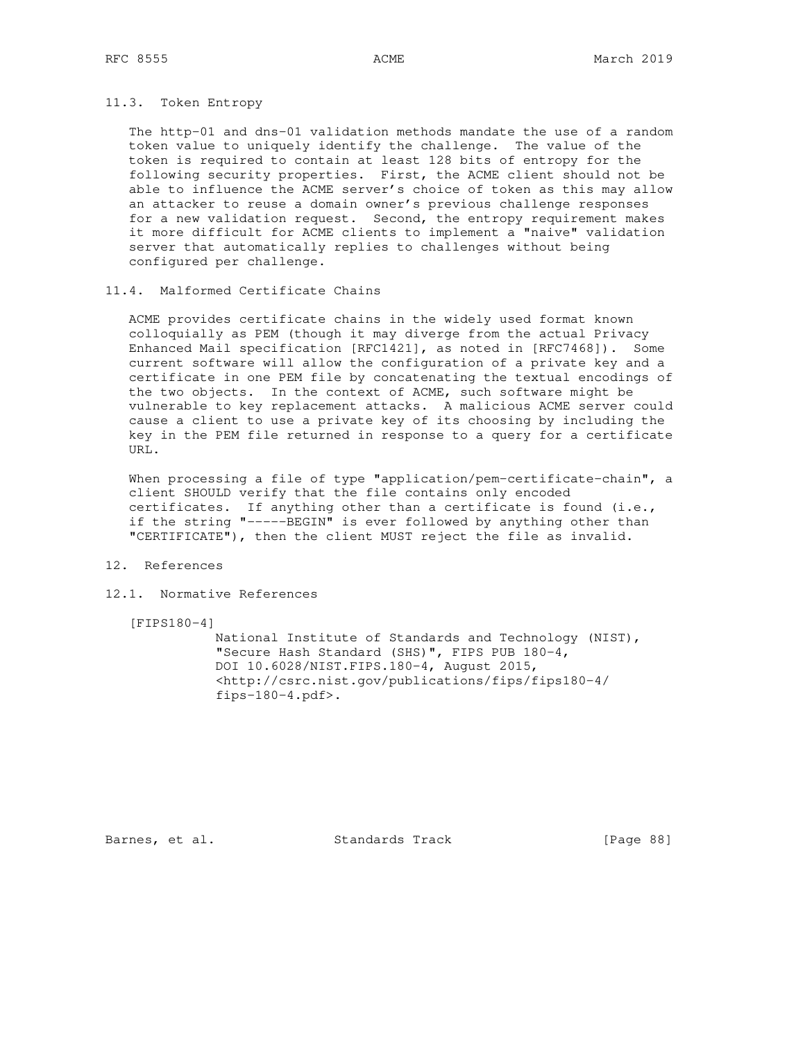### 11.3. Token Entropy

The http-01 and dns-01 validation methods mandate the use of a random token value to uniquely identify the challenge. The value of the token is required to contain at least 128 bits of entropy for the following security properties. First, the ACME client should not be able to influence the ACME server's choice of token as this may allow an attacker to reuse a domain owner's previous challenge responses for a new validation request. Second, the entropy requirement makes it more difficult for ACME clients to implement a "naive" validation server that automatically replies to challenges without being configured per challenge.

### 11.4. Malformed Certificate Chains

ACME provides certificate chains in the widely used format known colloquially as PEM (though it may diverge from the actual Privacy Enhanced Mail specification [RFC1421], as noted in [RFC7468]). Some current software will allow the configuration of a private key and a certificate in one PEM file by concatenating the textual encodings of the two objects. In the context of ACME, such software might be vulnerable to key replacement attacks. A malicious ACME server could cause a client to use a private key of its choosing by including the key in the PEM file returned in response to a query for a certificate URL.

When processing a file of type "application/pem-certificate-chain", a client SHOULD verify that the file contains only encoded certificates. If anything other than a certificate is found (i.e., if the string "-----BEGIN" is ever followed by anything other than "CERTIFICATE"), then the client MUST reject the file as invalid.

## 12. References

### 12.1. Normative References

[FIPS180-4]
National Institute of Standards and Technology (NIST), "Secure Hash Standard (SHS)", FIPS PUB 180-4, DOI 10.6028/NIST.FIPS.180-4, August 2015, <http://csrc.nist.gov/publications/fips/fips180-4/fips-180-4.pdf>.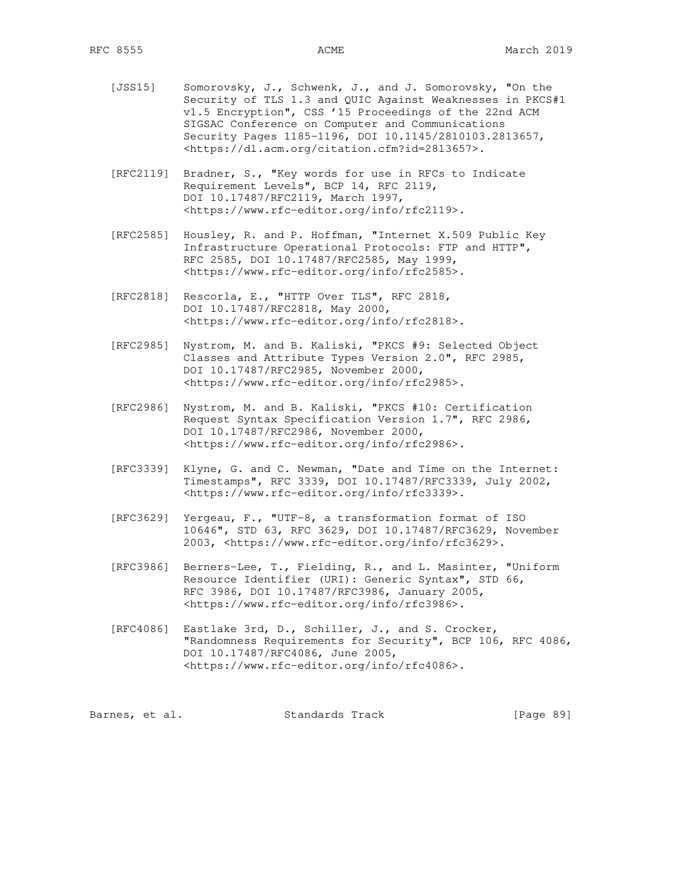[JSS15] Somorovsky, J., Schwenk, J., and J. Somorovsky, "On the Security of TLS 1.3 and QUIC Against Weaknesses in PKCS#1 v1.5 Encryption", CSS '15 Proceedings of the 22nd ACM SIGSAC Conference on Computer and Communications Security Pages 1185-1196, DOI 10.1145/2810103.2813657, <https://dl.acm.org/citation.cfm?id=2813657>.

[RFC2119] Bradner, S., "Key words for use in RFCs to Indicate Requirement Levels", BCP 14, RFC 2119, DOI 10.17487/RFC2119, March 1997, <https://www.rfc-editor.org/info/rfc2119>.

[RFC2585] Housley, R. and P. Hoffman, "Internet X.509 Public Key Infrastructure Operational Protocols: FTP and HTTP", RFC 2585, DOI 10.17487/RFC2585, May 1999, <https://www.rfc-editor.org/info/rfc2585>.

[RFC2818] Rescorla, E., "HTTP Over TLS", RFC 2818, DOI 10.17487/RFC2818, May 2000, <https://www.rfc-editor.org/info/rfc2818>.

[RFC2985] Nystrom, M. and B. Kaliski, "PKCS #9: Selected Object Classes and Attribute Types Version 2.0", RFC 2985, DOI 10.17487/RFC2985, November 2000, <https://www.rfc-editor.org/info/rfc2985>.

[RFC2986] Nystrom, M. and B. Kaliski, "PKCS #10: Certification Request Syntax Specification Version 1.7", RFC 2986, DOI 10.17487/RFC2986, November 2000, <https://www.rfc-editor.org/info/rfc2986>.

[RFC3339] Klyne, G. and C. Newman, "Date and Time on the Internet: Timestamps", RFC 3339, DOI 10.17487/RFC3339, July 2002, <https://www.rfc-editor.org/info/rfc3339>.

[RFC3629] Yergeau, F., "UTF-8, a transformation format of ISO 10646", STD 63, RFC 3629, DOI 10.17487/RFC3629, November 2003, <https://www.rfc-editor.org/info/rfc3629>.

[RFC3986] Berners-Lee, T., Fielding, R., and L. Masinter, "Uniform Resource Identifier (URI): Generic Syntax", STD 66, RFC 3986, DOI 10.17487/RFC3986, January 2005, <https://www.rfc-editor.org/info/rfc3986>.

[RFC4086] Eastlake 3rd, D., Schiller, J., and S. Crocker, "Randomness Requirements for Security", BCP 106, RFC 4086, DOI 10.17487/RFC4086, June 2005, <https://www.rfc-editor.org/info/rfc4086>.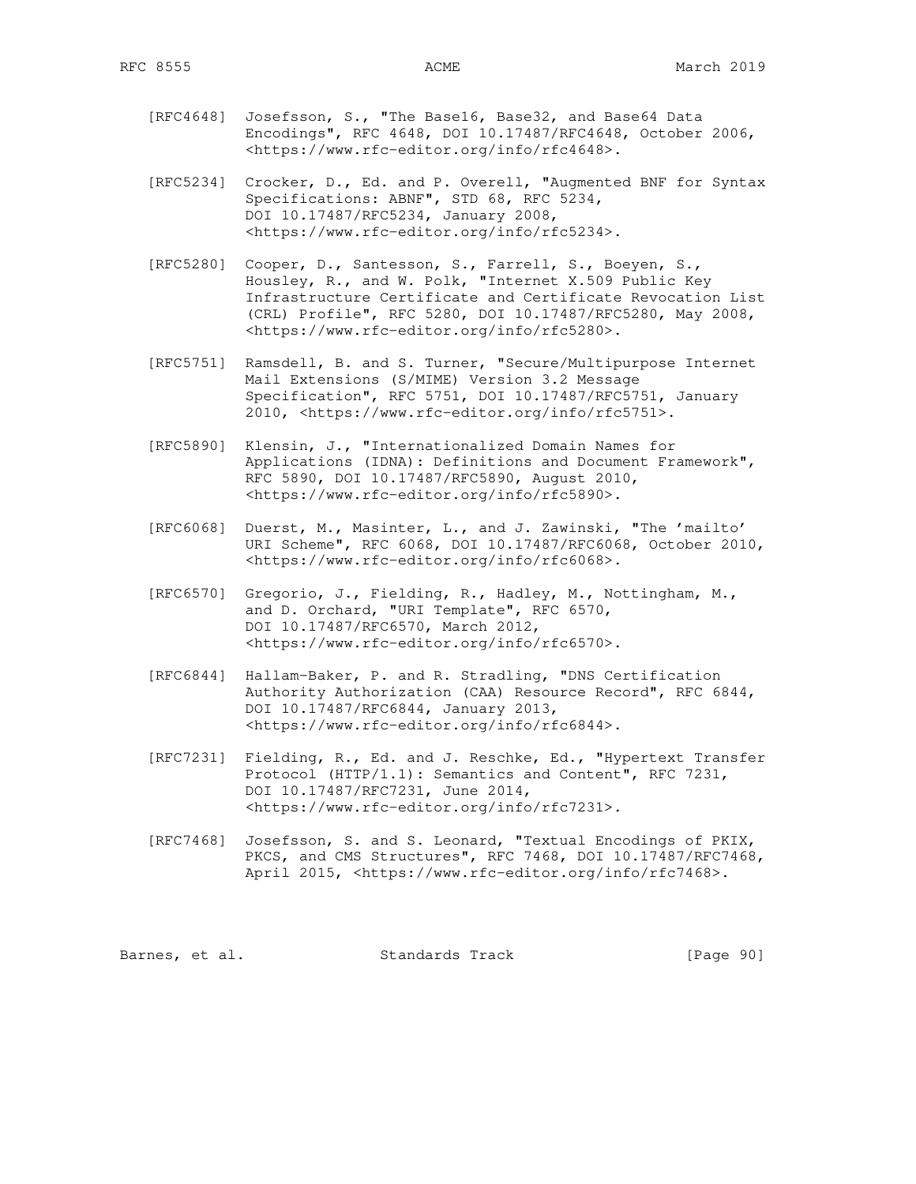[RFC4648] Josefsson, S., "The Base16, Base32, and Base64 Data Encodings", RFC 4648, DOI 10.17487/RFC4648, October 2006, <https://www.rfc-editor.org/info/rfc4648>.

[RFC5234] Crocker, D., Ed. and P. Overell, "Augmented BNF for Syntax Specifications: ABNF", STD 68, RFC 5234, DOI 10.17487/RFC5234, January 2008, <https://www.rfc-editor.org/info/rfc5234>.

[RFC5280] Cooper, D., Santesson, S., Farrell, S., Boeyen, S., Housley, R., and W. Polk, "Internet X.509 Public Key Infrastructure Certificate and Certificate Revocation List (CRL) Profile", RFC 5280, DOI 10.17487/RFC5280, May 2008, <https://www.rfc-editor.org/info/rfc5280>.

[RFC5751] Ramsdell, B. and S. Turner, "Secure/Multipurpose Internet Mail Extensions (S/MIME) Version 3.2 Message Specification", RFC 5751, DOI 10.17487/RFC5751, January 2010, <https://www.rfc-editor.org/info/rfc5751>.

[RFC5890] Klensin, J., "Internationalized Domain Names for Applications (IDNA): Definitions and Document Framework", RFC 5890, DOI 10.17487/RFC5890, August 2010, <https://www.rfc-editor.org/info/rfc5890>.

[RFC6068] Duerst, M., Masinter, L., and J. Zawinski, "The 'mailto' URI Scheme", RFC 6068, DOI 10.17487/RFC6068, October 2010, <https://www.rfc-editor.org/info/rfc6068>.

[RFC6570] Gregorio, J., Fielding, R., Hadley, M., Nottingham, M., and D. Orchard, "URI Template", RFC 6570, DOI 10.17487/RFC6570, March 2012, <https://www.rfc-editor.org/info/rfc6570>.

[RFC6844] Hallam-Baker, P. and R. Stradling, "DNS Certification Authority Authorization (CAA) Resource Record", RFC 6844, DOI 10.17487/RFC6844, January 2013, <https://www.rfc-editor.org/info/rfc6844>.

[RFC7231] Fielding, R., Ed. and J. Reschke, Ed., "Hypertext Transfer Protocol (HTTP/1.1): Semantics and Content", RFC 7231, DOI 10.17487/RFC7231, June 2014, <https://www.rfc-editor.org/info/rfc7231>.

[RFC7468] Josefsson, S. and S. Leonard, "Textual Encodings of PKIX, PKCS, and CMS Structures", RFC 7468, DOI 10.17487/RFC7468, April 2015, <https://www.rfc-editor.org/info/rfc7468>.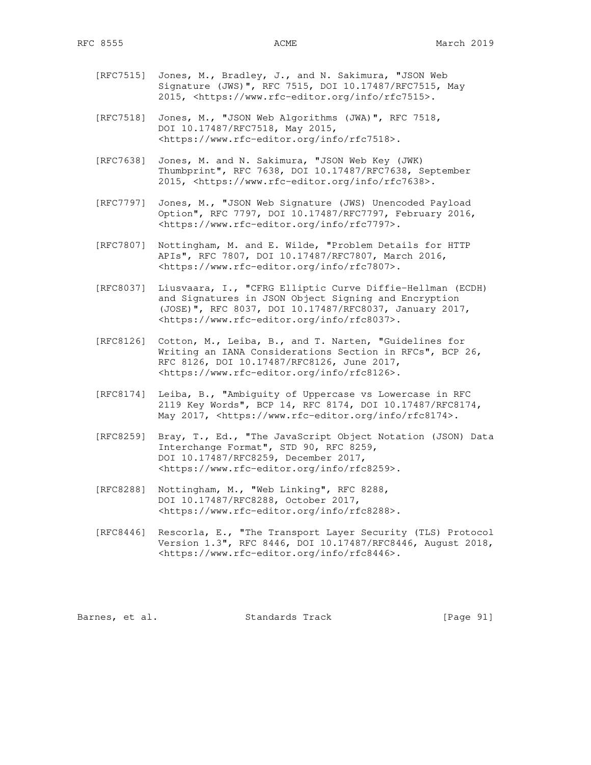[RFC7515] Jones, M., Bradley, J., and N. Sakimura, "JSON Web Signature (JWS)", RFC 7515, DOI 10.17487/RFC7515, May 2015, <https://www.rfc-editor.org/info/rfc7515>.

[RFC7518] Jones, M., "JSON Web Algorithms (JWA)", RFC 7518, DOI 10.17487/RFC7518, May 2015, <https://www.rfc-editor.org/info/rfc7518>.

[RFC7638] Jones, M. and N. Sakimura, "JSON Web Key (JWK) Thumbprint", RFC 7638, DOI 10.17487/RFC7638, September 2015, <https://www.rfc-editor.org/info/rfc7638>.

[RFC7797] Jones, M., "JSON Web Signature (JWS) Unencoded Payload Option", RFC 7797, DOI 10.17487/RFC7797, February 2016, <https://www.rfc-editor.org/info/rfc7797>.

[RFC7807] Nottingham, M. and E. Wilde, "Problem Details for HTTP APIs", RFC 7807, DOI 10.17487/RFC7807, March 2016, <https://www.rfc-editor.org/info/rfc7807>.

[RFC8037] Liusvaara, I., "CFRG Elliptic Curve Diffie-Hellman (ECDH) and Signatures in JSON Object Signing and Encryption (JOSE)", RFC 8037, DOI 10.17487/RFC8037, January 2017, <https://www.rfc-editor.org/info/rfc8037>.

[RFC8126] Cotton, M., Leiba, B., and T. Narten, "Guidelines for Writing an IANA Considerations Section in RFCs", BCP 26, RFC 8126, DOI 10.17487/RFC8126, June 2017, <https://www.rfc-editor.org/info/rfc8126>.

[RFC8174] Leiba, B., "Ambiguity of Uppercase vs Lowercase in RFC 2119 Key Words", BCP 14, RFC 8174, DOI 10.17487/RFC8174, May 2017, <https://www.rfc-editor.org/info/rfc8174>.

[RFC8259] Bray, T., Ed., "The JavaScript Object Notation (JSON) Data Interchange Format", STD 90, RFC 8259, DOI 10.17487/RFC8259, December 2017, <https://www.rfc-editor.org/info/rfc8259>.

[RFC8288] Nottingham, M., "Web Linking", RFC 8288, DOI 10.17487/RFC8288, October 2017, <https://www.rfc-editor.org/info/rfc8288>.

[RFC8446] Rescorla, E., "The Transport Layer Security (TLS) Protocol Version 1.3", RFC 8446, DOI 10.17487/RFC8446, August 2018, <https://www.rfc-editor.org/info/rfc8446>.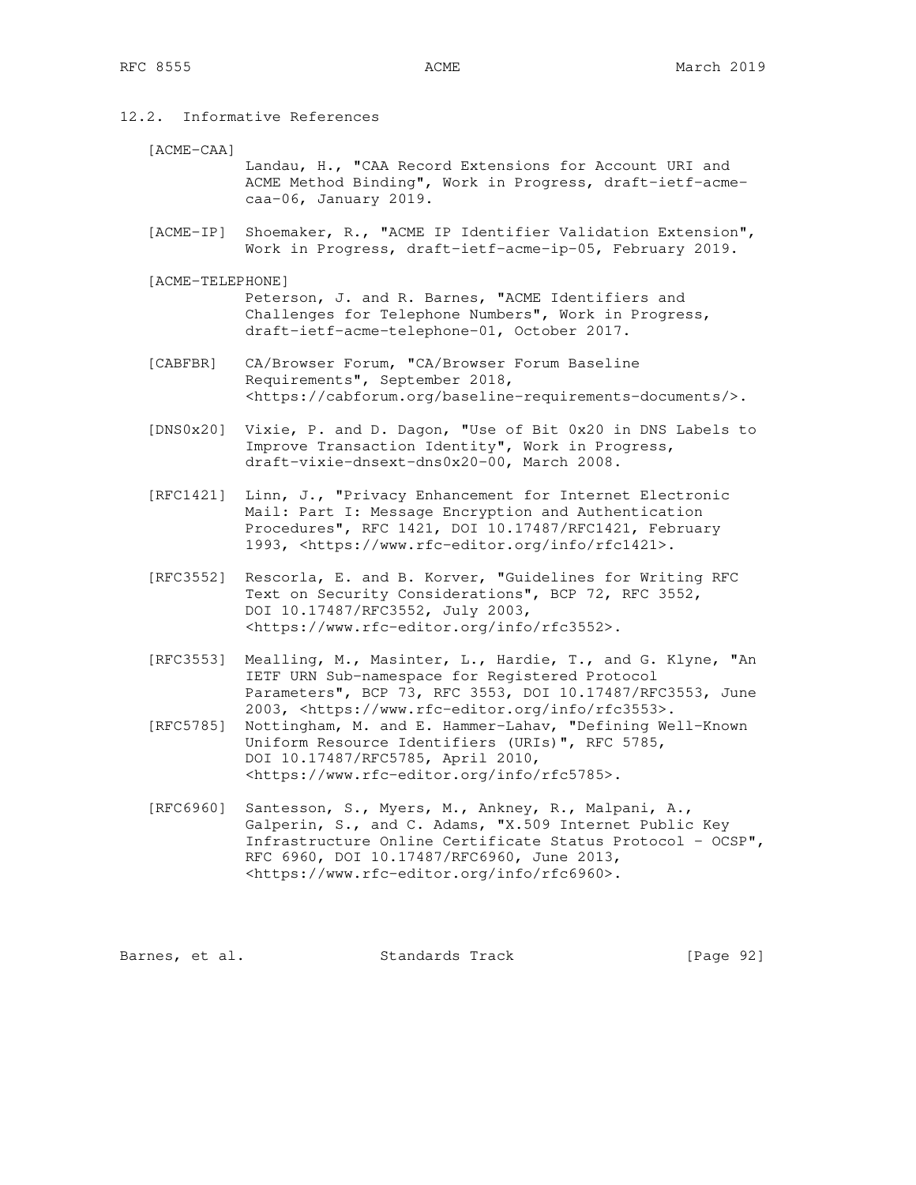### 12.2. Informative References

[ACME-CAA]
Landau, H., "CAA Record Extensions for Account URI and ACME Method Binding", Work in Progress, draft-ietf-acme-caa-06, January 2019.

[ACME-IP] Shoemaker, R., "ACME IP Identifier Validation Extension", Work in Progress, draft-ietf-acme-ip-05, February 2019.

[ACME-TELEPHONE]
Peterson, J. and R. Barnes, "ACME Identifiers and Challenges for Telephone Numbers", Work in Progress, draft-ietf-acme-telephone-01, October 2017.

[CABFBR] CA/Browser Forum, "CA/Browser Forum Baseline Requirements", September 2018, <https://cabforum.org/baseline-requirements-documents/>.

[DNS0x20] Vixie, P. and D. Dagon, "Use of Bit 0x20 in DNS Labels to Improve Transaction Identity", Work in Progress, draft-vixie-dnsext-dns0x20-00, March 2008.

[RFC1421] Linn, J., "Privacy Enhancement for Internet Electronic Mail: Part I: Message Encryption and Authentication Procedures", RFC 1421, DOI 10.17487/RFC1421, February 1993, <https://www.rfc-editor.org/info/rfc1421>.

[RFC3552] Rescorla, E. and B. Korver, "Guidelines for Writing RFC Text on Security Considerations", BCP 72, RFC 3552, DOI 10.17487/RFC3552, July 2003, <https://www.rfc-editor.org/info/rfc3552>.

[RFC3553] Mealling, M., Masinter, L., Hardie, T., and G. Klyne, "An IETF URN Sub-namespace for Registered Protocol Parameters", BCP 73, RFC 3553, DOI 10.17487/RFC3553, June 2003, <https://www.rfc-editor.org/info/rfc3553>.

[RFC5785] Nottingham, M. and E. Hammer-Lahav, "Defining Well-Known Uniform Resource Identifiers (URIs)", RFC 5785, DOI 10.17487/RFC5785, April 2010, <https://www.rfc-editor.org/info/rfc5785>.

[RFC6960] Santesson, S., Myers, M., Ankney, R., Malpani, A., Galperin, S., and C. Adams, "X.509 Internet Public Key Infrastructure Online Certificate Status Protocol - OCSP", RFC 6960, DOI 10.17487/RFC6960, June 2013, <https://www.rfc-editor.org/info/rfc6960>.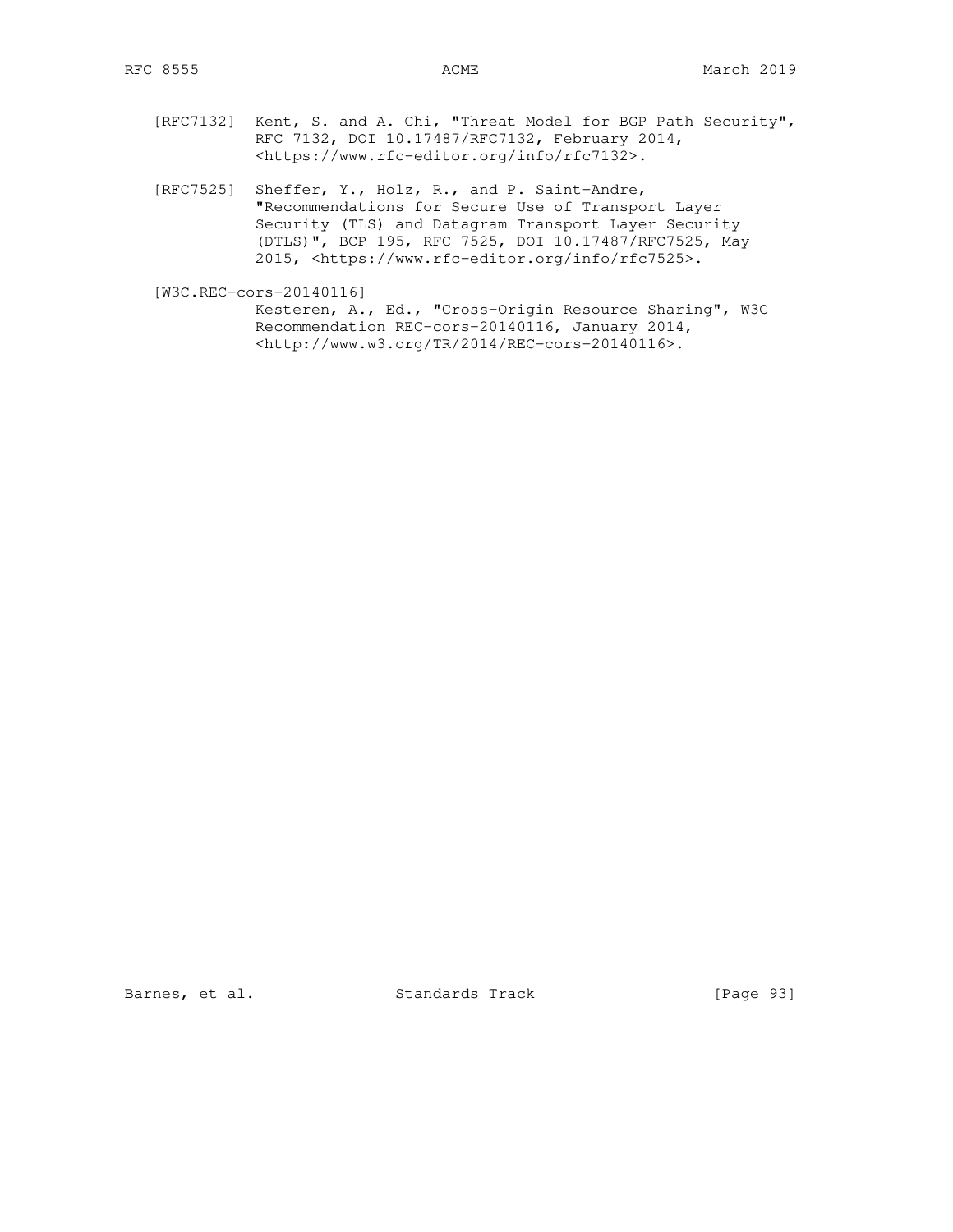[RFC7132] Kent, S. and A. Chi, "Threat Model for BGP Path Security", RFC 7132, DOI 10.17487/RFC7132, February 2014, <https://www.rfc-editor.org/info/rfc7132>.

[RFC7525] Sheffer, Y., Holz, R., and P. Saint-Andre, "Recommendations for Secure Use of Transport Layer Security (TLS) and Datagram Transport Layer Security (DTLS)", BCP 195, RFC 7525, DOI 10.17487/RFC7525, May 2015, <https://www.rfc-editor.org/info/rfc7525>.

[W3C.REC-cors-20140116]
Kesteren, A., Ed., "Cross-Origin Resource Sharing", W3C Recommendation REC-cors-20140116, January 2014, <http://www.w3.org/TR/2014/REC-cors-20140116>.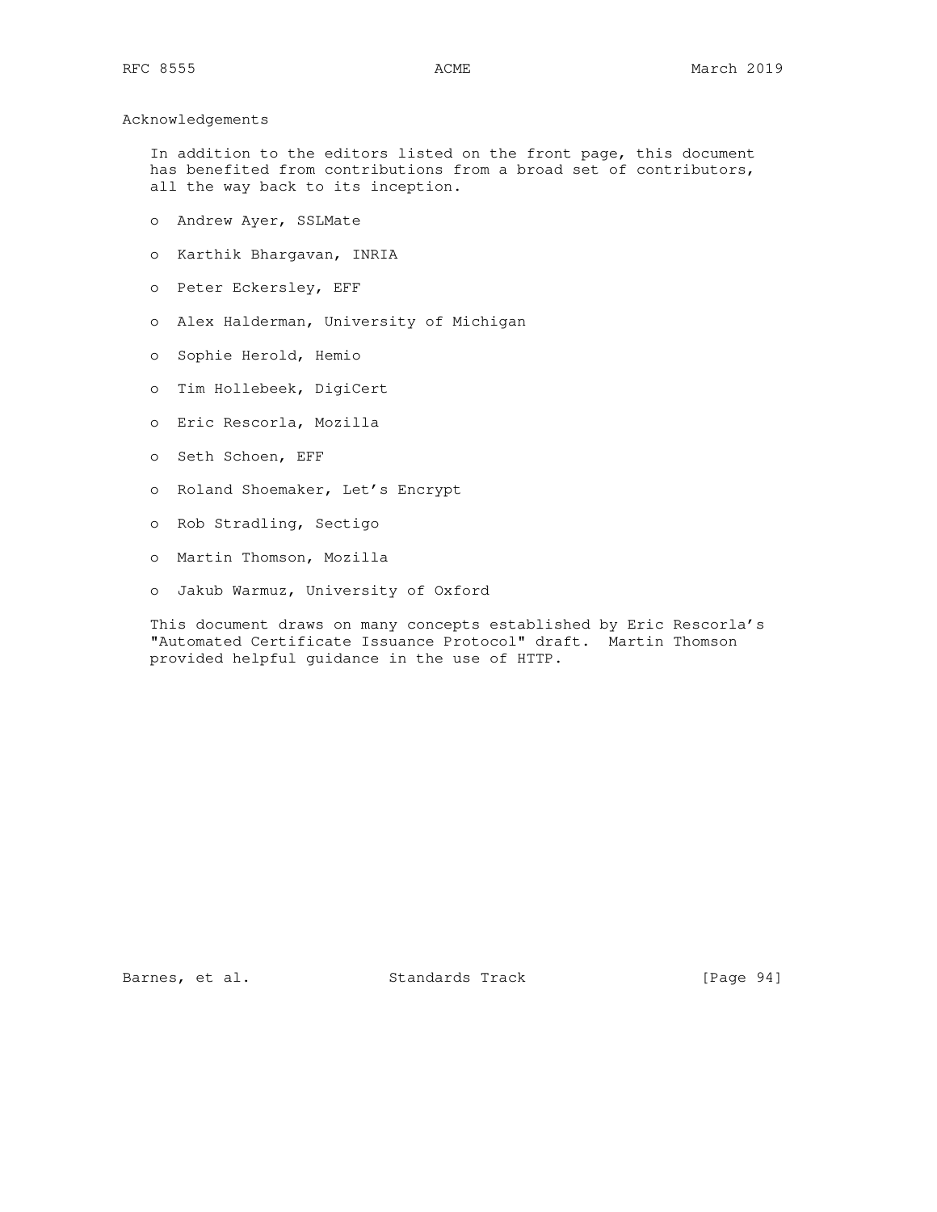## Acknowledgements

In addition to the editors listed on the front page, this document has benefited from contributions from a broad set of contributors, all the way back to its inception.

- Andrew Ayer, SSLMate
- Karthik Bhargavan, INRIA
- Peter Eckersley, EFF
- Alex Halderman, University of Michigan
- Sophie Herold, Hemio
- Tim Hollebeek, DigiCert
- Eric Rescorla, Mozilla
- Seth Schoen, EFF
- Roland Shoemaker, Let's Encrypt
- Rob Stradling, Sectigo
- Martin Thomson, Mozilla
- Jakub Warmuz, University of Oxford

This document draws on many concepts established by Eric Rescorla's "Automated Certificate Issuance Protocol" draft. Martin Thomson provided helpful guidance in the use of HTTP.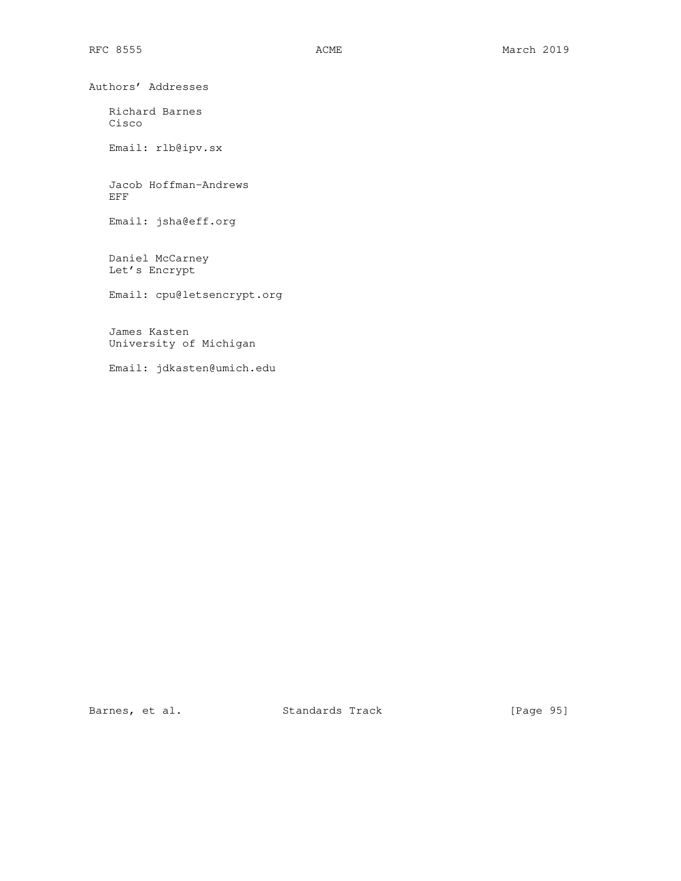## Authors' Addresses

Richard Barnes
Cisco

Email: rlb@ipv.sx

Jacob Hoffman-Andrews
EFF

Email: jsha@eff.org

Daniel McCarney
Let's Encrypt

Email: cpu@letsencrypt.org

James Kasten
University of Michigan

Email: jdkasten@umich.edu